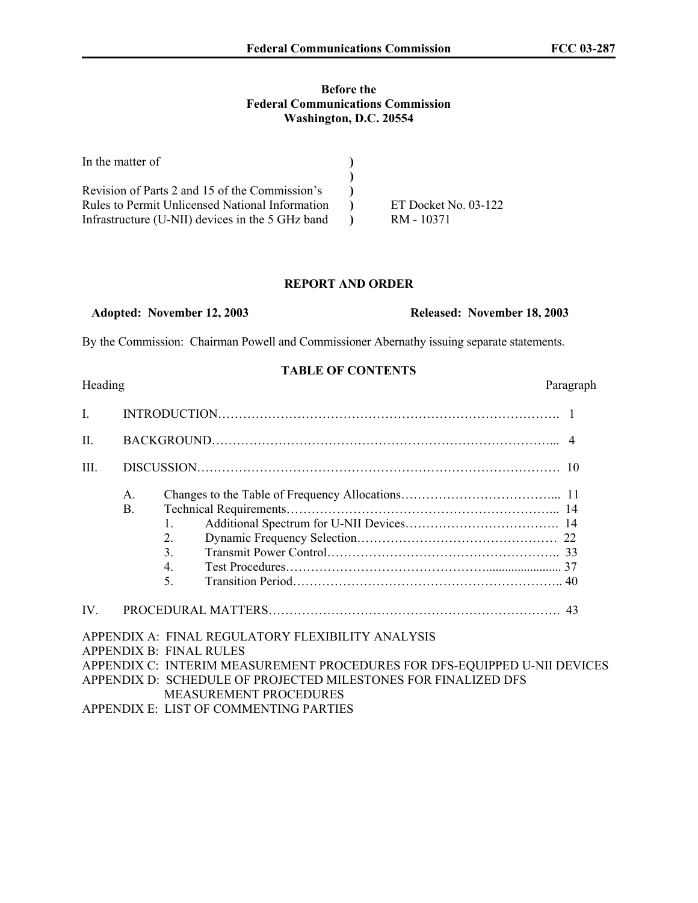**Before the**
**Federal Communications Commission**
**Washington, D.C. 20554**

| | | |
|---|---|---|
| In the matter of | ) | |
| | ) | |
| Revision of Parts 2 and 15 of the Commission's | ) | |
| Rules to Permit Unlicensed National Information | ) | ET Docket No. 03-122 |
| Infrastructure (U-NII) devices in the 5 GHz band | ) | RM - 10371 |

# REPORT AND ORDER

**Adopted: November 12, 2003** **Released: November 18, 2003**

By the Commission: Chairman Powell and Commissioner Abernathy issuing separate statements.

## TABLE OF CONTENTS

| Heading | | | Paragraph |
|---|---|---|---|
| I. | INTRODUCTION | | 1 |
| II. | BACKGROUND | | 4 |
| III. | DISCUSSION | | 10 |
| | A. | Changes to the Table of Frequency Allocations | 11 |
| | B. | Technical Requirements | 14 |
| | | 1. Additional Spectrum for U-NII Devices | 14 |
| | | 2. Dynamic Frequency Selection | 22 |
| | | 3. Transmit Power Control | 33 |
| | | 4. Test Procedures | 37 |
| | | 5. Transition Period | 40 |
| IV. | PROCEDURAL MATTERS | | 43 |

APPENDIX A: FINAL REGULATORY FLEXIBILITY ANALYSIS
APPENDIX B: FINAL RULES
APPENDIX C: INTERIM MEASUREMENT PROCEDURES FOR DFS-EQUIPPED U-NII DEVICES
APPENDIX D: SCHEDULE OF PROJECTED MILESTONES FOR FINALIZED DFS MEASUREMENT PROCEDURES
APPENDIX E: LIST OF COMMENTING PARTIES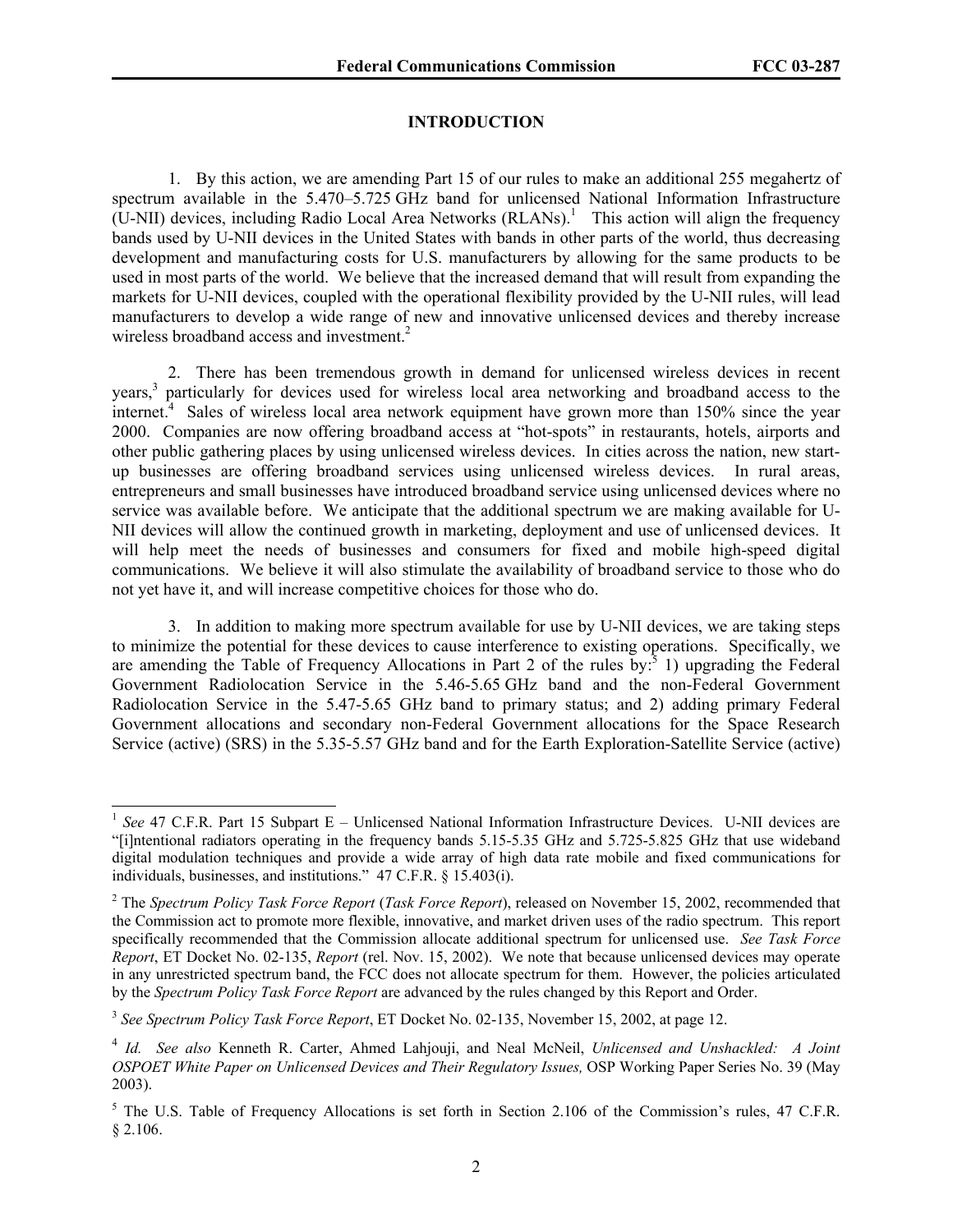## INTRODUCTION

1. By this action, we are amending Part 15 of our rules to make an additional 255 megahertz of spectrum available in the 5.470–5.725 GHz band for unlicensed National Information Infrastructure (U-NII) devices, including Radio Local Area Networks (RLANs).[1] This action will align the frequency bands used by U-NII devices in the United States with bands in other parts of the world, thus decreasing development and manufacturing costs for U.S. manufacturers by allowing for the same products to be used in most parts of the world. We believe that the increased demand that will result from expanding the markets for U-NII devices, coupled with the operational flexibility provided by the U-NII rules, will lead manufacturers to develop a wide range of new and innovative unlicensed devices and thereby increase wireless broadband access and investment.[2]

2. There has been tremendous growth in demand for unlicensed wireless devices in recent years,[3] particularly for devices used for wireless local area networking and broadband access to the internet.[4] Sales of wireless local area network equipment have grown more than 150% since the year 2000. Companies are now offering broadband access at "hot-spots" in restaurants, hotels, airports and other public gathering places by using unlicensed wireless devices. In cities across the nation, new start-up businesses are offering broadband services using unlicensed wireless devices. In rural areas, entrepreneurs and small businesses have introduced broadband service using unlicensed devices where no service was available before. We anticipate that the additional spectrum we are making available for U-NII devices will allow the continued growth in marketing, deployment and use of unlicensed devices. It will help meet the needs of businesses and consumers for fixed and mobile high-speed digital communications. We believe it will also stimulate the availability of broadband service to those who do not yet have it, and will increase competitive choices for those who do.

3. In addition to making more spectrum available for use by U-NII devices, we are taking steps to minimize the potential for these devices to cause interference to existing operations. Specifically, we are amending the Table of Frequency Allocations in Part 2 of the rules by:[5] 1) upgrading the Federal Government Radiolocation Service in the 5.46-5.65 GHz band and the non-Federal Government Radiolocation Service in the 5.47-5.65 GHz band to primary status; and 2) adding primary Federal Government allocations and secondary non-Federal Government allocations for the Space Research Service (active) (SRS) in the 5.35-5.57 GHz band and for the Earth Exploration-Satellite Service (active)

---

[1] *See* 47 C.F.R. Part 15 Subpart E – Unlicensed National Information Infrastructure Devices. U-NII devices are "[i]ntentional radiators operating in the frequency bands 5.15-5.35 GHz and 5.725-5.825 GHz that use wideband digital modulation techniques and provide a wide array of high data rate mobile and fixed communications for individuals, businesses, and institutions." 47 C.F.R. § 15.403(i).

[2] The *Spectrum Policy Task Force Report* (*Task Force Report*), released on November 15, 2002, recommended that the Commission act to promote more flexible, innovative, and market driven uses of the radio spectrum. This report specifically recommended that the Commission allocate additional spectrum for unlicensed use. *See Task Force Report*, ET Docket No. 02-135, *Report* (rel. Nov. 15, 2002). We note that because unlicensed devices may operate in any unrestricted spectrum band, the FCC does not allocate spectrum for them. However, the policies articulated by the *Spectrum Policy Task Force Report* are advanced by the rules changed by this Report and Order.

[3] *See Spectrum Policy Task Force Report*, ET Docket No. 02-135, November 15, 2002, at page 12.

[4] *Id. See also* Kenneth R. Carter, Ahmed Lahjouji, and Neal McNeil, *Unlicensed and Unshackled: A Joint OSPOET White Paper on Unlicensed Devices and Their Regulatory Issues,* OSP Working Paper Series No. 39 (May 2003).

[5] The U.S. Table of Frequency Allocations is set forth in Section 2.106 of the Commission's rules, 47 C.F.R. § 2.106.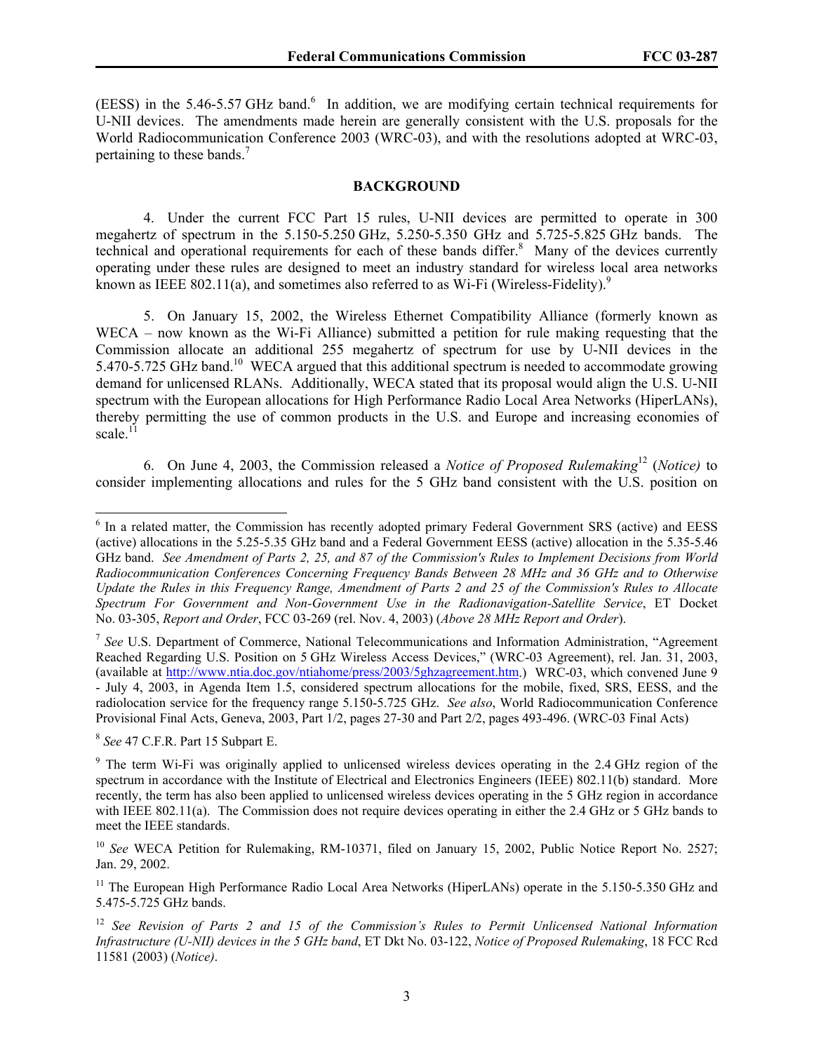(EESS) in the 5.46-5.57 GHz band.[6] In addition, we are modifying certain technical requirements for U-NII devices. The amendments made herein are generally consistent with the U.S. proposals for the World Radiocommunication Conference 2003 (WRC-03), and with the resolutions adopted at WRC-03, pertaining to these bands.[7]

## BACKGROUND

4. Under the current FCC Part 15 rules, U-NII devices are permitted to operate in 300 megahertz of spectrum in the 5.150-5.250 GHz, 5.250-5.350 GHz and 5.725-5.825 GHz bands. The technical and operational requirements for each of these bands differ.[8] Many of the devices currently operating under these rules are designed to meet an industry standard for wireless local area networks known as IEEE 802.11(a), and sometimes also referred to as Wi-Fi (Wireless-Fidelity).[9]

5. On January 15, 2002, the Wireless Ethernet Compatibility Alliance (formerly known as WECA – now known as the Wi-Fi Alliance) submitted a petition for rule making requesting that the Commission allocate an additional 255 megahertz of spectrum for use by U-NII devices in the 5.470-5.725 GHz band.[10] WECA argued that this additional spectrum is needed to accommodate growing demand for unlicensed RLANs. Additionally, WECA stated that its proposal would align the U.S. U-NII spectrum with the European allocations for High Performance Radio Local Area Networks (HiperLANs), thereby permitting the use of common products in the U.S. and Europe and increasing economies of scale.[11]

6. On June 4, 2003, the Commission released a *Notice of Proposed Rulemaking*[12] (*Notice)* to consider implementing allocations and rules for the 5 GHz band consistent with the U.S. position on

---

[6] In a related matter, the Commission has recently adopted primary Federal Government SRS (active) and EESS (active) allocations in the 5.25-5.35 GHz band and a Federal Government EESS (active) allocation in the 5.35-5.46 GHz band. *See Amendment of Parts 2, 25, and 87 of the Commission's Rules to Implement Decisions from World Radiocommunication Conferences Concerning Frequency Bands Between 28 MHz and 36 GHz and to Otherwise Update the Rules in this Frequency Range, Amendment of Parts 2 and 25 of the Commission's Rules to Allocate Spectrum For Government and Non-Government Use in the Radionavigation-Satellite Service*, ET Docket No. 03-305, *Report and Order*, FCC 03-269 (rel. Nov. 4, 2003) (*Above 28 MHz Report and Order*).

[7] *See* U.S. Department of Commerce, National Telecommunications and Information Administration, "Agreement Reached Regarding U.S. Position on 5 GHz Wireless Access Devices," (WRC-03 Agreement), rel. Jan. 31, 2003, (available at http://www.ntia.doc.gov/ntiahome/press/2003/5ghzagreement.htm.) WRC-03, which convened June 9 - July 4, 2003, in Agenda Item 1.5, considered spectrum allocations for the mobile, fixed, SRS, EESS, and the radiolocation service for the frequency range 5.150-5.725 GHz. *See also*, World Radiocommunication Conference Provisional Final Acts, Geneva, 2003, Part 1/2, pages 27-30 and Part 2/2, pages 493-496. (WRC-03 Final Acts)

[8] *See* 47 C.F.R. Part 15 Subpart E.

[9] The term Wi-Fi was originally applied to unlicensed wireless devices operating in the 2.4 GHz region of the spectrum in accordance with the Institute of Electrical and Electronics Engineers (IEEE) 802.11(b) standard. More recently, the term has also been applied to unlicensed wireless devices operating in the 5 GHz region in accordance with IEEE 802.11(a). The Commission does not require devices operating in either the 2.4 GHz or 5 GHz bands to meet the IEEE standards.

[10] *See* WECA Petition for Rulemaking, RM-10371, filed on January 15, 2002, Public Notice Report No. 2527; Jan. 29, 2002.

[11] The European High Performance Radio Local Area Networks (HiperLANs) operate in the 5.150-5.350 GHz and 5.475-5.725 GHz bands.

[12] *See Revision of Parts 2 and 15 of the Commission's Rules to Permit Unlicensed National Information Infrastructure (U-NII) devices in the 5 GHz band*, ET Dkt No. 03-122, *Notice of Proposed Rulemaking*, 18 FCC Rcd 11581 (2003) (*Notice)*.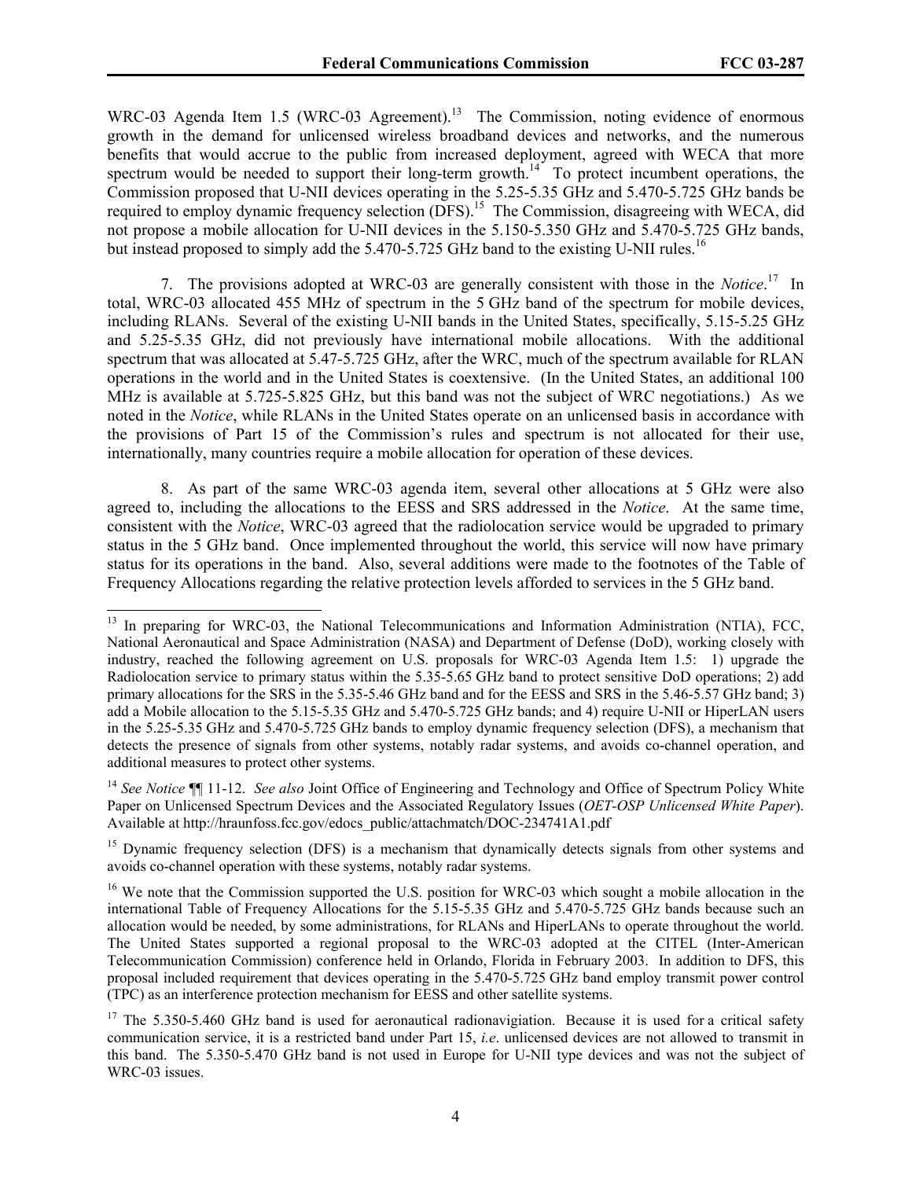WRC-03 Agenda Item 1.5 (WRC-03 Agreement).[13] The Commission, noting evidence of enormous growth in the demand for unlicensed wireless broadband devices and networks, and the numerous benefits that would accrue to the public from increased deployment, agreed with WECA that more spectrum would be needed to support their long-term growth.[14] To protect incumbent operations, the Commission proposed that U-NII devices operating in the 5.25-5.35 GHz and 5.470-5.725 GHz bands be required to employ dynamic frequency selection (DFS).[15] The Commission, disagreeing with WECA, did not propose a mobile allocation for U-NII devices in the 5.150-5.350 GHz and 5.470-5.725 GHz bands, but instead proposed to simply add the 5.470-5.725 GHz band to the existing U-NII rules.[16]

7. The provisions adopted at WRC-03 are generally consistent with those in the *Notice*.[17] In total, WRC-03 allocated 455 MHz of spectrum in the 5 GHz band of the spectrum for mobile devices, including RLANs. Several of the existing U-NII bands in the United States, specifically, 5.15-5.25 GHz and 5.25-5.35 GHz, did not previously have international mobile allocations. With the additional spectrum that was allocated at 5.47-5.725 GHz, after the WRC, much of the spectrum available for RLAN operations in the world and in the United States is coextensive. (In the United States, an additional 100 MHz is available at 5.725-5.825 GHz, but this band was not the subject of WRC negotiations.) As we noted in the *Notice*, while RLANs in the United States operate on an unlicensed basis in accordance with the provisions of Part 15 of the Commission's rules and spectrum is not allocated for their use, internationally, many countries require a mobile allocation for operation of these devices.

8. As part of the same WRC-03 agenda item, several other allocations at 5 GHz were also agreed to, including the allocations to the EESS and SRS addressed in the *Notice*. At the same time, consistent with the *Notice*, WRC-03 agreed that the radiolocation service would be upgraded to primary status in the 5 GHz band. Once implemented throughout the world, this service will now have primary status for its operations in the band. Also, several additions were made to the footnotes of the Table of Frequency Allocations regarding the relative protection levels afforded to services in the 5 GHz band.

---

[13] In preparing for WRC-03, the National Telecommunications and Information Administration (NTIA), FCC, National Aeronautical and Space Administration (NASA) and Department of Defense (DoD), working closely with industry, reached the following agreement on U.S. proposals for WRC-03 Agenda Item 1.5: 1) upgrade the Radiolocation service to primary status within the 5.35-5.65 GHz band to protect sensitive DoD operations; 2) add primary allocations for the SRS in the 5.35-5.46 GHz band and for the EESS and SRS in the 5.46-5.57 GHz band; 3) add a Mobile allocation to the 5.15-5.35 GHz and 5.470-5.725 GHz bands; and 4) require U-NII or HiperLAN users in the 5.25-5.35 GHz and 5.470-5.725 GHz bands to employ dynamic frequency selection (DFS), a mechanism that detects the presence of signals from other systems, notably radar systems, and avoids co-channel operation, and additional measures to protect other systems.

[14] *See Notice* ¶¶ 11-12. *See also* Joint Office of Engineering and Technology and Office of Spectrum Policy White Paper on Unlicensed Spectrum Devices and the Associated Regulatory Issues (*OET-OSP Unlicensed White Paper*). Available at http://hraunfoss.fcc.gov/edocs_public/attachmatch/DOC-234741A1.pdf

[15] Dynamic frequency selection (DFS) is a mechanism that dynamically detects signals from other systems and avoids co-channel operation with these systems, notably radar systems.

[16] We note that the Commission supported the U.S. position for WRC-03 which sought a mobile allocation in the international Table of Frequency Allocations for the 5.15-5.35 GHz and 5.470-5.725 GHz bands because such an allocation would be needed, by some administrations, for RLANs and HiperLANs to operate throughout the world. The United States supported a regional proposal to the WRC-03 adopted at the CITEL (Inter-American Telecommunication Commission) conference held in Orlando, Florida in February 2003. In addition to DFS, this proposal included requirement that devices operating in the 5.470-5.725 GHz band employ transmit power control (TPC) as an interference protection mechanism for EESS and other satellite systems.

[17] The 5.350-5.460 GHz band is used for aeronautical radionavigiation. Because it is used for a critical safety communication service, it is a restricted band under Part 15, *i.e*. unlicensed devices are not allowed to transmit in this band. The 5.350-5.470 GHz band is not used in Europe for U-NII type devices and was not the subject of WRC-03 issues.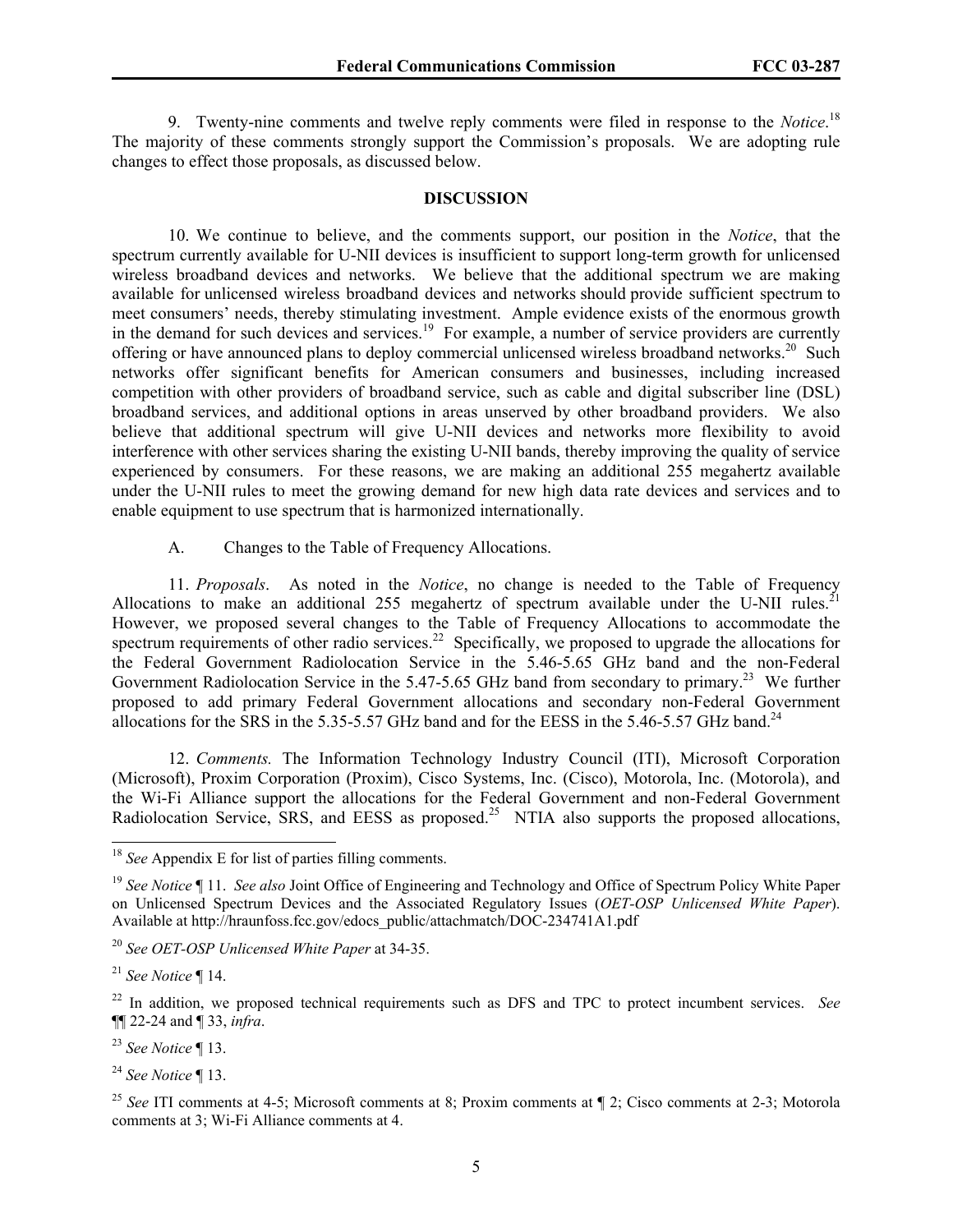9. Twenty-nine comments and twelve reply comments were filed in response to the *Notice*.[18] The majority of these comments strongly support the Commission's proposals. We are adopting rule changes to effect those proposals, as discussed below.

## DISCUSSION

10. We continue to believe, and the comments support, our position in the *Notice*, that the spectrum currently available for U-NII devices is insufficient to support long-term growth for unlicensed wireless broadband devices and networks. We believe that the additional spectrum we are making available for unlicensed wireless broadband devices and networks should provide sufficient spectrum to meet consumers' needs, thereby stimulating investment. Ample evidence exists of the enormous growth in the demand for such devices and services.[19] For example, a number of service providers are currently offering or have announced plans to deploy commercial unlicensed wireless broadband networks.[20] Such networks offer significant benefits for American consumers and businesses, including increased competition with other providers of broadband service, such as cable and digital subscriber line (DSL) broadband services, and additional options in areas unserved by other broadband providers. We also believe that additional spectrum will give U-NII devices and networks more flexibility to avoid interference with other services sharing the existing U-NII bands, thereby improving the quality of service experienced by consumers. For these reasons, we are making an additional 255 megahertz available under the U-NII rules to meet the growing demand for new high data rate devices and services and to enable equipment to use spectrum that is harmonized internationally.

### A. Changes to the Table of Frequency Allocations.

11. *Proposals*. As noted in the *Notice*, no change is needed to the Table of Frequency Allocations to make an additional 255 megahertz of spectrum available under the U-NII rules.[21] However, we proposed several changes to the Table of Frequency Allocations to accommodate the spectrum requirements of other radio services.[22] Specifically, we proposed to upgrade the allocations for the Federal Government Radiolocation Service in the 5.46-5.65 GHz band and the non-Federal Government Radiolocation Service in the 5.47-5.65 GHz band from secondary to primary.[23] We further proposed to add primary Federal Government allocations and secondary non-Federal Government allocations for the SRS in the 5.35-5.57 GHz band and for the EESS in the 5.46-5.57 GHz band.[24]

12. *Comments.* The Information Technology Industry Council (ITI), Microsoft Corporation (Microsoft), Proxim Corporation (Proxim), Cisco Systems, Inc. (Cisco), Motorola, Inc. (Motorola), and the Wi-Fi Alliance support the allocations for the Federal Government and non-Federal Government Radiolocation Service, SRS, and EESS as proposed.[25] NTIA also supports the proposed allocations,

---

[18] *See* Appendix E for list of parties filling comments.

[19] *See Notice* ¶ 11. *See also* Joint Office of Engineering and Technology and Office of Spectrum Policy White Paper on Unlicensed Spectrum Devices and the Associated Regulatory Issues (*OET-OSP Unlicensed White Paper*). Available at http://hraunfoss.fcc.gov/edocs_public/attachmatch/DOC-234741A1.pdf

[20] *See OET-OSP Unlicensed White Paper* at 34-35.

[21] *See Notice* ¶ 14.

[22] In addition, we proposed technical requirements such as DFS and TPC to protect incumbent services. *See* ¶¶ 22-24 and ¶ 33, *infra*.

[23] *See Notice* ¶ 13.

[24] *See Notice* ¶ 13.

[25] *See* ITI comments at 4-5; Microsoft comments at 8; Proxim comments at ¶ 2; Cisco comments at 2-3; Motorola comments at 3; Wi-Fi Alliance comments at 4.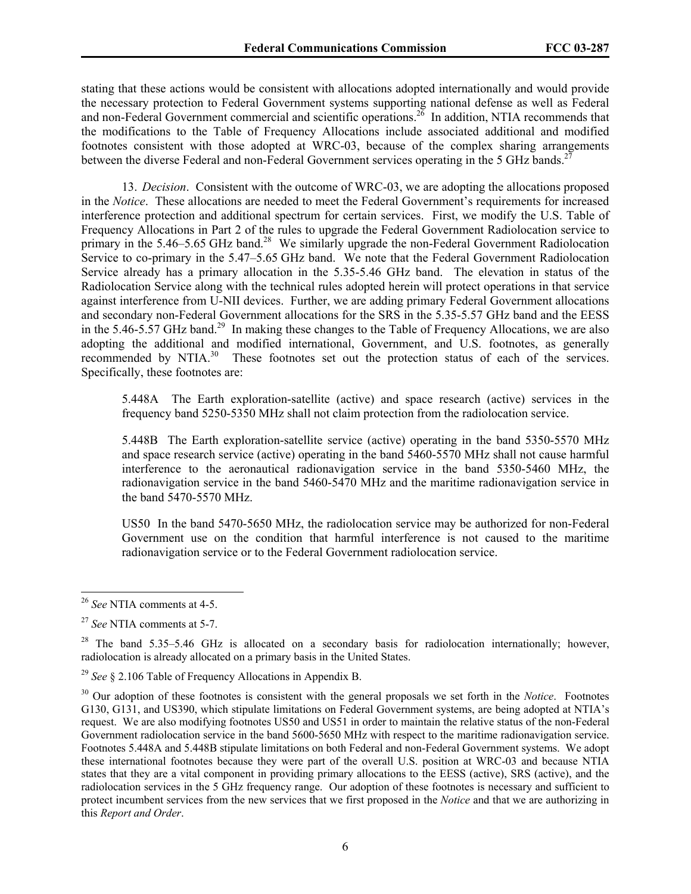stating that these actions would be consistent with allocations adopted internationally and would provide the necessary protection to Federal Government systems supporting national defense as well as Federal and non-Federal Government commercial and scientific operations.[26] In addition, NTIA recommends that the modifications to the Table of Frequency Allocations include associated additional and modified footnotes consistent with those adopted at WRC-03, because of the complex sharing arrangements between the diverse Federal and non-Federal Government services operating in the 5 GHz bands.[27]

13. *Decision*. Consistent with the outcome of WRC-03, we are adopting the allocations proposed in the *Notice*. These allocations are needed to meet the Federal Government's requirements for increased interference protection and additional spectrum for certain services. First, we modify the U.S. Table of Frequency Allocations in Part 2 of the rules to upgrade the Federal Government Radiolocation service to primary in the 5.46–5.65 GHz band.[28] We similarly upgrade the non-Federal Government Radiolocation Service to co-primary in the 5.47–5.65 GHz band. We note that the Federal Government Radiolocation Service already has a primary allocation in the 5.35-5.46 GHz band. The elevation in status of the Radiolocation Service along with the technical rules adopted herein will protect operations in that service against interference from U-NII devices. Further, we are adding primary Federal Government allocations and secondary non-Federal Government allocations for the SRS in the 5.35-5.57 GHz band and the EESS in the 5.46-5.57 GHz band.[29] In making these changes to the Table of Frequency Allocations, we are also adopting the additional and modified international, Government, and U.S. footnotes, as generally recommended by NTIA.[30] These footnotes set out the protection status of each of the services. Specifically, these footnotes are:

> 5.448A The Earth exploration-satellite (active) and space research (active) services in the frequency band 5250-5350 MHz shall not claim protection from the radiolocation service.
>
> 5.448B The Earth exploration-satellite service (active) operating in the band 5350-5570 MHz and space research service (active) operating in the band 5460-5570 MHz shall not cause harmful interference to the aeronautical radionavigation service in the band 5350-5460 MHz, the radionavigation service in the band 5460-5470 MHz and the maritime radionavigation service in the band 5470-5570 MHz.
>
> US50 In the band 5470-5650 MHz, the radiolocation service may be authorized for non-Federal Government use on the condition that harmful interference is not caused to the maritime radionavigation service or to the Federal Government radiolocation service.

---

[26] *See* NTIA comments at 4-5.

[27] *See* NTIA comments at 5-7.

[28] The band 5.35–5.46 GHz is allocated on a secondary basis for radiolocation internationally; however, radiolocation is already allocated on a primary basis in the United States.

[29] *See* § 2.106 Table of Frequency Allocations in Appendix B.

[30] Our adoption of these footnotes is consistent with the general proposals we set forth in the *Notice*. Footnotes G130, G131, and US390, which stipulate limitations on Federal Government systems, are being adopted at NTIA's request. We are also modifying footnotes US50 and US51 in order to maintain the relative status of the non-Federal Government radiolocation service in the band 5600-5650 MHz with respect to the maritime radionavigation service. Footnotes 5.448A and 5.448B stipulate limitations on both Federal and non-Federal Government systems. We adopt these international footnotes because they were part of the overall U.S. position at WRC-03 and because NTIA states that they are a vital component in providing primary allocations to the EESS (active), SRS (active), and the radiolocation services in the 5 GHz frequency range. Our adoption of these footnotes is necessary and sufficient to protect incumbent services from the new services that we first proposed in the *Notice* and that we are authorizing in this *Report and Order*.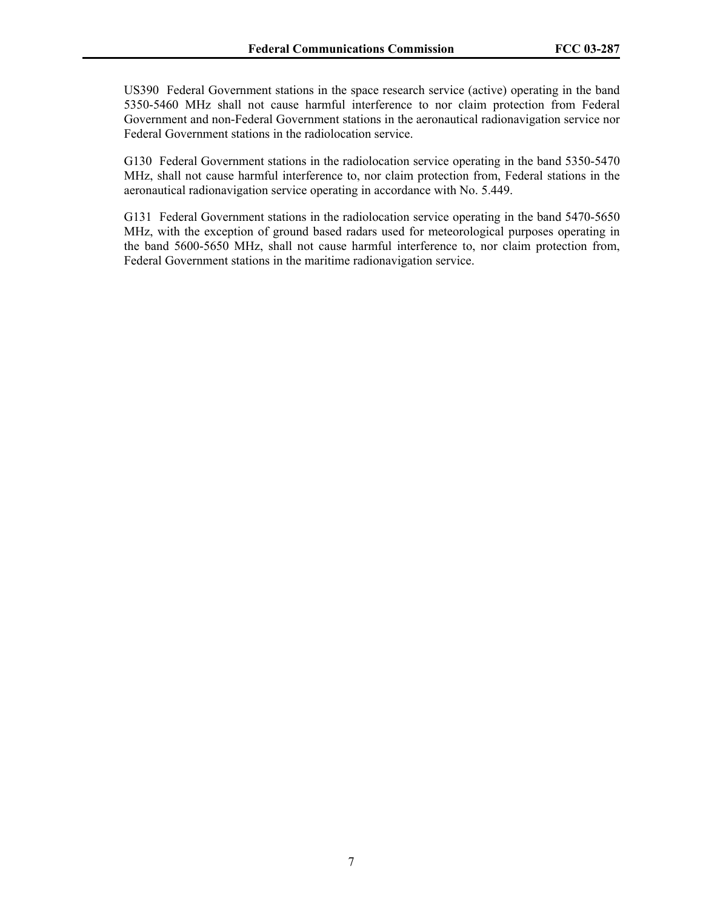US390 Federal Government stations in the space research service (active) operating in the band 5350-5460 MHz shall not cause harmful interference to nor claim protection from Federal Government and non-Federal Government stations in the aeronautical radionavigation service nor Federal Government stations in the radiolocation service.

G130 Federal Government stations in the radiolocation service operating in the band 5350-5470 MHz, shall not cause harmful interference to, nor claim protection from, Federal stations in the aeronautical radionavigation service operating in accordance with No. 5.449.

G131 Federal Government stations in the radiolocation service operating in the band 5470-5650 MHz, with the exception of ground based radars used for meteorological purposes operating in the band 5600-5650 MHz, shall not cause harmful interference to, nor claim protection from, Federal Government stations in the maritime radionavigation service.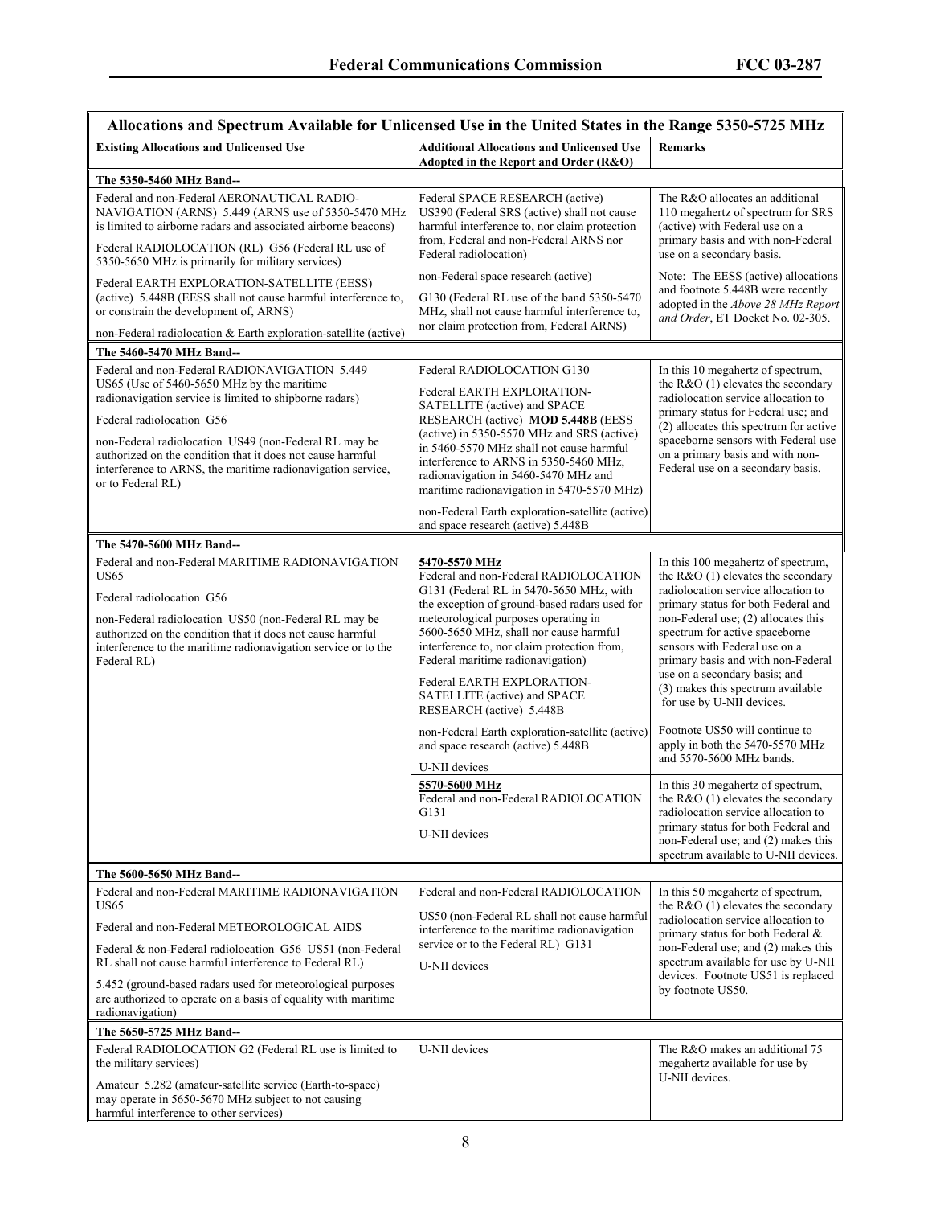| Allocations and Spectrum Available for Unlicensed Use in the United States in the Range 5350-5725 MHz | | |
|---|---|---|
| **Existing Allocations and Unlicensed Use** | **Additional Allocations and Unlicensed Use Adopted in the Report and Order (R&O)** | **Remarks** |
| **The 5350-5460 MHz Band--** | | |
| Federal and non-Federal AERONAUTICAL RADIO-NAVIGATION (ARNS) 5.449 (ARNS use of 5350-5470 MHz is limited to airborne radars and associated airborne beacons)<br><br>Federal RADIOLOCATION (RL) G56 (Federal RL use of 5350-5650 MHz is primarily for military services)<br><br>Federal EARTH EXPLORATION-SATELLITE (EESS) (active) 5.448B (EESS shall not cause harmful interference to, or constrain the development of, ARNS)<br><br>non-Federal radiolocation & Earth exploration-satellite (active) | Federal SPACE RESEARCH (active) US390 (Federal SRS (active) shall not cause harmful interference to, nor claim protection from, Federal and non-Federal ARNS nor Federal radiolocation)<br><br>non-Federal space research (active)<br><br>G130 (Federal RL use of the band 5350-5470 MHz, shall not cause harmful interference to, nor claim protection from, Federal ARNS) | The R&O allocates an additional 110 megahertz of spectrum for SRS (active) with Federal use on a primary basis and with non-Federal use on a secondary basis.<br><br>Note: The EESS (active) allocations and footnote 5.448B were recently adopted in the *Above 28 MHz Report and Order*, ET Docket No. 02-305. |
| **The 5460-5470 MHz Band--** | | |
| Federal and non-Federal RADIONAVIGATION 5.449 US65 (Use of 5460-5650 MHz by the maritime radionavigation service is limited to shipborne radars)<br><br>Federal radiolocation G56<br><br>non-Federal radiolocation US49 (non-Federal RL may be authorized on the condition that it does not cause harmful interference to ARNS, the maritime radionavigation service, or to Federal RL) | Federal RADIOLOCATION G130<br><br>Federal EARTH EXPLORATION-SATELLITE (active) and SPACE RESEARCH (active) **MOD 5.448B** (EESS (active) in 5350-5570 MHz and SRS (active) in 5460-5570 MHz shall not cause harmful interference to ARNS in 5350-5460 MHz, radionavigation in 5460-5470 MHz and maritime radionavigation in 5470-5570 MHz)<br><br>non-Federal Earth exploration-satellite (active) and space research (active) 5.448B | In this 10 megahertz of spectrum, the R&O (1) elevates the secondary radiolocation service allocation to primary status for Federal use; and (2) allocates this spectrum for active spaceborne sensors with Federal use on a primary basis and with non-Federal use on a secondary basis. |
| **The 5470-5600 MHz Band--** | | |
| Federal and non-Federal MARITIME RADIONAVIGATION US65<br><br>Federal radiolocation G56<br><br>non-Federal radiolocation US50 (non-Federal RL may be authorized on the condition that it does not cause harmful interference to the maritime radionavigation service or to the Federal RL) | <u>**5470-5570 MHz**</u><br>Federal and non-Federal RADIOLOCATION G131 (Federal RL in 5470-5650 MHz, with the exception of ground-based radars used for meteorological purposes operating in 5600-5650 MHz, shall not cause harmful interference to, nor claim protection from, Federal maritime radionavigation)<br><br>Federal EARTH EXPLORATION-SATELLITE (active) and SPACE RESEARCH (active) 5.448B<br><br>non-Federal Earth exploration-satellite (active) and space research (active) 5.448B<br><br>U-NII devices | In this 100 megahertz of spectrum, the R&O (1) elevates the secondary radiolocation service allocation to primary status for both Federal and non-Federal use; (2) allocates this spectrum for active spaceborne sensors with Federal use on a primary basis and with non-Federal use on a secondary basis; and (3) makes this spectrum available for use by U-NII devices.<br><br>Footnote US50 will continue to apply in both the 5470-5570 MHz and 5570-5600 MHz bands. |
| | <u>**5570-5600 MHz**</u><br>Federal and non-Federal RADIOLOCATION G131<br><br>U-NII devices | In this 30 megahertz of spectrum, the R&O (1) elevates the secondary radiolocation service allocation to primary status for both Federal and non-Federal use; and (2) makes this spectrum available to U-NII devices. |
| **The 5600-5650 MHz Band--** | | |
| Federal and non-Federal MARITIME RADIONAVIGATION US65<br><br>Federal and non-Federal METEOROLOGICAL AIDS<br><br>Federal & non-Federal radiolocation G56 US51 (non-Federal RL shall not cause harmful interference to Federal RL)<br><br>5.452 (ground-based radars used for meteorological purposes are authorized to operate on a basis of equality with maritime radionavigation) | Federal and non-Federal RADIOLOCATION<br><br>US50 (non-Federal RL shall not cause harmful interference to the maritime radionavigation service or to the Federal RL) G131<br><br>U-NII devices | In this 50 megahertz of spectrum, the R&O (1) elevates the secondary radiolocation service allocation to primary status for both Federal & non-Federal use; and (2) makes this spectrum available for use by U-NII devices. Footnote US51 is replaced by footnote US50. |
| **The 5650-5725 MHz Band--** | | |
| Federal RADIOLOCATION G2 (Federal RL use is limited to the military services)<br><br>Amateur 5.282 (amateur-satellite service (Earth-to-space) may operate in 5650-5670 MHz subject to not causing harmful interference to other services) | U-NII devices | The R&O makes an additional 75 megahertz available for use by U-NII devices. |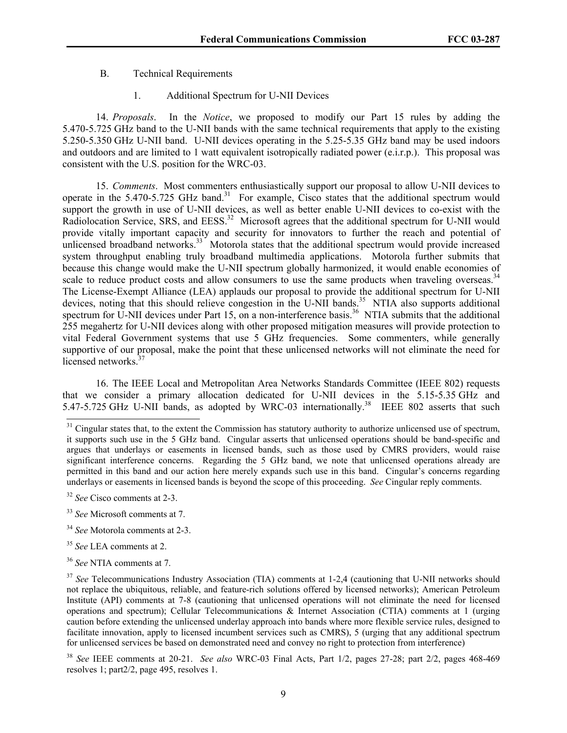B. Technical Requirements

1. Additional Spectrum for U-NII Devices

14. *Proposals*. In the *Notice*, we proposed to modify our Part 15 rules by adding the 5.470-5.725 GHz band to the U-NII bands with the same technical requirements that apply to the existing 5.250-5.350 GHz U-NII band. U-NII devices operating in the 5.25-5.35 GHz band may be used indoors and outdoors and are limited to 1 watt equivalent isotropically radiated power (e.i.r.p.). This proposal was consistent with the U.S. position for the WRC-03.

15. *Comments*. Most commenters enthusiastically support our proposal to allow U-NII devices to operate in the 5.470-5.725 GHz band.[31] For example, Cisco states that the additional spectrum would support the growth in use of U-NII devices, as well as better enable U-NII devices to co-exist with the Radiolocation Service, SRS, and EESS.[32] Microsoft agrees that the additional spectrum for U-NII would provide vitally important capacity and security for innovators to further the reach and potential of unlicensed broadband networks.[33] Motorola states that the additional spectrum would provide increased system throughput enabling truly broadband multimedia applications. Motorola further submits that because this change would make the U-NII spectrum globally harmonized, it would enable economies of scale to reduce product costs and allow consumers to use the same products when traveling overseas.[34] The License-Exempt Alliance (LEA) applauds our proposal to provide the additional spectrum for U-NII devices, noting that this should relieve congestion in the U-NII bands.[35] NTIA also supports additional spectrum for U-NII devices under Part 15, on a non-interference basis.[36] NTIA submits that the additional 255 megahertz for U-NII devices along with other proposed mitigation measures will provide protection to vital Federal Government systems that use 5 GHz frequencies. Some commenters, while generally supportive of our proposal, make the point that these unlicensed networks will not eliminate the need for licensed networks.[37]

16. The IEEE Local and Metropolitan Area Networks Standards Committee (IEEE 802) requests that we consider a primary allocation dedicated for U-NII devices in the 5.15-5.35 GHz and 5.47-5.725 GHz U-NII bands, as adopted by WRC-03 internationally.[38] IEEE 802 asserts that such

---

[31] Cingular states that, to the extent the Commission has statutory authority to authorize unlicensed use of spectrum, it supports such use in the 5 GHz band. Cingular asserts that unlicensed operations should be band-specific and argues that underlays or easements in licensed bands, such as those used by CMRS providers, would raise significant interference concerns. Regarding the 5 GHz band, we note that unlicensed operations already are permitted in this band and our action here merely expands such use in this band. Cingular's concerns regarding underlays or easements in licensed bands is beyond the scope of this proceeding. *See* Cingular reply comments.

[32] *See* Cisco comments at 2-3.

[33] *See* Microsoft comments at 7.

[34] *See* Motorola comments at 2-3.

[35] *See* LEA comments at 2.

[36] *See* NTIA comments at 7.

[37] *See* Telecommunications Industry Association (TIA) comments at 1-2,4 (cautioning that U-NII networks should not replace the ubiquitous, reliable, and feature-rich solutions offered by licensed networks); American Petroleum Institute (API) comments at 7-8 (cautioning that unlicensed operations will not eliminate the need for licensed operations and spectrum); Cellular Telecommunications & Internet Association (CTIA) comments at 1 (urging caution before extending the unlicensed underlay approach into bands where more flexible service rules, designed to facilitate innovation, apply to licensed incumbent services such as CMRS), 5 (urging that any additional spectrum for unlicensed services be based on demonstrated need and convey no right to protection from interference)

[38] *See* IEEE comments at 20-21. *See also* WRC-03 Final Acts, Part 1/2, pages 27-28; part 2/2, pages 468-469 resolves 1; part2/2, page 495, resolves 1.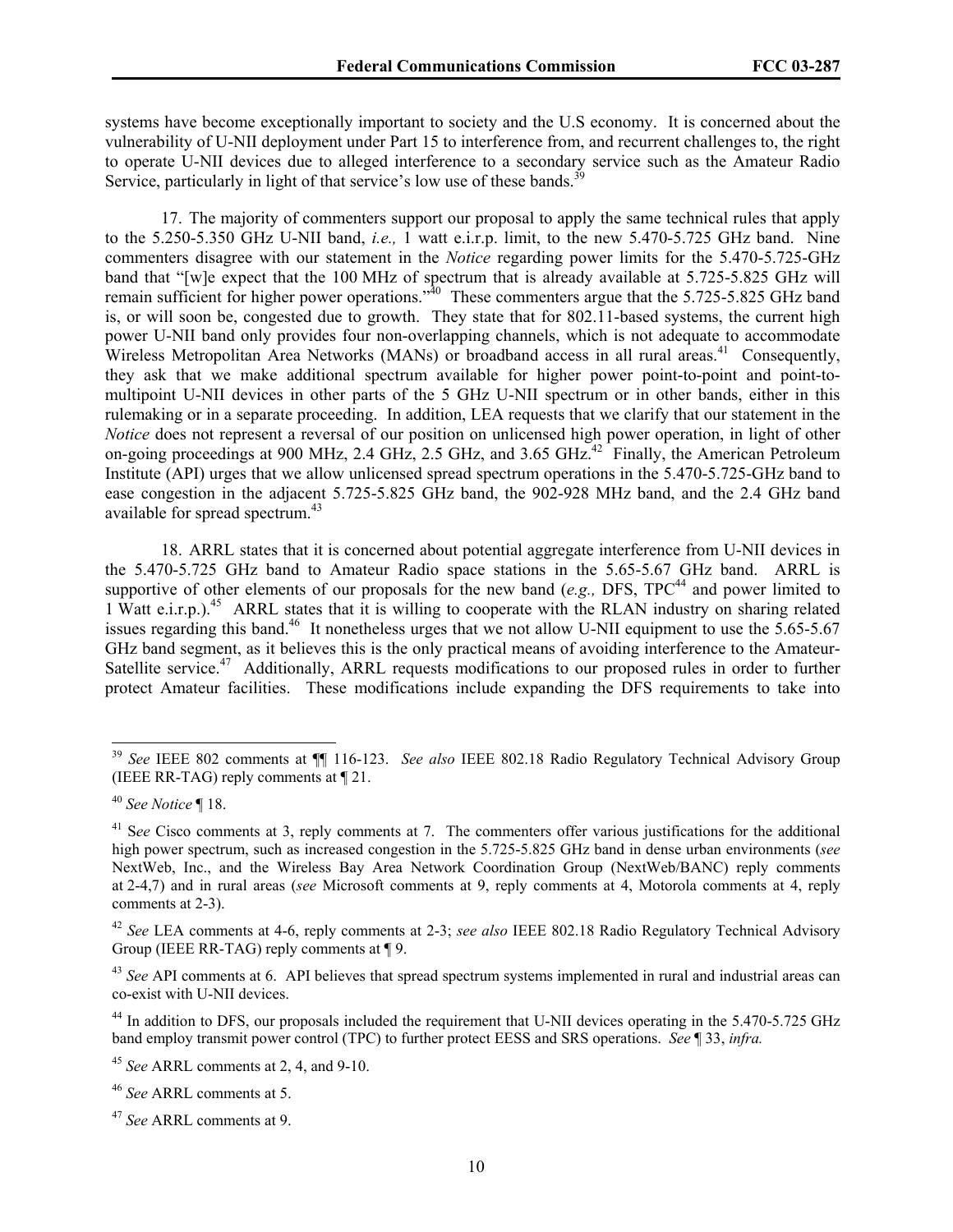systems have become exceptionally important to society and the U.S economy. It is concerned about the vulnerability of U-NII deployment under Part 15 to interference from, and recurrent challenges to, the right to operate U-NII devices due to alleged interference to a secondary service such as the Amateur Radio Service, particularly in light of that service's low use of these bands.[39]

17. The majority of commenters support our proposal to apply the same technical rules that apply to the 5.250-5.350 GHz U-NII band, *i.e.,* 1 watt e.i.r.p. limit, to the new 5.470-5.725 GHz band. Nine commenters disagree with our statement in the *Notice* regarding power limits for the 5.470-5.725-GHz band that "[w]e expect that the 100 MHz of spectrum that is already available at 5.725-5.825 GHz will remain sufficient for higher power operations."[40] These commenters argue that the 5.725-5.825 GHz band is, or will soon be, congested due to growth. They state that for 802.11-based systems, the current high power U-NII band only provides four non-overlapping channels, which is not adequate to accommodate Wireless Metropolitan Area Networks (MANs) or broadband access in all rural areas.[41] Consequently, they ask that we make additional spectrum available for higher power point-to-point and point-to-multipoint U-NII devices in other parts of the 5 GHz U-NII spectrum or in other bands, either in this rulemaking or in a separate proceeding. In addition, LEA requests that we clarify that our statement in the *Notice* does not represent a reversal of our position on unlicensed high power operation, in light of other on-going proceedings at 900 MHz, 2.4 GHz, 2.5 GHz, and 3.65 GHz.[42] Finally, the American Petroleum Institute (API) urges that we allow unlicensed spread spectrum operations in the 5.470-5.725-GHz band to ease congestion in the adjacent 5.725-5.825 GHz band, the 902-928 MHz band, and the 2.4 GHz band available for spread spectrum.[43]

18. ARRL states that it is concerned about potential aggregate interference from U-NII devices in the 5.470-5.725 GHz band to Amateur Radio space stations in the 5.65-5.67 GHz band. ARRL is supportive of other elements of our proposals for the new band (*e.g.,* DFS, TPC[44] and power limited to 1 Watt e.i.r.p.).[45] ARRL states that it is willing to cooperate with the RLAN industry on sharing related issues regarding this band.[46] It nonetheless urges that we not allow U-NII equipment to use the 5.65-5.67 GHz band segment, as it believes this is the only practical means of avoiding interference to the Amateur-Satellite service.[47] Additionally, ARRL requests modifications to our proposed rules in order to further protect Amateur facilities. These modifications include expanding the DFS requirements to take into

---

[39] *See* IEEE 802 comments at ¶¶ 116-123. *See also* IEEE 802.18 Radio Regulatory Technical Advisory Group (IEEE RR-TAG) reply comments at ¶ 21.

[40] *See Notice* ¶ 18.

[41] S*ee* Cisco comments at 3, reply comments at 7. The commenters offer various justifications for the additional high power spectrum, such as increased congestion in the 5.725-5.825 GHz band in dense urban environments (*see* NextWeb, Inc., and the Wireless Bay Area Network Coordination Group (NextWeb/BANC) reply comments at 2-4,7) and in rural areas (*see* Microsoft comments at 9, reply comments at 4, Motorola comments at 4, reply comments at 2-3).

[42] *See* LEA comments at 4-6, reply comments at 2-3; *see also* IEEE 802.18 Radio Regulatory Technical Advisory Group (IEEE RR-TAG) reply comments at ¶ 9.

[43] *See* API comments at 6. API believes that spread spectrum systems implemented in rural and industrial areas can co-exist with U-NII devices.

[44] In addition to DFS, our proposals included the requirement that U-NII devices operating in the 5.470-5.725 GHz band employ transmit power control (TPC) to further protect EESS and SRS operations. *See* ¶ 33, *infra.*

[45] *See* ARRL comments at 2, 4, and 9-10.

[46] *See* ARRL comments at 5.

[47] *See* ARRL comments at 9.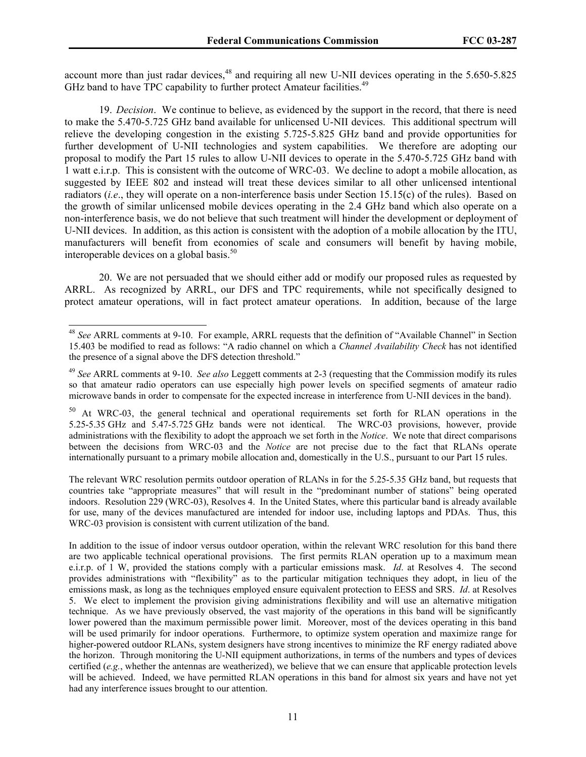account more than just radar devices,[48] and requiring all new U-NII devices operating in the 5.650-5.825 GHz band to have TPC capability to further protect Amateur facilities.[49]

19. *Decision*. We continue to believe, as evidenced by the support in the record, that there is need to make the 5.470-5.725 GHz band available for unlicensed U-NII devices. This additional spectrum will relieve the developing congestion in the existing 5.725-5.825 GHz band and provide opportunities for further development of U-NII technologies and system capabilities. We therefore are adopting our proposal to modify the Part 15 rules to allow U-NII devices to operate in the 5.470-5.725 GHz band with 1 watt e.i.r.p. This is consistent with the outcome of WRC-03. We decline to adopt a mobile allocation, as suggested by IEEE 802 and instead will treat these devices similar to all other unlicensed intentional radiators (*i.e*., they will operate on a non-interference basis under Section 15.15(c) of the rules). Based on the growth of similar unlicensed mobile devices operating in the 2.4 GHz band which also operate on a non-interference basis, we do not believe that such treatment will hinder the development or deployment of U-NII devices. In addition, as this action is consistent with the adoption of a mobile allocation by the ITU, manufacturers will benefit from economies of scale and consumers will benefit by having mobile, interoperable devices on a global basis.[50]

20. We are not persuaded that we should either add or modify our proposed rules as requested by ARRL. As recognized by ARRL, our DFS and TPC requirements, while not specifically designed to protect amateur operations, will in fact protect amateur operations. In addition, because of the large

---

[48] *See* ARRL comments at 9-10. For example, ARRL requests that the definition of "Available Channel" in Section 15.403 be modified to read as follows: "A radio channel on which a *Channel Availability Check* has not identified the presence of a signal above the DFS detection threshold."

[49] *See* ARRL comments at 9-10. *See also* Leggett comments at 2-3 (requesting that the Commission modify its rules so that amateur radio operators can use especially high power levels on specified segments of amateur radio microwave bands in order to compensate for the expected increase in interference from U-NII devices in the band).

[50] At WRC-03, the general technical and operational requirements set forth for RLAN operations in the 5.25-5.35 GHz and 5.47-5.725 GHz bands were not identical. The WRC-03 provisions, however, provide administrations with the flexibility to adopt the approach we set forth in the *Notice*. We note that direct comparisons between the decisions from WRC-03 and the *Notice* are not precise due to the fact that RLANs operate internationally pursuant to a primary mobile allocation and, domestically in the U.S., pursuant to our Part 15 rules.

The relevant WRC resolution permits outdoor operation of RLANs in for the 5.25-5.35 GHz band, but requests that countries take "appropriate measures" that will result in the "predominant number of stations" being operated indoors. Resolution 229 (WRC-03), Resolves 4. In the United States, where this particular band is already available for use, many of the devices manufactured are intended for indoor use, including laptops and PDAs. Thus, this WRC-03 provision is consistent with current utilization of the band.

In addition to the issue of indoor versus outdoor operation, within the relevant WRC resolution for this band there are two applicable technical operational provisions. The first permits RLAN operation up to a maximum mean e.i.r.p. of 1 W, provided the stations comply with a particular emissions mask. *Id*. at Resolves 4. The second provides administrations with "flexibility" as to the particular mitigation techniques they adopt, in lieu of the emissions mask, as long as the techniques employed ensure equivalent protection to EESS and SRS. *Id*. at Resolves 5. We elect to implement the provision giving administrations flexibility and will use an alternative mitigation technique. As we have previously observed, the vast majority of the operations in this band will be significantly lower powered than the maximum permissible power limit. Moreover, most of the devices operating in this band will be used primarily for indoor operations. Furthermore, to optimize system operation and maximize range for higher-powered outdoor RLANs, system designers have strong incentives to minimize the RF energy radiated above the horizon. Through monitoring the U-NII equipment authorizations, in terms of the numbers and types of devices certified (*e.g.*, whether the antennas are weatherized), we believe that we can ensure that applicable protection levels will be achieved. Indeed, we have permitted RLAN operations in this band for almost six years and have not yet had any interference issues brought to our attention.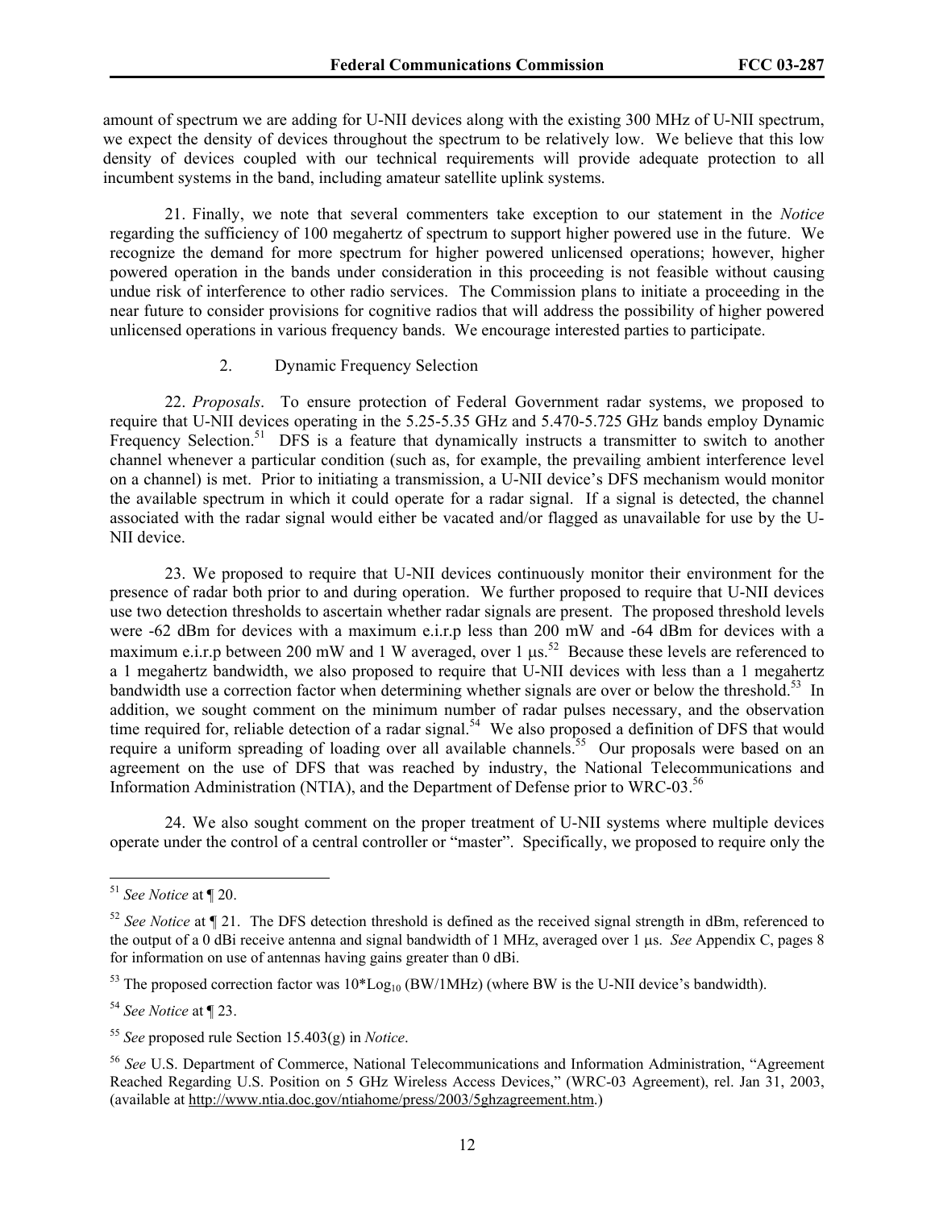amount of spectrum we are adding for U-NII devices along with the existing 300 MHz of U-NII spectrum, we expect the density of devices throughout the spectrum to be relatively low. We believe that this low density of devices coupled with our technical requirements will provide adequate protection to all incumbent systems in the band, including amateur satellite uplink systems.

21. Finally, we note that several commenters take exception to our statement in the *Notice* regarding the sufficiency of 100 megahertz of spectrum to support higher powered use in the future. We recognize the demand for more spectrum for higher powered unlicensed operations; however, higher powered operation in the bands under consideration in this proceeding is not feasible without causing undue risk of interference to other radio services. The Commission plans to initiate a proceeding in the near future to consider provisions for cognitive radios that will address the possibility of higher powered unlicensed operations in various frequency bands. We encourage interested parties to participate.

### 2. Dynamic Frequency Selection

22. *Proposals*. To ensure protection of Federal Government radar systems, we proposed to require that U-NII devices operating in the 5.25-5.35 GHz and 5.470-5.725 GHz bands employ Dynamic Frequency Selection.[51] DFS is a feature that dynamically instructs a transmitter to switch to another channel whenever a particular condition (such as, for example, the prevailing ambient interference level on a channel) is met. Prior to initiating a transmission, a U-NII device's DFS mechanism would monitor the available spectrum in which it could operate for a radar signal. If a signal is detected, the channel associated with the radar signal would either be vacated and/or flagged as unavailable for use by the U-NII device.

23. We proposed to require that U-NII devices continuously monitor their environment for the presence of radar both prior to and during operation. We further proposed to require that U-NII devices use two detection thresholds to ascertain whether radar signals are present. The proposed threshold levels were -62 dBm for devices with a maximum e.i.r.p less than 200 mW and -64 dBm for devices with a maximum e.i.r.p between 200 mW and 1 W averaged, over 1 μs.[52] Because these levels are referenced to a 1 megahertz bandwidth, we also proposed to require that U-NII devices with less than a 1 megahertz bandwidth use a correction factor when determining whether signals are over or below the threshold.[53] In addition, we sought comment on the minimum number of radar pulses necessary, and the observation time required for, reliable detection of a radar signal.[54] We also proposed a definition of DFS that would require a uniform spreading of loading over all available channels.[55] Our proposals were based on an agreement on the use of DFS that was reached by industry, the National Telecommunications and Information Administration (NTIA), and the Department of Defense prior to WRC-03.[56]

24. We also sought comment on the proper treatment of U-NII systems where multiple devices operate under the control of a central controller or "master". Specifically, we proposed to require only the

---

[51] *See Notice* at ¶ 20.

[52] *See Notice* at ¶ 21. The DFS detection threshold is defined as the received signal strength in dBm, referenced to the output of a 0 dBi receive antenna and signal bandwidth of 1 MHz, averaged over 1 μs. *See* Appendix C, pages 8 for information on use of antennas having gains greater than 0 dBi.

[53] The proposed correction factor was $10*\text{Log}_{10}(\text{BW}/1\text{MHz})$ (where BW is the U-NII device's bandwidth).

[54] *See Notice* at ¶ 23.

[55] *See* proposed rule Section 15.403(g) in *Notice*.

[56] *See* U.S. Department of Commerce, National Telecommunications and Information Administration, "Agreement Reached Regarding U.S. Position on 5 GHz Wireless Access Devices," (WRC-03 Agreement), rel. Jan 31, 2003, (available at http://www.ntia.doc.gov/ntiahome/press/2003/5ghzagreement.htm.)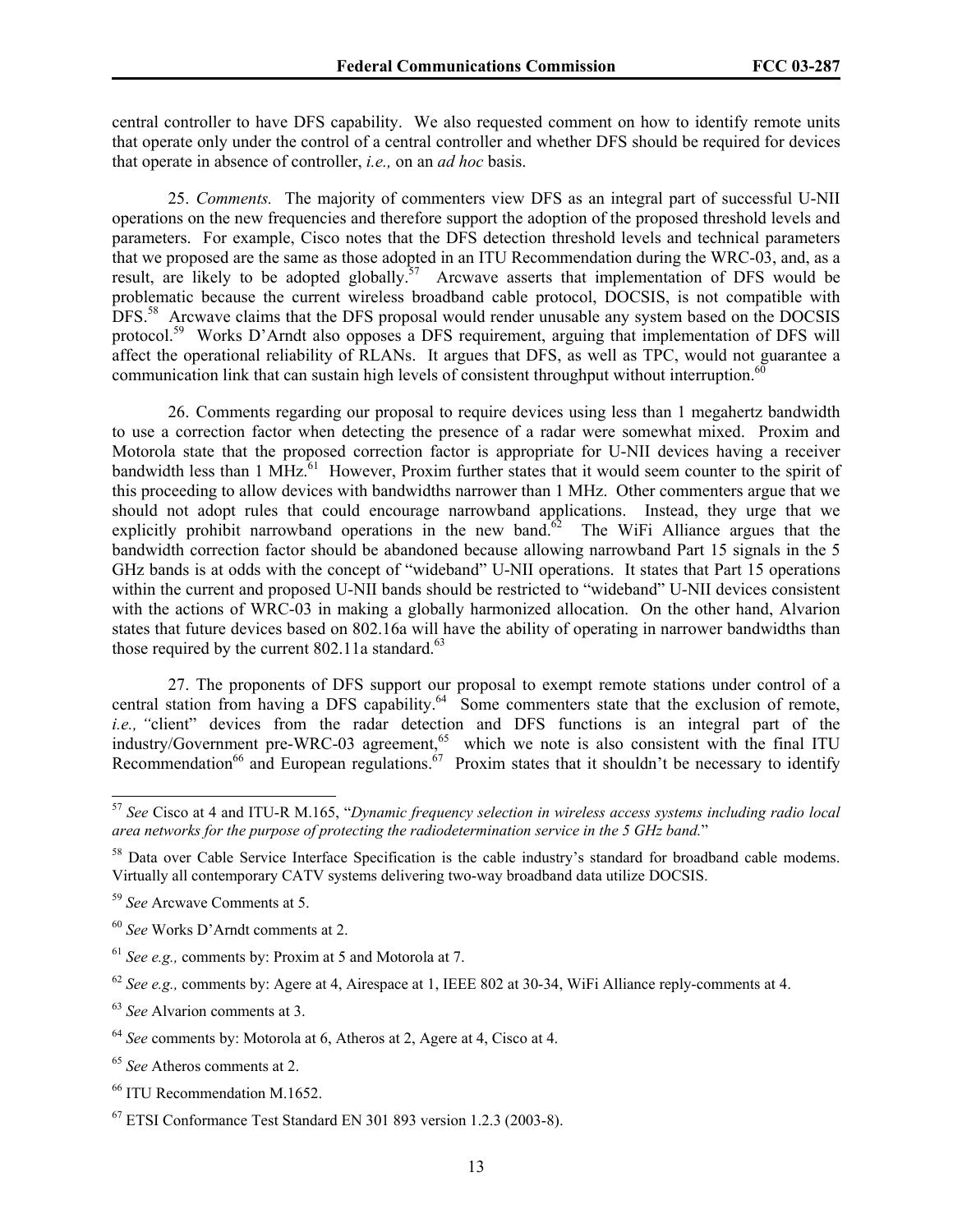central controller to have DFS capability. We also requested comment on how to identify remote units that operate only under the control of a central controller and whether DFS should be required for devices that operate in absence of controller, *i.e.,* on an *ad hoc* basis.

25. *Comments.* The majority of commenters view DFS as an integral part of successful U-NII operations on the new frequencies and therefore support the adoption of the proposed threshold levels and parameters. For example, Cisco notes that the DFS detection threshold levels and technical parameters that we proposed are the same as those adopted in an ITU Recommendation during the WRC-03, and, as a result, are likely to be adopted globally.[57] Arcwave asserts that implementation of DFS would be problematic because the current wireless broadband cable protocol, DOCSIS, is not compatible with DFS.[58] Arcwave claims that the DFS proposal would render unusable any system based on the DOCSIS protocol.[59] Works D'Arndt also opposes a DFS requirement, arguing that implementation of DFS will affect the operational reliability of RLANs. It argues that DFS, as well as TPC, would not guarantee a communication link that can sustain high levels of consistent throughput without interruption.[60]

26. Comments regarding our proposal to require devices using less than 1 megahertz bandwidth to use a correction factor when detecting the presence of a radar were somewhat mixed. Proxim and Motorola state that the proposed correction factor is appropriate for U-NII devices having a receiver bandwidth less than 1 MHz.[61] However, Proxim further states that it would seem counter to the spirit of this proceeding to allow devices with bandwidths narrower than 1 MHz. Other commenters argue that we should not adopt rules that could encourage narrowband applications. Instead, they urge that we explicitly prohibit narrowband operations in the new band.[62] The WiFi Alliance argues that the bandwidth correction factor should be abandoned because allowing narrowband Part 15 signals in the 5 GHz bands is at odds with the concept of "wideband" U-NII operations. It states that Part 15 operations within the current and proposed U-NII bands should be restricted to "wideband" U-NII devices consistent with the actions of WRC-03 in making a globally harmonized allocation. On the other hand, Alvarion states that future devices based on 802.16a will have the ability of operating in narrower bandwidths than those required by the current 802.11a standard.[63]

27. The proponents of DFS support our proposal to exempt remote stations under control of a central station from having a DFS capability.[64] Some commenters state that the exclusion of remote, *i.e., "*client" devices from the radar detection and DFS functions is an integral part of the industry/Government pre-WRC-03 agreement,[65] which we note is also consistent with the final ITU Recommendation[66] and European regulations.[67] Proxim states that it shouldn't be necessary to identify

---

[57] *See* Cisco at 4 and ITU-R M.165, "*Dynamic frequency selection in wireless access systems including radio local area networks for the purpose of protecting the radiodetermination service in the 5 GHz band.*"

[58] Data over Cable Service Interface Specification is the cable industry's standard for broadband cable modems. Virtually all contemporary CATV systems delivering two-way broadband data utilize DOCSIS.

[59] *See* Arcwave Comments at 5.

[60] *See* Works D'Arndt comments at 2.

[61] *See e.g.,* comments by: Proxim at 5 and Motorola at 7.

[62] *See e.g.,* comments by: Agere at 4, Airespace at 1, IEEE 802 at 30-34, WiFi Alliance reply-comments at 4.

[63] *See* Alvarion comments at 3.

[64] *See* comments by: Motorola at 6, Atheros at 2, Agere at 4, Cisco at 4.

[65] *See* Atheros comments at 2.

[66] ITU Recommendation M.1652.

[67] ETSI Conformance Test Standard EN 301 893 version 1.2.3 (2003-8).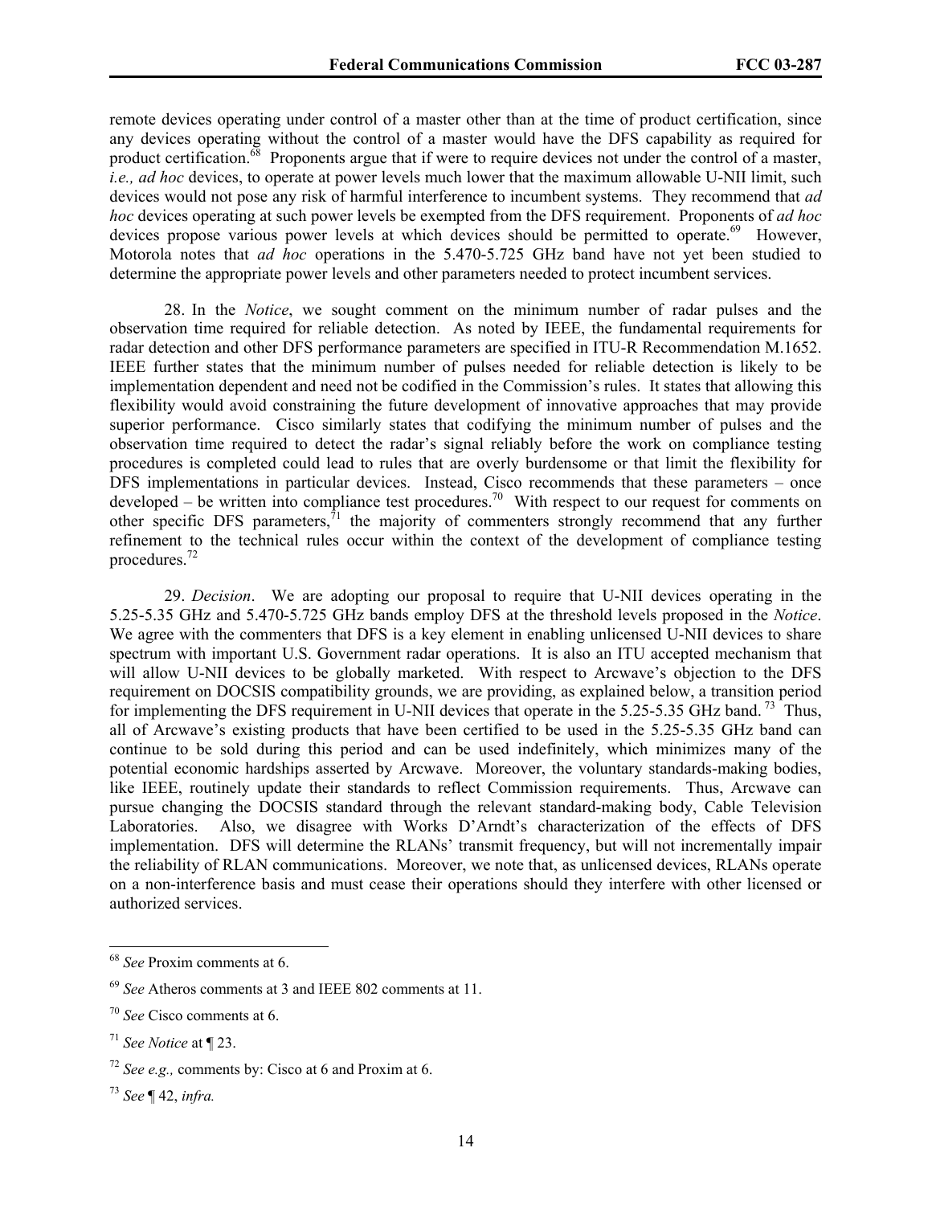remote devices operating under control of a master other than at the time of product certification, since any devices operating without the control of a master would have the DFS capability as required for product certification.[68] Proponents argue that if were to require devices not under the control of a master, *i.e., ad hoc* devices, to operate at power levels much lower that the maximum allowable U-NII limit, such devices would not pose any risk of harmful interference to incumbent systems. They recommend that *ad hoc* devices operating at such power levels be exempted from the DFS requirement. Proponents of *ad hoc* devices propose various power levels at which devices should be permitted to operate.[69] However, Motorola notes that *ad hoc* operations in the 5.470-5.725 GHz band have not yet been studied to determine the appropriate power levels and other parameters needed to protect incumbent services.

28. In the *Notice*, we sought comment on the minimum number of radar pulses and the observation time required for reliable detection. As noted by IEEE, the fundamental requirements for radar detection and other DFS performance parameters are specified in ITU-R Recommendation M.1652. IEEE further states that the minimum number of pulses needed for reliable detection is likely to be implementation dependent and need not be codified in the Commission's rules. It states that allowing this flexibility would avoid constraining the future development of innovative approaches that may provide superior performance. Cisco similarly states that codifying the minimum number of pulses and the observation time required to detect the radar's signal reliably before the work on compliance testing procedures is completed could lead to rules that are overly burdensome or that limit the flexibility for DFS implementations in particular devices. Instead, Cisco recommends that these parameters – once developed – be written into compliance test procedures.[70] With respect to our request for comments on other specific DFS parameters,[71] the majority of commenters strongly recommend that any further refinement to the technical rules occur within the context of the development of compliance testing procedures.[72]

29. *Decision*. We are adopting our proposal to require that U-NII devices operating in the 5.25-5.35 GHz and 5.470-5.725 GHz bands employ DFS at the threshold levels proposed in the *Notice*. We agree with the commenters that DFS is a key element in enabling unlicensed U-NII devices to share spectrum with important U.S. Government radar operations. It is also an ITU accepted mechanism that will allow U-NII devices to be globally marketed. With respect to Arcwave's objection to the DFS requirement on DOCSIS compatibility grounds, we are providing, as explained below, a transition period for implementing the DFS requirement in U-NII devices that operate in the 5.25-5.35 GHz band.[73] Thus, all of Arcwave's existing products that have been certified to be used in the 5.25-5.35 GHz band can continue to be sold during this period and can be used indefinitely, which minimizes many of the potential economic hardships asserted by Arcwave. Moreover, the voluntary standards-making bodies, like IEEE, routinely update their standards to reflect Commission requirements. Thus, Arcwave can pursue changing the DOCSIS standard through the relevant standard-making body, Cable Television Laboratories. Also, we disagree with Works D'Arndt's characterization of the effects of DFS implementation. DFS will determine the RLANs' transmit frequency, but will not incrementally impair the reliability of RLAN communications. Moreover, we note that, as unlicensed devices, RLANs operate on a non-interference basis and must cease their operations should they interfere with other licensed or authorized services.

---

[68] *See* Proxim comments at 6.

[69] *See* Atheros comments at 3 and IEEE 802 comments at 11.

[70] *See* Cisco comments at 6.

[71] *See Notice* at ¶ 23.

[72] *See e.g.,* comments by: Cisco at 6 and Proxim at 6.

[73] *See* ¶ 42, *infra.*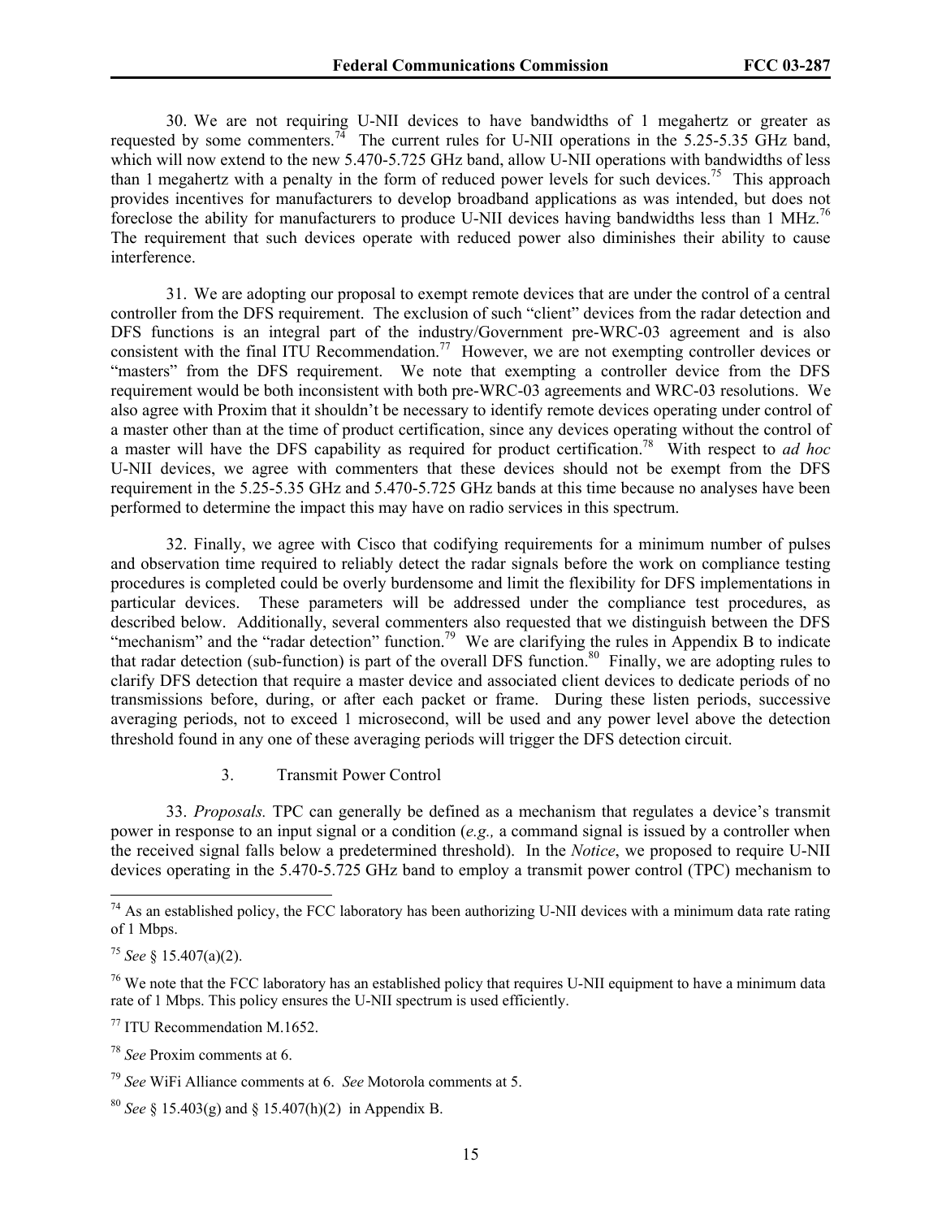30. We are not requiring U-NII devices to have bandwidths of 1 megahertz or greater as requested by some commenters.[74] The current rules for U-NII operations in the 5.25-5.35 GHz band, which will now extend to the new 5.470-5.725 GHz band, allow U-NII operations with bandwidths of less than 1 megahertz with a penalty in the form of reduced power levels for such devices.[75] This approach provides incentives for manufacturers to develop broadband applications as was intended, but does not foreclose the ability for manufacturers to produce U-NII devices having bandwidths less than 1 MHz.[76] The requirement that such devices operate with reduced power also diminishes their ability to cause interference.

31. We are adopting our proposal to exempt remote devices that are under the control of a central controller from the DFS requirement. The exclusion of such "client" devices from the radar detection and DFS functions is an integral part of the industry/Government pre-WRC-03 agreement and is also consistent with the final ITU Recommendation.[77] However, we are not exempting controller devices or "masters" from the DFS requirement. We note that exempting a controller device from the DFS requirement would be both inconsistent with both pre-WRC-03 agreements and WRC-03 resolutions. We also agree with Proxim that it shouldn't be necessary to identify remote devices operating under control of a master other than at the time of product certification, since any devices operating without the control of a master will have the DFS capability as required for product certification.[78] With respect to *ad hoc* U-NII devices, we agree with commenters that these devices should not be exempt from the DFS requirement in the 5.25-5.35 GHz and 5.470-5.725 GHz bands at this time because no analyses have been performed to determine the impact this may have on radio services in this spectrum.

32. Finally, we agree with Cisco that codifying requirements for a minimum number of pulses and observation time required to reliably detect the radar signals before the work on compliance testing procedures is completed could be overly burdensome and limit the flexibility for DFS implementations in particular devices. These parameters will be addressed under the compliance test procedures, as described below. Additionally, several commenters also requested that we distinguish between the DFS "mechanism" and the "radar detection" function.[79] We are clarifying the rules in Appendix B to indicate that radar detection (sub-function) is part of the overall DFS function.[80] Finally, we are adopting rules to clarify DFS detection that require a master device and associated client devices to dedicate periods of no transmissions before, during, or after each packet or frame. During these listen periods, successive averaging periods, not to exceed 1 microsecond, will be used and any power level above the detection threshold found in any one of these averaging periods will trigger the DFS detection circuit.

### 3. Transmit Power Control

33. *Proposals.* TPC can generally be defined as a mechanism that regulates a device's transmit power in response to an input signal or a condition (*e.g.,* a command signal is issued by a controller when the received signal falls below a predetermined threshold). In the *Notice*, we proposed to require U-NII devices operating in the 5.470-5.725 GHz band to employ a transmit power control (TPC) mechanism to

---

[74] As an established policy, the FCC laboratory has been authorizing U-NII devices with a minimum data rate rating of 1 Mbps.

[75] *See* § 15.407(a)(2).

[76] We note that the FCC laboratory has an established policy that requires U-NII equipment to have a minimum data rate of 1 Mbps. This policy ensures the U-NII spectrum is used efficiently.

[77] ITU Recommendation M.1652.

[78] *See* Proxim comments at 6.

[79] *See* WiFi Alliance comments at 6. *See* Motorola comments at 5.

[80] *See* § 15.403(g) and § 15.407(h)(2) in Appendix B.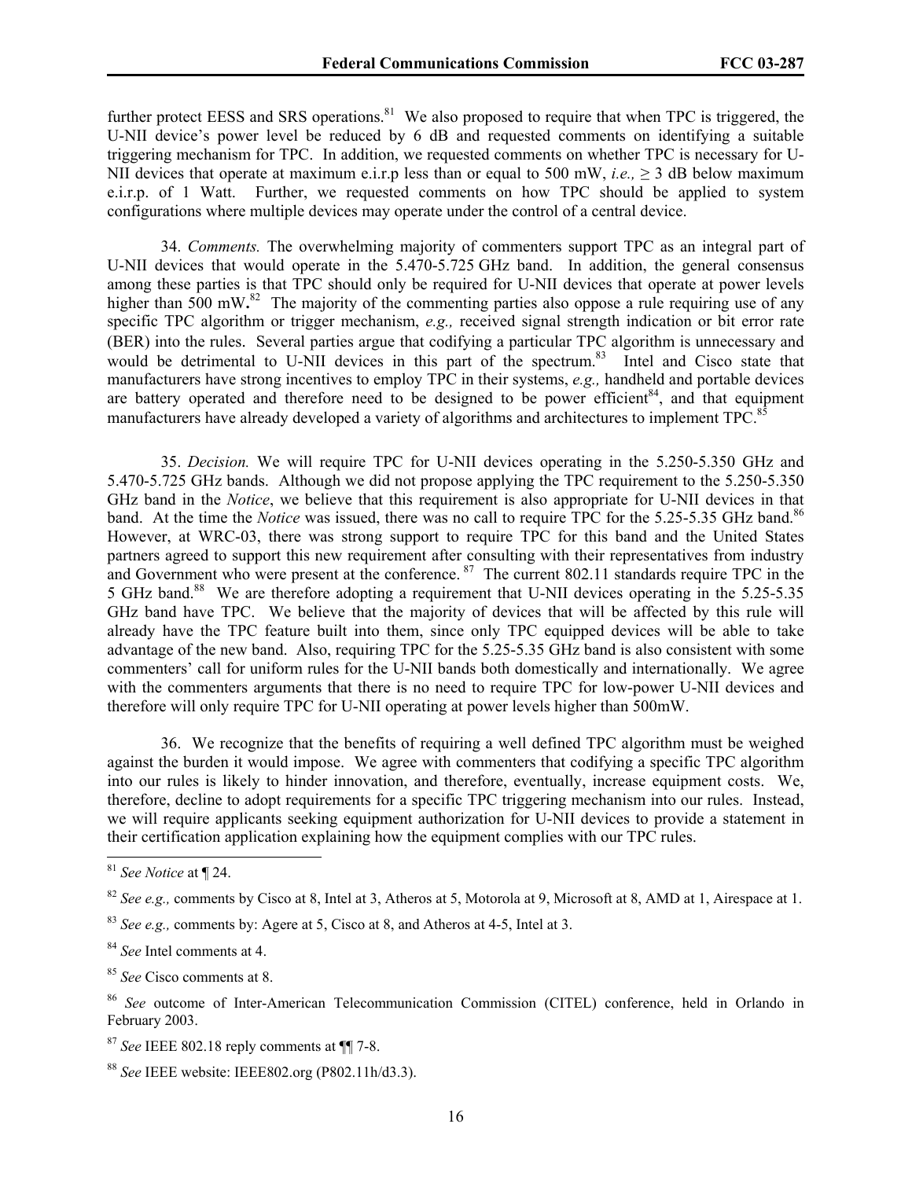further protect EESS and SRS operations.[81] We also proposed to require that when TPC is triggered, the U-NII device's power level be reduced by 6 dB and requested comments on identifying a suitable triggering mechanism for TPC. In addition, we requested comments on whether TPC is necessary for U-NII devices that operate at maximum e.i.r.p less than or equal to 500 mW, *i.e.,* ≥ 3 dB below maximum e.i.r.p. of 1 Watt. Further, we requested comments on how TPC should be applied to system configurations where multiple devices may operate under the control of a central device.

34. *Comments.* The overwhelming majority of commenters support TPC as an integral part of U-NII devices that would operate in the 5.470-5.725 GHz band. In addition, the general consensus among these parties is that TPC should only be required for U-NII devices that operate at power levels higher than 500 mW**.**[82] The majority of the commenting parties also oppose a rule requiring use of any specific TPC algorithm or trigger mechanism, *e.g.,* received signal strength indication or bit error rate (BER) into the rules. Several parties argue that codifying a particular TPC algorithm is unnecessary and would be detrimental to U-NII devices in this part of the spectrum.[83] Intel and Cisco state that manufacturers have strong incentives to employ TPC in their systems, *e.g.,* handheld and portable devices are battery operated and therefore need to be designed to be power efficient[84], and that equipment manufacturers have already developed a variety of algorithms and architectures to implement TPC.[85]

35. *Decision.* We will require TPC for U-NII devices operating in the 5.250-5.350 GHz and 5.470-5.725 GHz bands. Although we did not propose applying the TPC requirement to the 5.250-5.350 GHz band in the *Notice*, we believe that this requirement is also appropriate for U-NII devices in that band. At the time the *Notice* was issued, there was no call to require TPC for the 5.25-5.35 GHz band.[86] However, at WRC-03, there was strong support to require TPC for this band and the United States partners agreed to support this new requirement after consulting with their representatives from industry and Government who were present at the conference.[87] The current 802.11 standards require TPC in the 5 GHz band.[88] We are therefore adopting a requirement that U-NII devices operating in the 5.25-5.35 GHz band have TPC. We believe that the majority of devices that will be affected by this rule will already have the TPC feature built into them, since only TPC equipped devices will be able to take advantage of the new band. Also, requiring TPC for the 5.25-5.35 GHz band is also consistent with some commenters' call for uniform rules for the U-NII bands both domestically and internationally. We agree with the commenters arguments that there is no need to require TPC for low-power U-NII devices and therefore will only require TPC for U-NII operating at power levels higher than 500mW.

36. We recognize that the benefits of requiring a well defined TPC algorithm must be weighed against the burden it would impose. We agree with commenters that codifying a specific TPC algorithm into our rules is likely to hinder innovation, and therefore, eventually, increase equipment costs. We, therefore, decline to adopt requirements for a specific TPC triggering mechanism into our rules. Instead, we will require applicants seeking equipment authorization for U-NII devices to provide a statement in their certification application explaining how the equipment complies with our TPC rules.

---

[81] *See Notice* at ¶ 24.

[82] *See e.g.,* comments by Cisco at 8, Intel at 3, Atheros at 5, Motorola at 9, Microsoft at 8, AMD at 1, Airespace at 1.

[83] *See e.g.,* comments by: Agere at 5, Cisco at 8, and Atheros at 4-5, Intel at 3.

[84] *See* Intel comments at 4.

[85] *See* Cisco comments at 8.

[86] *See* outcome of Inter-American Telecommunication Commission (CITEL) conference, held in Orlando in February 2003.

[87] *See* IEEE 802.18 reply comments at ¶¶ 7-8.

[88] *See* IEEE website: IEEE802.org (P802.11h/d3.3).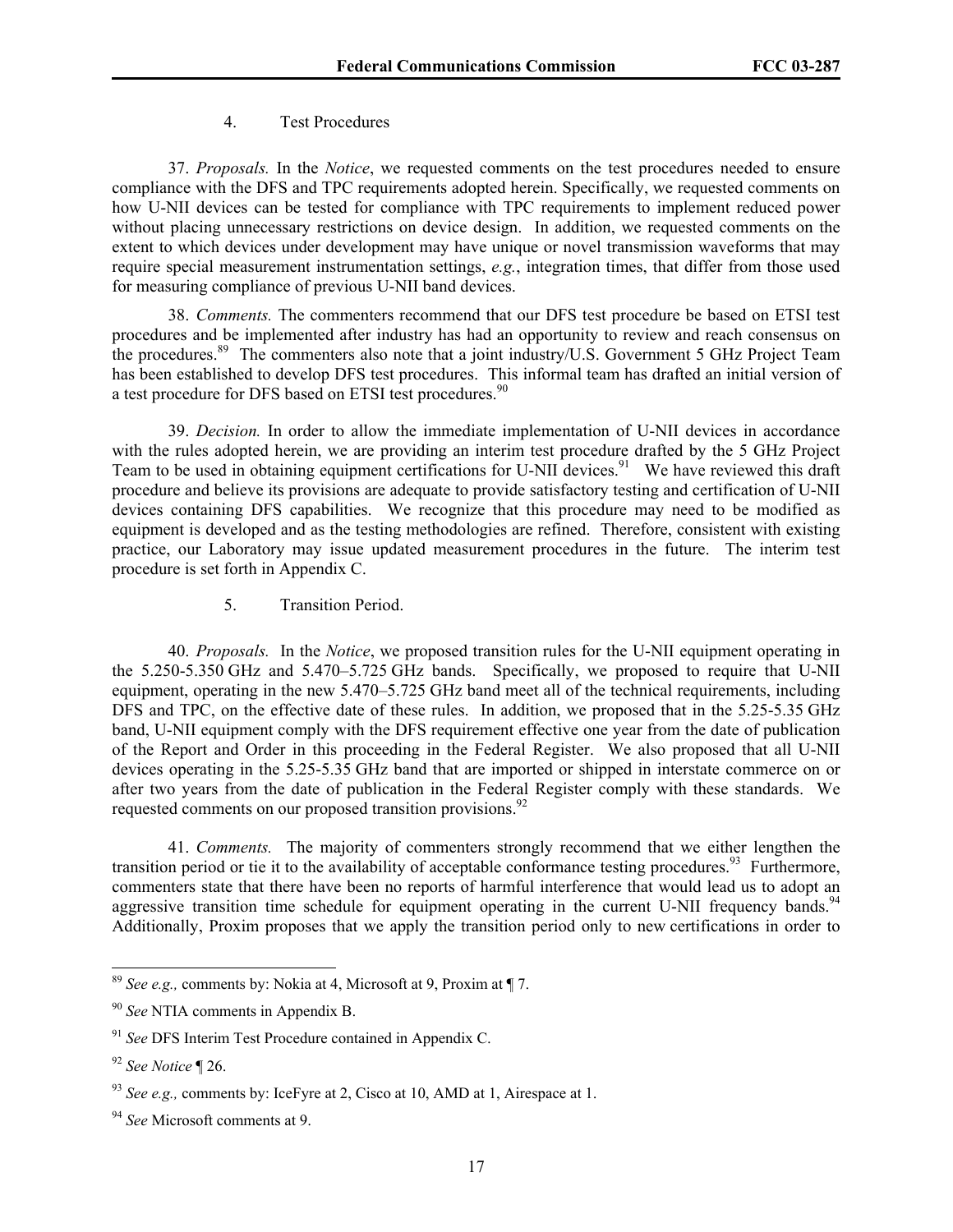4. Test Procedures

37. *Proposals.* In the *Notice*, we requested comments on the test procedures needed to ensure compliance with the DFS and TPC requirements adopted herein. Specifically, we requested comments on how U-NII devices can be tested for compliance with TPC requirements to implement reduced power without placing unnecessary restrictions on device design. In addition, we requested comments on the extent to which devices under development may have unique or novel transmission waveforms that may require special measurement instrumentation settings, *e.g.*, integration times, that differ from those used for measuring compliance of previous U-NII band devices.

38. *Comments.* The commenters recommend that our DFS test procedure be based on ETSI test procedures and be implemented after industry has had an opportunity to review and reach consensus on the procedures.[89] The commenters also note that a joint industry/U.S. Government 5 GHz Project Team has been established to develop DFS test procedures. This informal team has drafted an initial version of a test procedure for DFS based on ETSI test procedures.[90]

39. *Decision.* In order to allow the immediate implementation of U-NII devices in accordance with the rules adopted herein, we are providing an interim test procedure drafted by the 5 GHz Project Team to be used in obtaining equipment certifications for U-NII devices.[91] We have reviewed this draft procedure and believe its provisions are adequate to provide satisfactory testing and certification of U-NII devices containing DFS capabilities. We recognize that this procedure may need to be modified as equipment is developed and as the testing methodologies are refined. Therefore, consistent with existing practice, our Laboratory may issue updated measurement procedures in the future. The interim test procedure is set forth in Appendix C.

5. Transition Period.

40. *Proposals.* In the *Notice*, we proposed transition rules for the U-NII equipment operating in the 5.250-5.350 GHz and 5.470–5.725 GHz bands. Specifically, we proposed to require that U-NII equipment, operating in the new 5.470–5.725 GHz band meet all of the technical requirements, including DFS and TPC, on the effective date of these rules. In addition, we proposed that in the 5.25-5.35 GHz band, U-NII equipment comply with the DFS requirement effective one year from the date of publication of the Report and Order in this proceeding in the Federal Register. We also proposed that all U-NII devices operating in the 5.25-5.35 GHz band that are imported or shipped in interstate commerce on or after two years from the date of publication in the Federal Register comply with these standards. We requested comments on our proposed transition provisions.[92]

41. *Comments.* The majority of commenters strongly recommend that we either lengthen the transition period or tie it to the availability of acceptable conformance testing procedures.[93] Furthermore, commenters state that there have been no reports of harmful interference that would lead us to adopt an aggressive transition time schedule for equipment operating in the current U-NII frequency bands.[94] Additionally, Proxim proposes that we apply the transition period only to new certifications in order to

---

[89] *See e.g.,* comments by: Nokia at 4, Microsoft at 9, Proxim at ¶ 7.

[90] *See* NTIA comments in Appendix B.

[91] *See* DFS Interim Test Procedure contained in Appendix C.

[92] *See Notice* ¶ 26.

[93] *See e.g.,* comments by: IceFyre at 2, Cisco at 10, AMD at 1, Airespace at 1.

[94] *See* Microsoft comments at 9.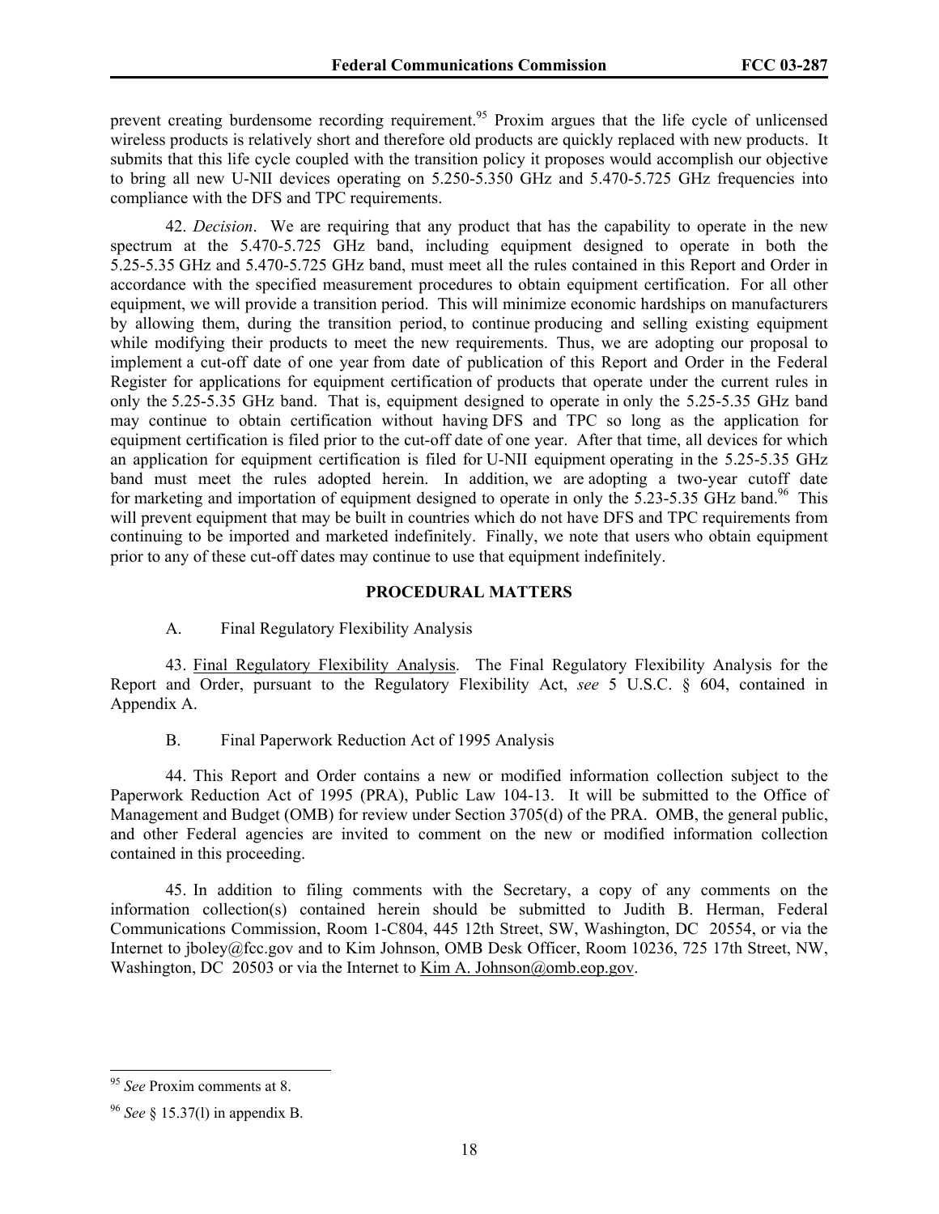prevent creating burdensome recording requirement.[95] Proxim argues that the life cycle of unlicensed wireless products is relatively short and therefore old products are quickly replaced with new products. It submits that this life cycle coupled with the transition policy it proposes would accomplish our objective to bring all new U-NII devices operating on 5.250-5.350 GHz and 5.470-5.725 GHz frequencies into compliance with the DFS and TPC requirements.

42. *Decision*. We are requiring that any product that has the capability to operate in the new spectrum at the 5.470-5.725 GHz band, including equipment designed to operate in both the 5.25-5.35 GHz and 5.470-5.725 GHz band, must meet all the rules contained in this Report and Order in accordance with the specified measurement procedures to obtain equipment certification. For all other equipment, we will provide a transition period. This will minimize economic hardships on manufacturers by allowing them, during the transition period, to continue producing and selling existing equipment while modifying their products to meet the new requirements. Thus, we are adopting our proposal to implement a cut-off date of one year from date of publication of this Report and Order in the Federal Register for applications for equipment certification of products that operate under the current rules in only the 5.25-5.35 GHz band. That is, equipment designed to operate in only the 5.25-5.35 GHz band may continue to obtain certification without having DFS and TPC so long as the application for equipment certification is filed prior to the cut-off date of one year. After that time, all devices for which an application for equipment certification is filed for U-NII equipment operating in the 5.25-5.35 GHz band must meet the rules adopted herein. In addition, we are adopting a two-year cutoff date for marketing and importation of equipment designed to operate in only the 5.23-5.35 GHz band.[96] This will prevent equipment that may be built in countries which do not have DFS and TPC requirements from continuing to be imported and marketed indefinitely. Finally, we note that users who obtain equipment prior to any of these cut-off dates may continue to use that equipment indefinitely.

## PROCEDURAL MATTERS

A. Final Regulatory Flexibility Analysis

43. Final Regulatory Flexibility Analysis. The Final Regulatory Flexibility Analysis for the Report and Order, pursuant to the Regulatory Flexibility Act, *see* 5 U.S.C. § 604, contained in Appendix A.

B. Final Paperwork Reduction Act of 1995 Analysis

44. This Report and Order contains a new or modified information collection subject to the Paperwork Reduction Act of 1995 (PRA), Public Law 104-13. It will be submitted to the Office of Management and Budget (OMB) for review under Section 3705(d) of the PRA. OMB, the general public, and other Federal agencies are invited to comment on the new or modified information collection contained in this proceeding.

45. In addition to filing comments with the Secretary, a copy of any comments on the information collection(s) contained herein should be submitted to Judith B. Herman, Federal Communications Commission, Room 1-C804, 445 12th Street, SW, Washington, DC 20554, or via the Internet to jboley@fcc.gov and to Kim Johnson, OMB Desk Officer, Room 10236, 725 17th Street, NW, Washington, DC 20503 or via the Internet to Kim A. Johnson@omb.eop.gov.

---

[95] *See* Proxim comments at 8.

[96] *See* § 15.37(l) in appendix B.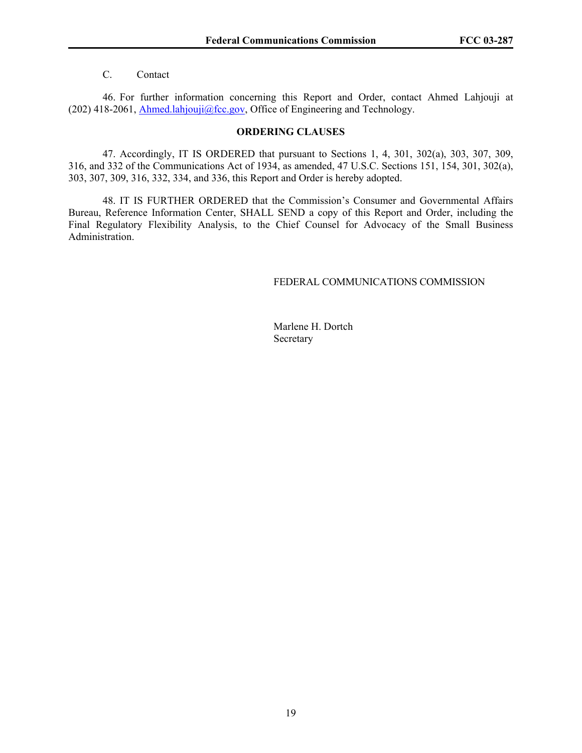C. Contact

46. For further information concerning this Report and Order, contact Ahmed Lahjouji at (202) 418-2061, Ahmed.lahjouji@fcc.gov, Office of Engineering and Technology.

## ORDERING CLAUSES

47. Accordingly, IT IS ORDERED that pursuant to Sections 1, 4, 301, 302(a), 303, 307, 309, 316, and 332 of the Communications Act of 1934, as amended, 47 U.S.C. Sections 151, 154, 301, 302(a), 303, 307, 309, 316, 332, 334, and 336, this Report and Order is hereby adopted.

48. IT IS FURTHER ORDERED that the Commission's Consumer and Governmental Affairs Bureau, Reference Information Center, SHALL SEND a copy of this Report and Order, including the Final Regulatory Flexibility Analysis, to the Chief Counsel for Advocacy of the Small Business Administration.

FEDERAL COMMUNICATIONS COMMISSION

Marlene H. Dortch
Secretary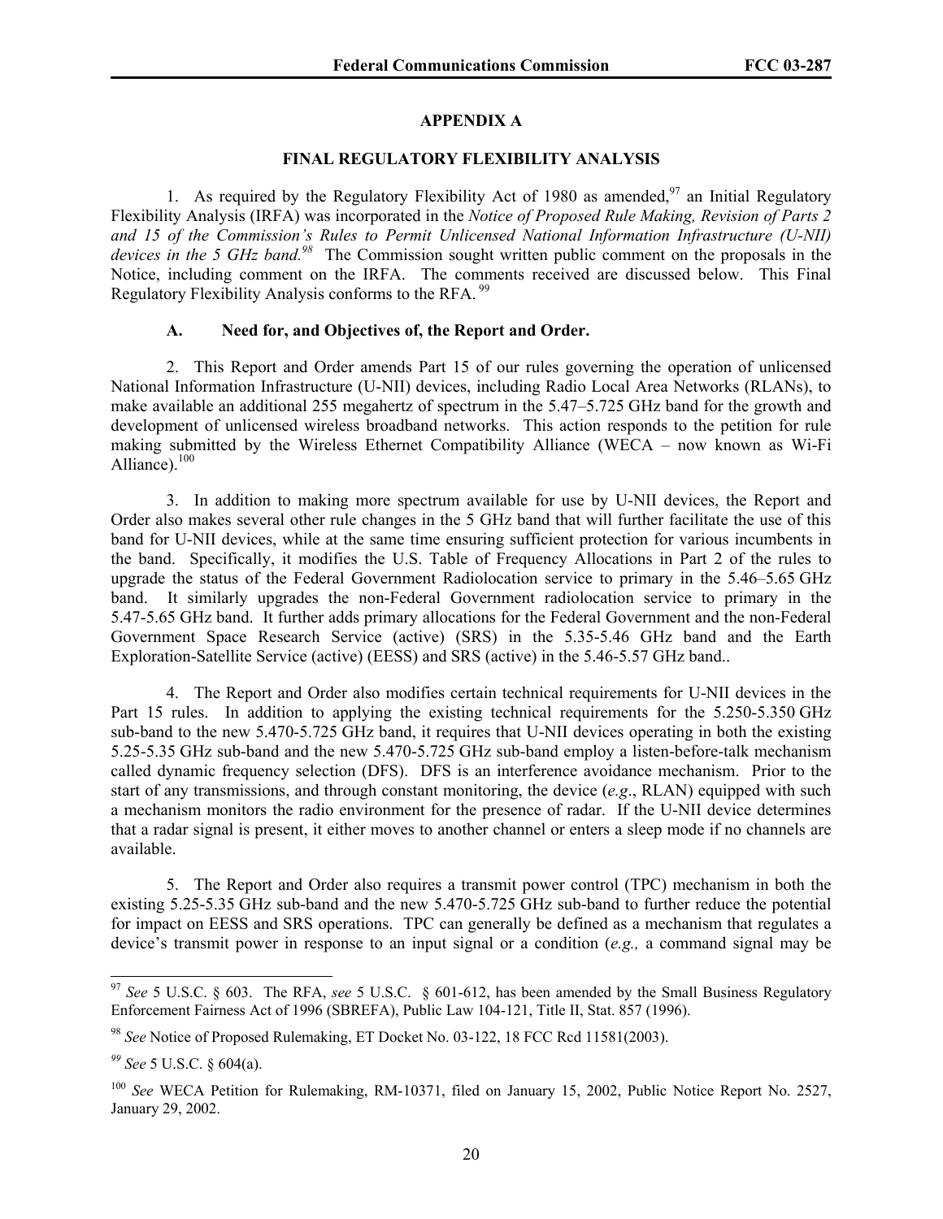## APPENDIX A

## FINAL REGULATORY FLEXIBILITY ANALYSIS

1. As required by the Regulatory Flexibility Act of 1980 as amended,[97] an Initial Regulatory Flexibility Analysis (IRFA) was incorporated in the *Notice of Proposed Rule Making, Revision of Parts 2 and 15 of the Commission's Rules to Permit Unlicensed National Information Infrastructure (U-NII) devices in the 5 GHz band.*[98] The Commission sought written public comment on the proposals in the Notice, including comment on the IRFA. The comments received are discussed below. This Final Regulatory Flexibility Analysis conforms to the RFA.[99]

### A. Need for, and Objectives of, the Report and Order.

2. This Report and Order amends Part 15 of our rules governing the operation of unlicensed National Information Infrastructure (U-NII) devices, including Radio Local Area Networks (RLANs), to make available an additional 255 megahertz of spectrum in the 5.47–5.725 GHz band for the growth and development of unlicensed wireless broadband networks. This action responds to the petition for rule making submitted by the Wireless Ethernet Compatibility Alliance (WECA – now known as Wi-Fi Alliance).[100]

3. In addition to making more spectrum available for use by U-NII devices, the Report and Order also makes several other rule changes in the 5 GHz band that will further facilitate the use of this band for U-NII devices, while at the same time ensuring sufficient protection for various incumbents in the band. Specifically, it modifies the U.S. Table of Frequency Allocations in Part 2 of the rules to upgrade the status of the Federal Government Radiolocation service to primary in the 5.46–5.65 GHz band. It similarly upgrades the non-Federal Government radiolocation service to primary in the 5.47-5.65 GHz band. It further adds primary allocations for the Federal Government and the non-Federal Government Space Research Service (active) (SRS) in the 5.35-5.46 GHz band and the Earth Exploration-Satellite Service (active) (EESS) and SRS (active) in the 5.46-5.57 GHz band..

4. The Report and Order also modifies certain technical requirements for U-NII devices in the Part 15 rules. In addition to applying the existing technical requirements for the 5.250-5.350 GHz sub-band to the new 5.470-5.725 GHz band, it requires that U-NII devices operating in both the existing 5.25-5.35 GHz sub-band and the new 5.470-5.725 GHz sub-band employ a listen-before-talk mechanism called dynamic frequency selection (DFS). DFS is an interference avoidance mechanism. Prior to the start of any transmissions, and through constant monitoring, the device (*e.g*., RLAN) equipped with such a mechanism monitors the radio environment for the presence of radar. If the U-NII device determines that a radar signal is present, it either moves to another channel or enters a sleep mode if no channels are available.

5. The Report and Order also requires a transmit power control (TPC) mechanism in both the existing 5.25-5.35 GHz sub-band and the new 5.470-5.725 GHz sub-band to further reduce the potential for impact on EESS and SRS operations. TPC can generally be defined as a mechanism that regulates a device's transmit power in response to an input signal or a condition (*e.g.,* a command signal may be

---

[97] *See* 5 U.S.C. § 603. The RFA, *see* 5 U.S.C. § 601-612, has been amended by the Small Business Regulatory Enforcement Fairness Act of 1996 (SBREFA), Public Law 104-121, Title II, Stat. 857 (1996).

[98] *See* Notice of Proposed Rulemaking, ET Docket No. 03-122, 18 FCC Rcd 11581(2003).

[99] *See* 5 U.S.C. § 604(a).

[100] *See* WECA Petition for Rulemaking, RM-10371, filed on January 15, 2002, Public Notice Report No. 2527, January 29, 2002.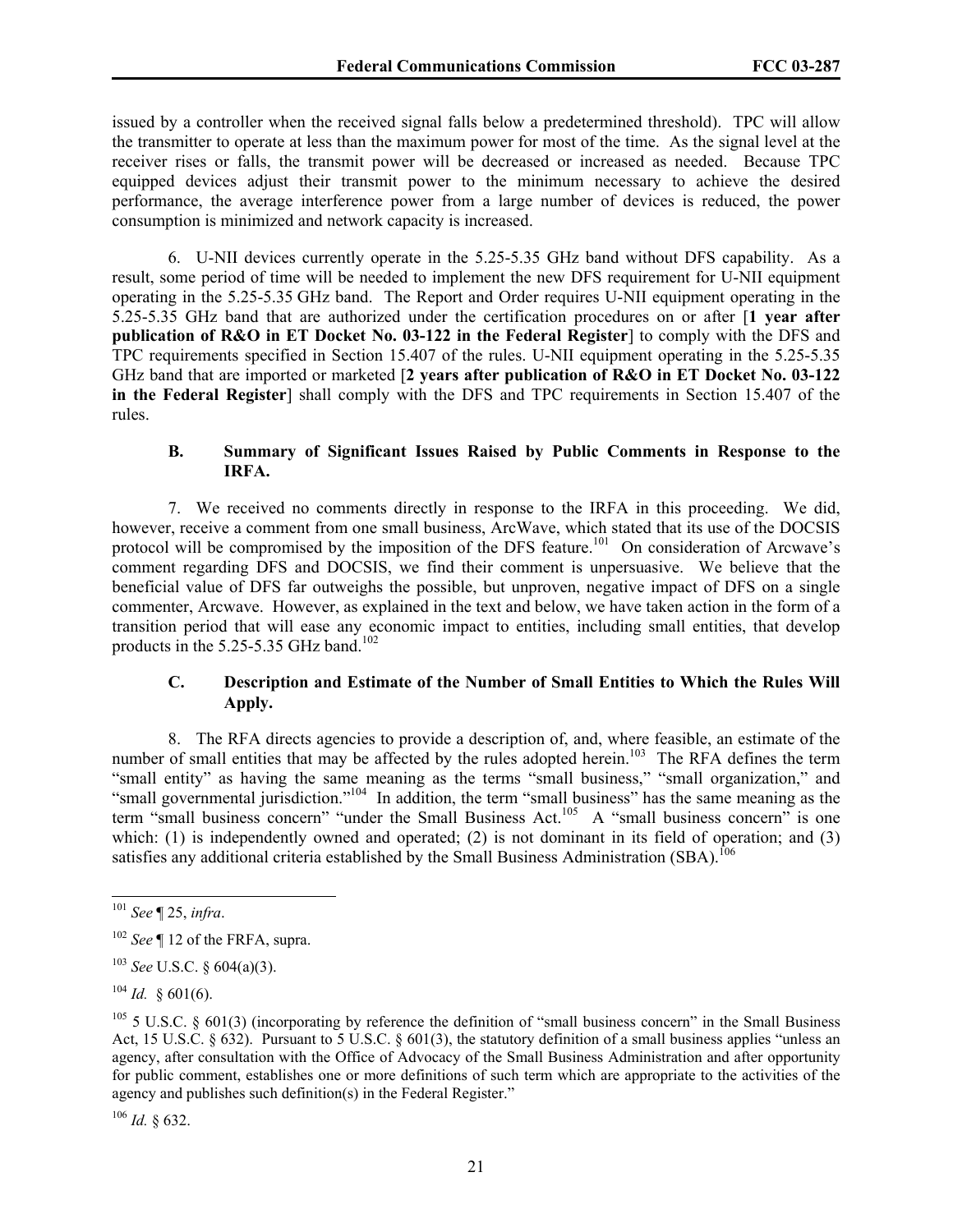issued by a controller when the received signal falls below a predetermined threshold). TPC will allow the transmitter to operate at less than the maximum power for most of the time. As the signal level at the receiver rises or falls, the transmit power will be decreased or increased as needed. Because TPC equipped devices adjust their transmit power to the minimum necessary to achieve the desired performance, the average interference power from a large number of devices is reduced, the power consumption is minimized and network capacity is increased.

6. U-NII devices currently operate in the 5.25-5.35 GHz band without DFS capability. As a result, some period of time will be needed to implement the new DFS requirement for U-NII equipment operating in the 5.25-5.35 GHz band. The Report and Order requires U-NII equipment operating in the 5.25-5.35 GHz band that are authorized under the certification procedures on or after [**1 year after publication of R&O in ET Docket No. 03-122 in the Federal Register**] to comply with the DFS and TPC requirements specified in Section 15.407 of the rules. U-NII equipment operating in the 5.25-5.35 GHz band that are imported or marketed [**2 years after publication of R&O in ET Docket No. 03-122 in the Federal Register**] shall comply with the DFS and TPC requirements in Section 15.407 of the rules.

### B. Summary of Significant Issues Raised by Public Comments in Response to the IRFA.

7. We received no comments directly in response to the IRFA in this proceeding. We did, however, receive a comment from one small business, ArcWave, which stated that its use of the DOCSIS protocol will be compromised by the imposition of the DFS feature.[101] On consideration of Arcwave's comment regarding DFS and DOCSIS, we find their comment is unpersuasive. We believe that the beneficial value of DFS far outweighs the possible, but unproven, negative impact of DFS on a single commenter, Arcwave. However, as explained in the text and below, we have taken action in the form of a transition period that will ease any economic impact to entities, including small entities, that develop products in the 5.25-5.35 GHz band.[102]

### C. Description and Estimate of the Number of Small Entities to Which the Rules Will Apply.

8. The RFA directs agencies to provide a description of, and, where feasible, an estimate of the number of small entities that may be affected by the rules adopted herein.[103] The RFA defines the term "small entity" as having the same meaning as the terms "small business," "small organization," and "small governmental jurisdiction."[104] In addition, the term "small business" has the same meaning as the term "small business concern" "under the Small Business Act.[105] A "small business concern" is one which: (1) is independently owned and operated; (2) is not dominant in its field of operation; and (3) satisfies any additional criteria established by the Small Business Administration (SBA).[106]

---

[101] *See* ¶ 25, *infra*.

[102] *See* ¶ 12 of the FRFA, supra.

[103] *See* U.S.C. § 604(a)(3).

[104] *Id.* § 601(6).

[105] 5 U.S.C. § 601(3) (incorporating by reference the definition of "small business concern" in the Small Business Act, 15 U.S.C. § 632). Pursuant to 5 U.S.C. § 601(3), the statutory definition of a small business applies "unless an agency, after consultation with the Office of Advocacy of the Small Business Administration and after opportunity for public comment, establishes one or more definitions of such term which are appropriate to the activities of the agency and publishes such definition(s) in the Federal Register."

[106] *Id.* § 632.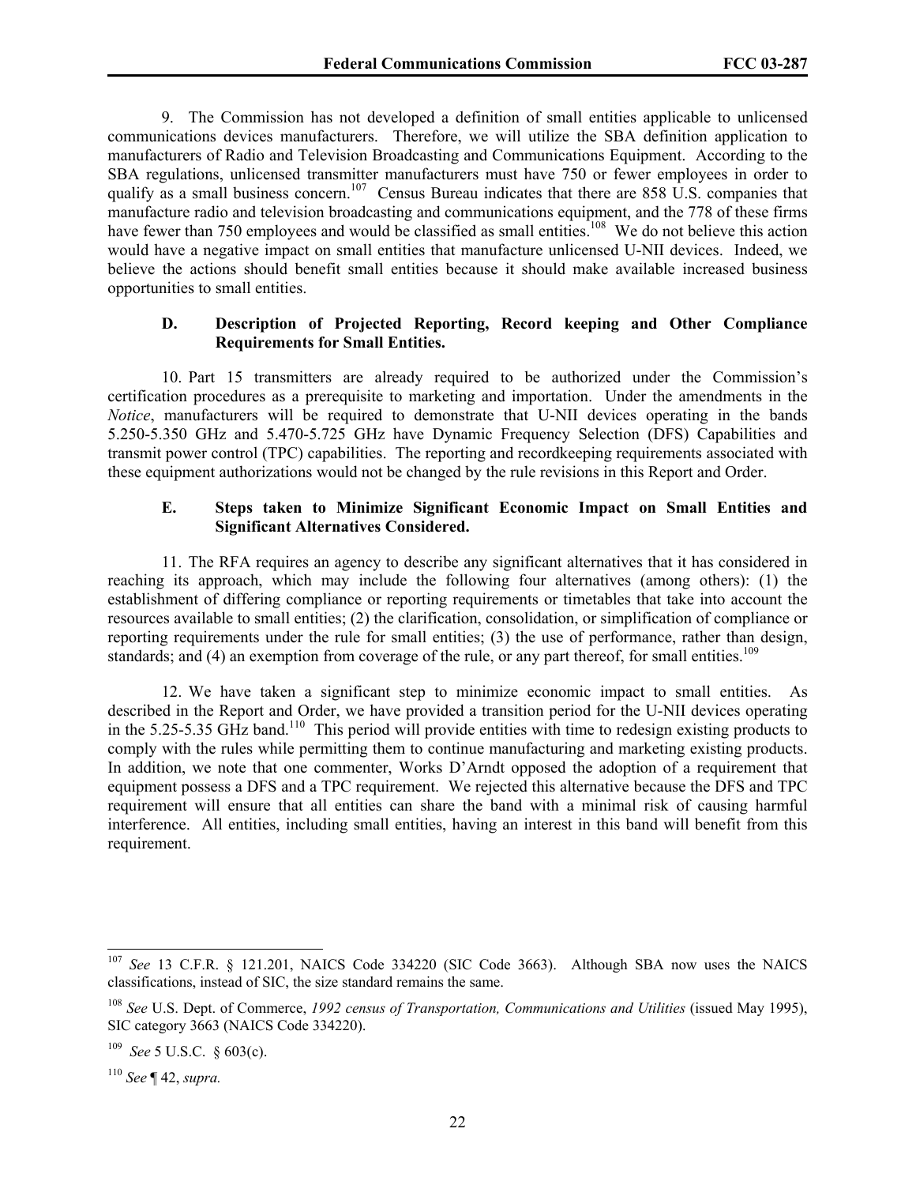9. The Commission has not developed a definition of small entities applicable to unlicensed communications devices manufacturers. Therefore, we will utilize the SBA definition application to manufacturers of Radio and Television Broadcasting and Communications Equipment. According to the SBA regulations, unlicensed transmitter manufacturers must have 750 or fewer employees in order to qualify as a small business concern.[107] Census Bureau indicates that there are 858 U.S. companies that manufacture radio and television broadcasting and communications equipment, and the 778 of these firms have fewer than 750 employees and would be classified as small entities.[108] We do not believe this action would have a negative impact on small entities that manufacture unlicensed U-NII devices. Indeed, we believe the actions should benefit small entities because it should make available increased business opportunities to small entities.

### D. Description of Projected Reporting, Record keeping and Other Compliance Requirements for Small Entities.

10. Part 15 transmitters are already required to be authorized under the Commission's certification procedures as a prerequisite to marketing and importation. Under the amendments in the *Notice*, manufacturers will be required to demonstrate that U-NII devices operating in the bands 5.250-5.350 GHz and 5.470-5.725 GHz have Dynamic Frequency Selection (DFS) Capabilities and transmit power control (TPC) capabilities. The reporting and recordkeeping requirements associated with these equipment authorizations would not be changed by the rule revisions in this Report and Order.

### E. Steps taken to Minimize Significant Economic Impact on Small Entities and Significant Alternatives Considered.

11. The RFA requires an agency to describe any significant alternatives that it has considered in reaching its approach, which may include the following four alternatives (among others): (1) the establishment of differing compliance or reporting requirements or timetables that take into account the resources available to small entities; (2) the clarification, consolidation, or simplification of compliance or reporting requirements under the rule for small entities; (3) the use of performance, rather than design, standards; and (4) an exemption from coverage of the rule, or any part thereof, for small entities.[109]

12. We have taken a significant step to minimize economic impact to small entities. As described in the Report and Order, we have provided a transition period for the U-NII devices operating in the 5.25-5.35 GHz band.[110] This period will provide entities with time to redesign existing products to comply with the rules while permitting them to continue manufacturing and marketing existing products. In addition, we note that one commenter, Works D'Arndt opposed the adoption of a requirement that equipment possess a DFS and a TPC requirement. We rejected this alternative because the DFS and TPC requirement will ensure that all entities can share the band with a minimal risk of causing harmful interference. All entities, including small entities, having an interest in this band will benefit from this requirement.

---

[107] *See* 13 C.F.R. § 121.201, NAICS Code 334220 (SIC Code 3663). Although SBA now uses the NAICS classifications, instead of SIC, the size standard remains the same.

[108] *See* U.S. Dept. of Commerce, *1992 census of Transportation, Communications and Utilities* (issued May 1995), SIC category 3663 (NAICS Code 334220).

[109] *See* 5 U.S.C. § 603(c).

[110] *See* ¶ 42, *supra.*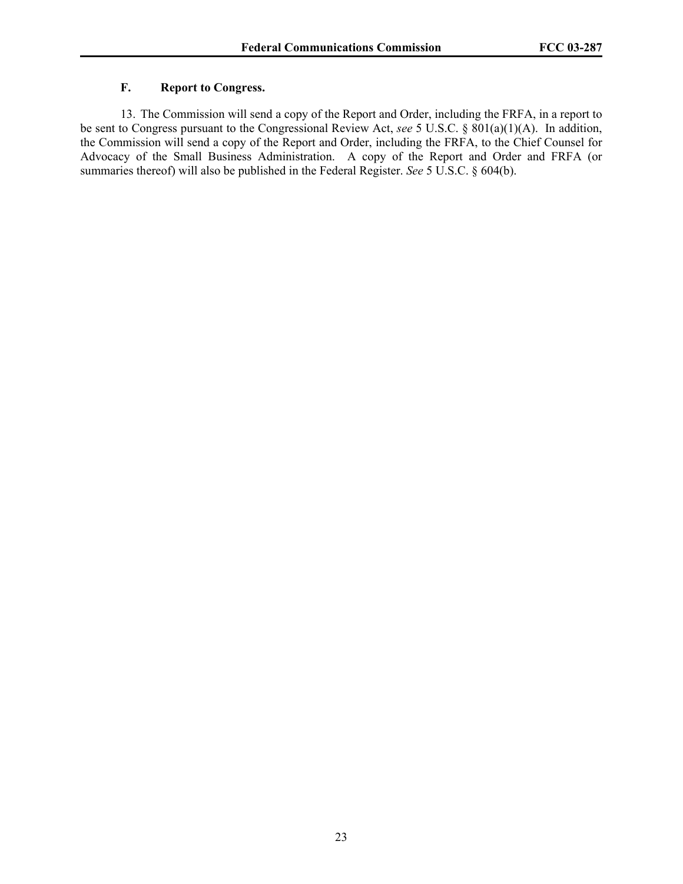### F. Report to Congress.

13. The Commission will send a copy of the Report and Order, including the FRFA, in a report to be sent to Congress pursuant to the Congressional Review Act, *see* 5 U.S.C. § 801(a)(1)(A). In addition, the Commission will send a copy of the Report and Order, including the FRFA, to the Chief Counsel for Advocacy of the Small Business Administration. A copy of the Report and Order and FRFA (or summaries thereof) will also be published in the Federal Register. *See* 5 U.S.C. § 604(b).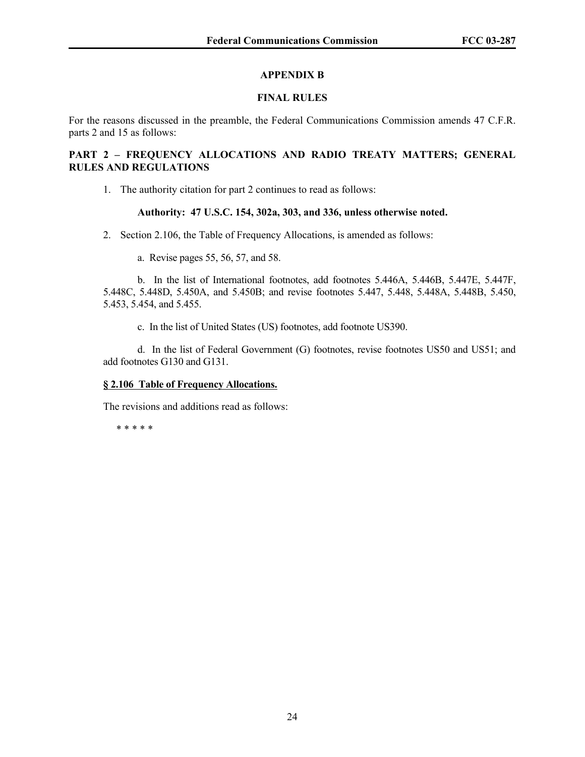## APPENDIX B

## FINAL RULES

For the reasons discussed in the preamble, the Federal Communications Commission amends 47 C.F.R. parts 2 and 15 as follows:

**PART 2 – FREQUENCY ALLOCATIONS AND RADIO TREATY MATTERS; GENERAL RULES AND REGULATIONS**

1. The authority citation for part 2 continues to read as follows:

   **Authority: 47 U.S.C. 154, 302a, 303, and 336, unless otherwise noted.**

2. Section 2.106, the Table of Frequency Allocations, is amended as follows:

   a. Revise pages 55, 56, 57, and 58.

   b. In the list of International footnotes, add footnotes 5.446A, 5.446B, 5.447E, 5.447F, 5.448C, 5.448D, 5.450A, and 5.450B; and revise footnotes 5.447, 5.448, 5.448A, 5.448B, 5.450, 5.453, 5.454, and 5.455.

   c. In the list of United States (US) footnotes, add footnote US390.

   d. In the list of Federal Government (G) footnotes, revise footnotes US50 and US51; and add footnotes G130 and G131.

**§ 2.106 Table of Frequency Allocations.**

The revisions and additions read as follows:

\* \* \* \* \*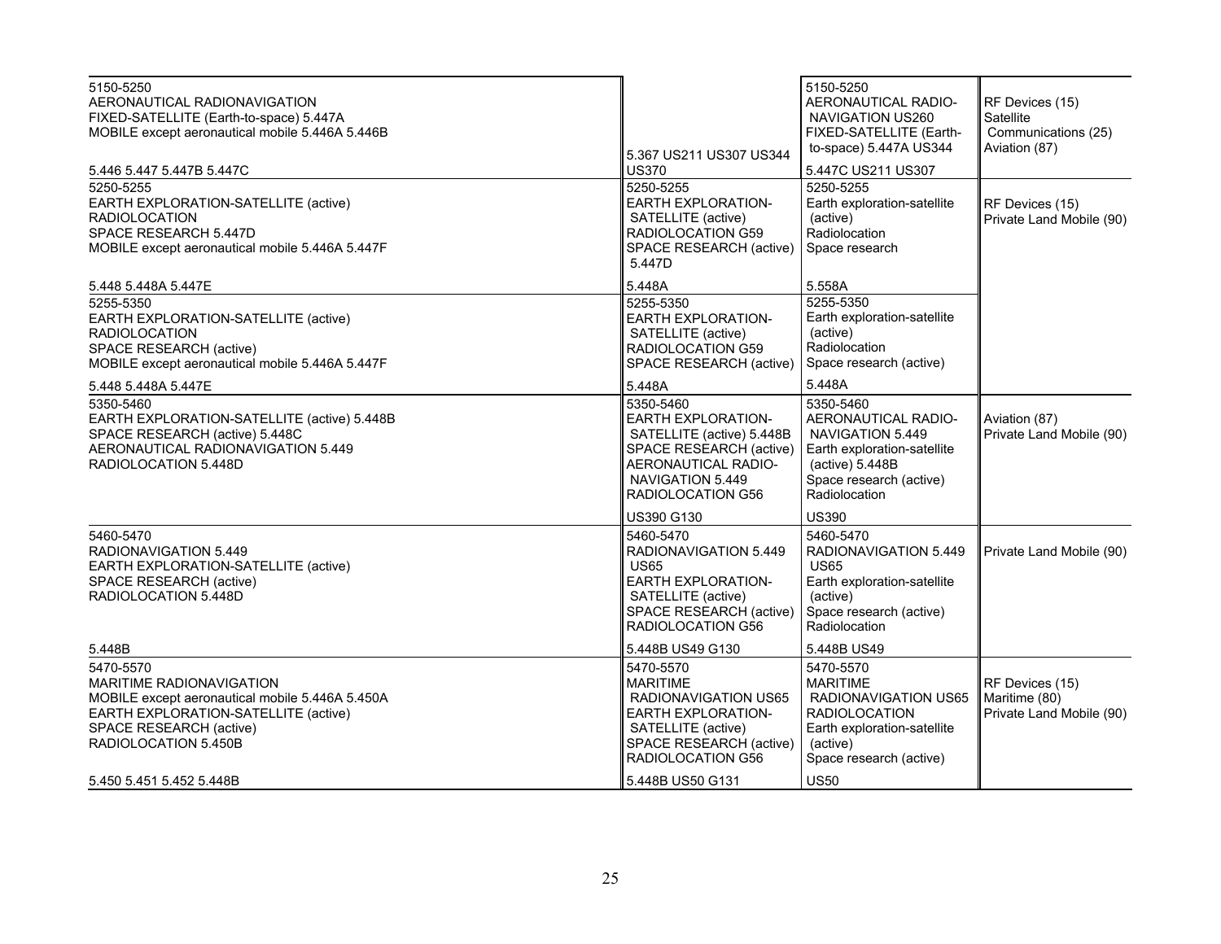| | | | |
|---|---|---|---|
| 5150-5250<br>AERONAUTICAL RADIONAVIGATION<br>FIXED-SATELLITE (Earth-to-space) 5.447A<br>MOBILE except aeronautical mobile 5.446A 5.446B<br><br>5.446 5.447 5.447B 5.447C | 5.367 US211 US307 US344 US370 | 5150-5250<br>AERONAUTICAL RADIO-NAVIGATION US260<br>FIXED-SATELLITE (Earth-to-space) 5.447A US344<br><br>5.447C US211 US307 | RF Devices (15)<br>Satellite Communications (25)<br>Aviation (87) |
| 5250-5255<br>EARTH EXPLORATION-SATELLITE (active)<br>RADIOLOCATION<br>SPACE RESEARCH 5.447D<br>MOBILE except aeronautical mobile 5.446A 5.447F<br><br>5.448 5.448A 5.447E | 5250-5255<br>EARTH EXPLORATION-SATELLITE (active)<br>RADIOLOCATION G59<br>SPACE RESEARCH (active) 5.447D<br><br>5.448A | 5250-5255<br>Earth exploration-satellite (active)<br>Radiolocation<br>Space research<br><br>5.558A | RF Devices (15)<br>Private Land Mobile (90) |
| 5255-5350<br>EARTH EXPLORATION-SATELLITE (active)<br>RADIOLOCATION<br>SPACE RESEARCH (active)<br>MOBILE except aeronautical mobile 5.446A 5.447F<br><br>5.448 5.448A 5.447E | 5255-5350<br>EARTH EXPLORATION-SATELLITE (active)<br>RADIOLOCATION G59<br>SPACE RESEARCH (active)<br><br>5.448A | 5255-5350<br>Earth exploration-satellite (active)<br>Radiolocation<br>Space research (active)<br><br>5.448A | |
| 5350-5460<br>EARTH EXPLORATION-SATELLITE (active) 5.448B<br>SPACE RESEARCH (active) 5.448C<br>AERONAUTICAL RADIONAVIGATION 5.449<br>RADIOLOCATION 5.448D | 5350-5460<br>EARTH EXPLORATION-SATELLITE (active) 5.448B<br>SPACE RESEARCH (active)<br>AERONAUTICAL RADIO-NAVIGATION 5.449<br>RADIOLOCATION G56<br><br>US390 G130 | 5350-5460<br>AERONAUTICAL RADIO-NAVIGATION 5.449<br>Earth exploration-satellite (active) 5.448B<br>Space research (active)<br>Radiolocation<br><br>US390 | Aviation (87)<br>Private Land Mobile (90) |
| 5460-5470<br>RADIONAVIGATION 5.449<br>EARTH EXPLORATION-SATELLITE (active)<br>SPACE RESEARCH (active)<br>RADIOLOCATION 5.448D<br><br>5.448B | 5460-5470<br>RADIONAVIGATION 5.449 US65<br>EARTH EXPLORATION-SATELLITE (active)<br>SPACE RESEARCH (active)<br>RADIOLOCATION G56<br><br>5.448B US49 G130 | 5460-5470<br>RADIONAVIGATION 5.449 US65<br>Earth exploration-satellite (active)<br>Space research (active)<br>Radiolocation<br><br>5.448B US49 | Private Land Mobile (90) |
| 5470-5570<br>MARITIME RADIONAVIGATION<br>MOBILE except aeronautical mobile 5.446A 5.450A<br>EARTH EXPLORATION-SATELLITE (active)<br>SPACE RESEARCH (active)<br>RADIOLOCATION 5.450B<br><br>5.450 5.451 5.452 5.448B | 5470-5570<br>MARITIME RADIONAVIGATION US65<br>EARTH EXPLORATION-SATELLITE (active)<br>SPACE RESEARCH (active)<br>RADIOLOCATION G56<br><br>5.448B US50 G131 | 5470-5570<br>MARITIME RADIONAVIGATION US65<br>RADIOLOCATION<br>Earth exploration-satellite (active)<br>Space research (active)<br><br>US50 | RF Devices (15)<br>Maritime (80)<br>Private Land Mobile (90) |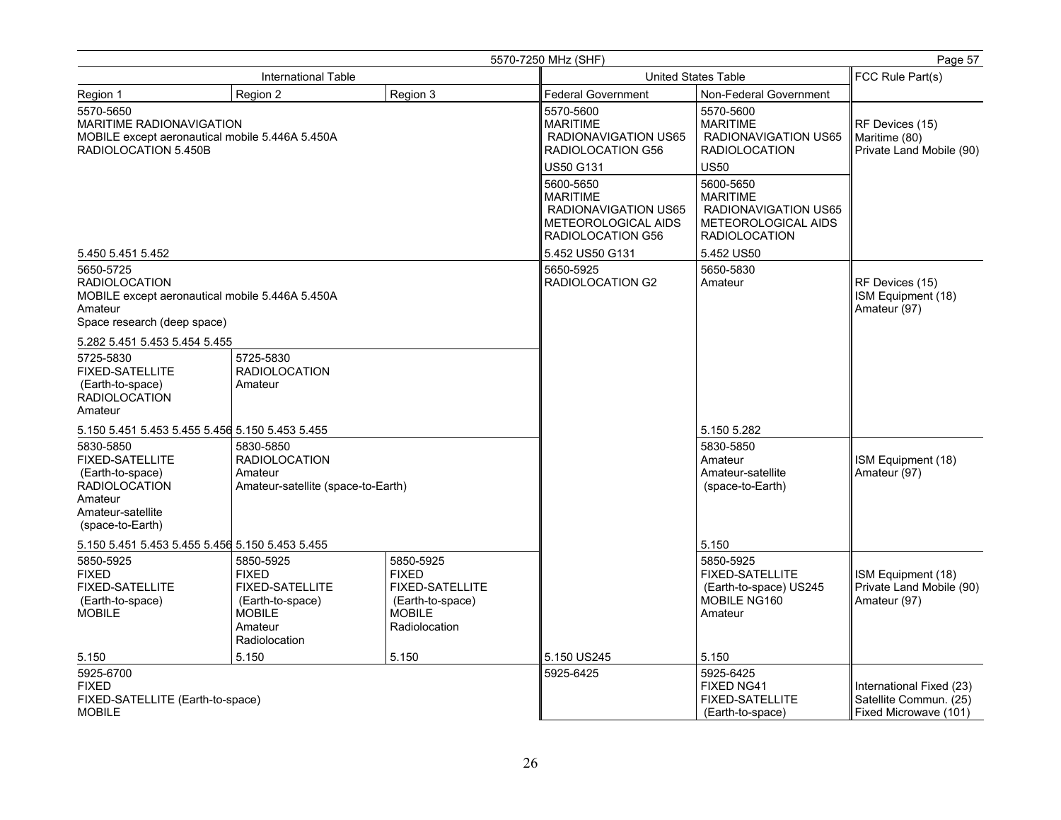| 5570-7250 MHz (SHF) | | | | | Page 57 |
|---|---|---|---|---|---|
| International Table | | | United States Table | | FCC Rule Part(s) |
| Region 1 | Region 2 | Region 3 | Federal Government | Non-Federal Government | |
| 5570-5650 MARITIME RADIONAVIGATION MOBILE except aeronautical mobile 5.446A 5.450A RADIOLOCATION 5.450B | | | 5570-5600 MARITIME RADIONAVIGATION US65 RADIOLOCATION G56 US50 G131 | 5570-5600 MARITIME RADIONAVIGATION US65 RADIOLOCATION US50 | RF Devices (15) Maritime (80) Private Land Mobile (90) |
| 5.450 5.451 5.452 | | | 5600-5650 MARITIME RADIONAVIGATION US65 METEOROLOGICAL AIDS RADIOLOCATION G56 5.452 US50 G131 | 5600-5650 MARITIME RADIONAVIGATION US65 METEOROLOGICAL AIDS RADIOLOCATION 5.452 US50 | |
| 5650-5725 RADIOLOCATION MOBILE except aeronautical mobile 5.446A 5.450A Amateur Space research (deep space) 5.282 5.451 5.453 5.454 5.455 | | | 5650-5925 RADIOLOCATION G2 | 5650-5830 Amateur | RF Devices (15) ISM Equipment (18) Amateur (97) |
| 5725-5830 FIXED-SATELLITE (Earth-to-space) RADIOLOCATION Amateur 5.150 5.451 5.453 5.455 5.456 | 5725-5830 RADIOLOCATION Amateur 5.150 5.453 5.455 | | | 5.150 5.282 | |
| 5830-5850 FIXED-SATELLITE (Earth-to-space) RADIOLOCATION Amateur Amateur-satellite (space-to-Earth) 5.150 5.451 5.453 5.455 5.456 | 5830-5850 RADIOLOCATION Amateur Amateur-satellite (space-to-Earth) 5.150 5.453 5.455 | | | 5830-5850 Amateur Amateur-satellite (space-to-Earth) 5.150 | ISM Equipment (18) Amateur (97) |
| 5850-5925 FIXED FIXED-SATELLITE (Earth-to-space) MOBILE 5.150 | 5850-5925 FIXED FIXED-SATELLITE (Earth-to-space) MOBILE Amateur Radiolocation 5.150 | 5850-5925 FIXED FIXED-SATELLITE (Earth-to-space) MOBILE Radiolocation 5.150 | 5.150 US245 | 5850-5925 FIXED-SATELLITE (Earth-to-space) US245 MOBILE NG160 Amateur 5.150 | ISM Equipment (18) Private Land Mobile (90) Amateur (97) |
| 5925-6700 FIXED FIXED-SATELLITE (Earth-to-space) MOBILE | | | 5925-6425 | 5925-6425 FIXED NG41 FIXED-SATELLITE (Earth-to-space) | International Fixed (23) Satellite Commun. (25) Fixed Microwave (101) |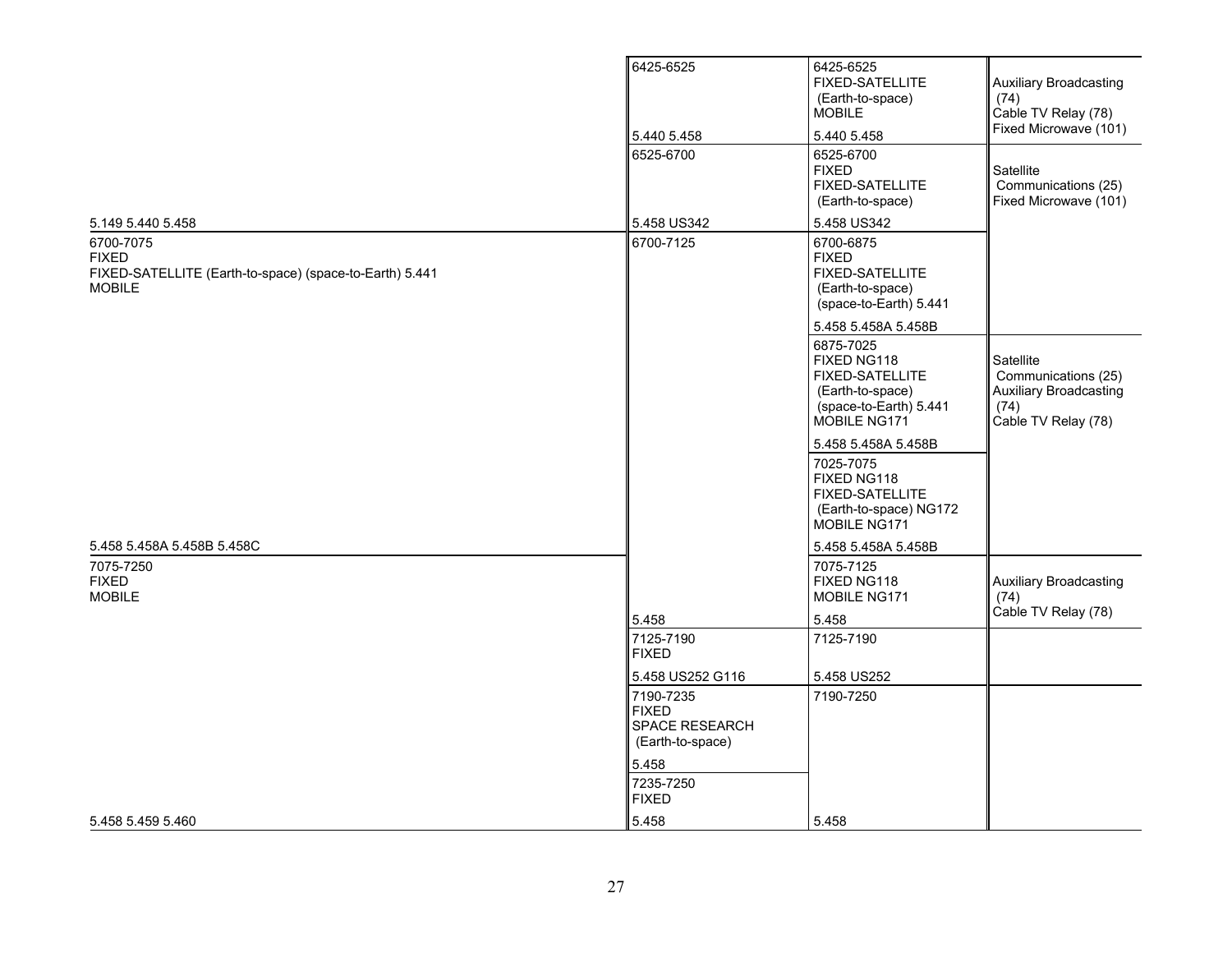| | | | |
|---|---|---|---|
| | 6425-6525<br><br>5.440 5.458 | 6425-6525<br>FIXED-SATELLITE<br>(Earth-to-space)<br>MOBILE<br><br>5.440 5.458 | Auxiliary Broadcasting (74)<br>Cable TV Relay (78)<br>Fixed Microwave (101) |
| 5.149 5.440 5.458 | 6525-6700<br><br>5.458 US342 | 6525-6700<br>FIXED<br>FIXED-SATELLITE<br>(Earth-to-space)<br><br>5.458 US342 | Satellite Communications (25)<br>Fixed Microwave (101) |
| 6700-7075<br>FIXED<br>FIXED-SATELLITE (Earth-to-space) (space-to-Earth) 5.441<br>MOBILE<br><br>5.458 5.458A 5.458B 5.458C | 6700-7125<br><br>5.458 | 6700-6875<br>FIXED<br>FIXED-SATELLITE<br>(Earth-to-space)<br>(space-to-Earth) 5.441<br><br>5.458 5.458A 5.458B | |
| | | 6875-7025<br>FIXED NG118<br>FIXED-SATELLITE<br>(Earth-to-space)<br>(space-to-Earth) 5.441<br>MOBILE NG171<br><br>5.458 5.458A 5.458B | Satellite Communications (25)<br>Auxiliary Broadcasting (74)<br>Cable TV Relay (78) |
| | | 7025-7075<br>FIXED NG118<br>FIXED-SATELLITE<br>(Earth-to-space) NG172<br>MOBILE NG171<br><br>5.458 5.458A 5.458B | |
| 7075-7250<br>FIXED<br>MOBILE<br><br>5.458 5.459 5.460 | | 7075-7125<br>FIXED NG118<br>MOBILE NG171<br><br>5.458 | Auxiliary Broadcasting (74)<br>Cable TV Relay (78) |
| | 7125-7190<br>FIXED<br><br>5.458 US252 G116 | 7125-7190<br><br>5.458 US252 | |
| | 7190-7235<br>FIXED<br>SPACE RESEARCH<br>(Earth-to-space)<br><br>5.458 | 7190-7250<br><br>5.458 | |
| | 7235-7250<br>FIXED<br><br>5.458 | | |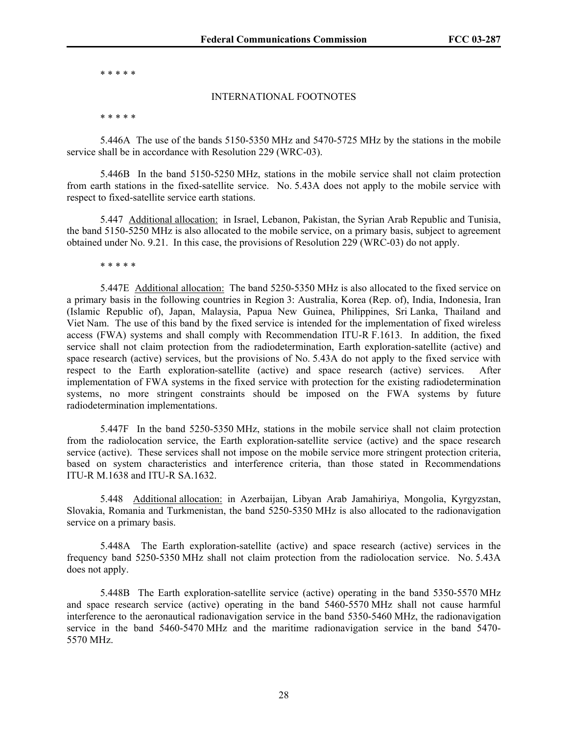\* \* \* \* \*

INTERNATIONAL FOOTNOTES

\* \* \* \* \*

5.446A The use of the bands 5150-5350 MHz and 5470-5725 MHz by the stations in the mobile service shall be in accordance with Resolution 229 (WRC-03).

5.446B In the band 5150-5250 MHz, stations in the mobile service shall not claim protection from earth stations in the fixed-satellite service. No. 5.43A does not apply to the mobile service with respect to fixed-satellite service earth stations.

5.447 Additional allocation: in Israel, Lebanon, Pakistan, the Syrian Arab Republic and Tunisia, the band 5150-5250 MHz is also allocated to the mobile service, on a primary basis, subject to agreement obtained under No. 9.21. In this case, the provisions of Resolution 229 (WRC-03) do not apply.

\* \* \* \* \*

5.447E Additional allocation: The band 5250-5350 MHz is also allocated to the fixed service on a primary basis in the following countries in Region 3: Australia, Korea (Rep. of), India, Indonesia, Iran (Islamic Republic of), Japan, Malaysia, Papua New Guinea, Philippines, Sri Lanka, Thailand and Viet Nam. The use of this band by the fixed service is intended for the implementation of fixed wireless access (FWA) systems and shall comply with Recommendation ITU-R F.1613. In addition, the fixed service shall not claim protection from the radiodetermination, Earth exploration-satellite (active) and space research (active) services, but the provisions of No. 5.43A do not apply to the fixed service with respect to the Earth exploration-satellite (active) and space research (active) services. After implementation of FWA systems in the fixed service with protection for the existing radiodetermination systems, no more stringent constraints should be imposed on the FWA systems by future radiodetermination implementations.

5.447F In the band 5250-5350 MHz, stations in the mobile service shall not claim protection from the radiolocation service, the Earth exploration-satellite service (active) and the space research service (active). These services shall not impose on the mobile service more stringent protection criteria, based on system characteristics and interference criteria, than those stated in Recommendations ITU-R M.1638 and ITU-R SA.1632.

5.448 Additional allocation: in Azerbaijan, Libyan Arab Jamahiriya, Mongolia, Kyrgyzstan, Slovakia, Romania and Turkmenistan, the band 5250-5350 MHz is also allocated to the radionavigation service on a primary basis.

5.448A The Earth exploration-satellite (active) and space research (active) services in the frequency band 5250-5350 MHz shall not claim protection from the radiolocation service. No. 5.43A does not apply.

5.448B The Earth exploration-satellite service (active) operating in the band 5350-5570 MHz and space research service (active) operating in the band 5460-5570 MHz shall not cause harmful interference to the aeronautical radionavigation service in the band 5350-5460 MHz, the radionavigation service in the band 5460-5470 MHz and the maritime radionavigation service in the band 5470-5570 MHz.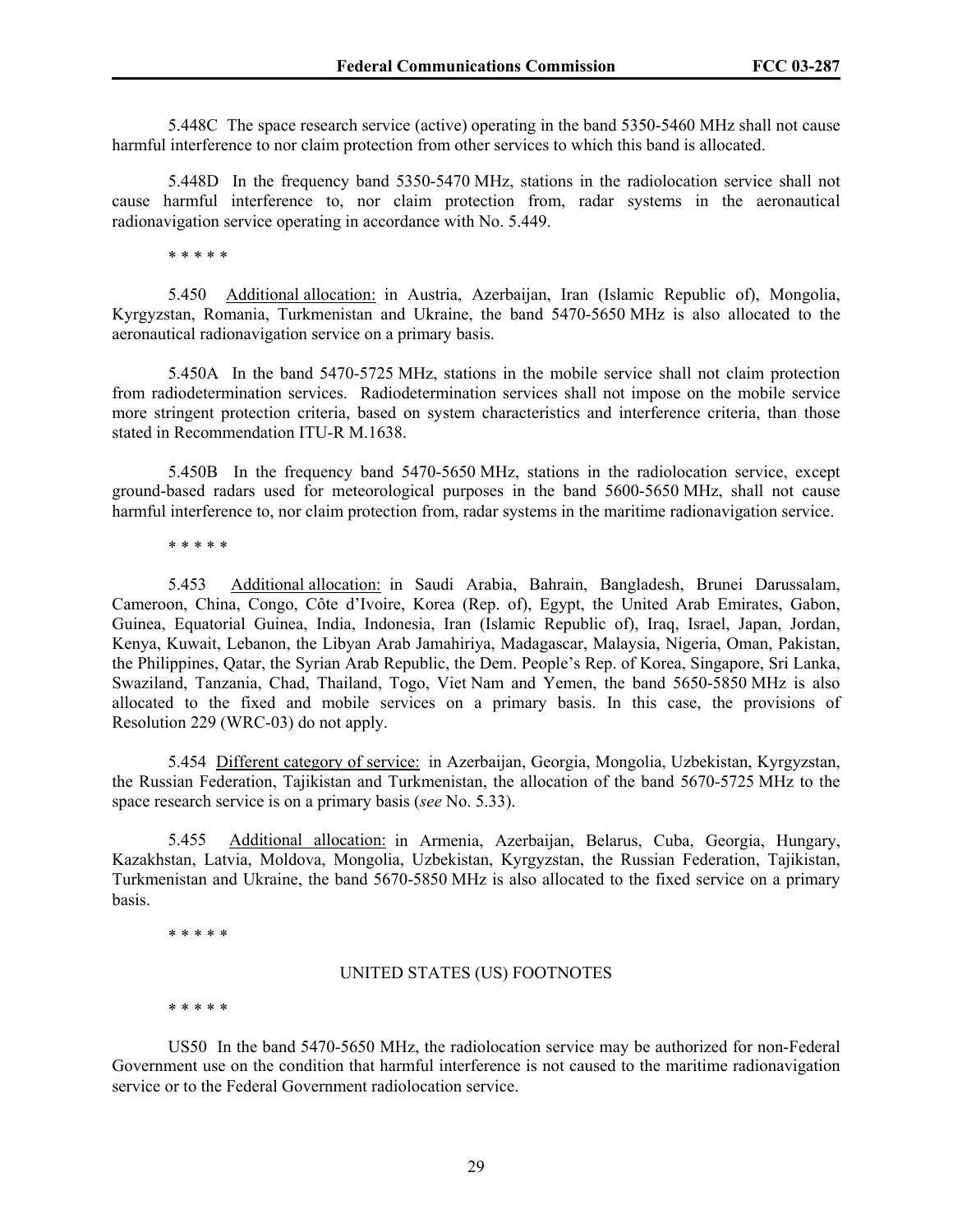5.448C The space research service (active) operating in the band 5350-5460 MHz shall not cause harmful interference to nor claim protection from other services to which this band is allocated.

5.448D In the frequency band 5350-5470 MHz, stations in the radiolocation service shall not cause harmful interference to, nor claim protection from, radar systems in the aeronautical radionavigation service operating in accordance with No. 5.449.

\* \* \* \* \*

5.450 Additional allocation: in Austria, Azerbaijan, Iran (Islamic Republic of), Mongolia, Kyrgyzstan, Romania, Turkmenistan and Ukraine, the band 5470-5650 MHz is also allocated to the aeronautical radionavigation service on a primary basis.

5.450A In the band 5470-5725 MHz, stations in the mobile service shall not claim protection from radiodetermination services. Radiodetermination services shall not impose on the mobile service more stringent protection criteria, based on system characteristics and interference criteria, than those stated in Recommendation ITU-R M.1638.

5.450B In the frequency band 5470-5650 MHz, stations in the radiolocation service, except ground-based radars used for meteorological purposes in the band 5600-5650 MHz, shall not cause harmful interference to, nor claim protection from, radar systems in the maritime radionavigation service.

\* \* \* \* \*

5.453 Additional allocation: in Saudi Arabia, Bahrain, Bangladesh, Brunei Darussalam, Cameroon, China, Congo, Côte d'Ivoire, Korea (Rep. of), Egypt, the United Arab Emirates, Gabon, Guinea, Equatorial Guinea, India, Indonesia, Iran (Islamic Republic of), Iraq, Israel, Japan, Jordan, Kenya, Kuwait, Lebanon, the Libyan Arab Jamahiriya, Madagascar, Malaysia, Nigeria, Oman, Pakistan, the Philippines, Qatar, the Syrian Arab Republic, the Dem. People's Rep. of Korea, Singapore, Sri Lanka, Swaziland, Tanzania, Chad, Thailand, Togo, Viet Nam and Yemen, the band 5650-5850 MHz is also allocated to the fixed and mobile services on a primary basis. In this case, the provisions of Resolution 229 (WRC-03) do not apply.

5.454 Different category of service: in Azerbaijan, Georgia, Mongolia, Uzbekistan, Kyrgyzstan, the Russian Federation, Tajikistan and Turkmenistan, the allocation of the band 5670-5725 MHz to the space research service is on a primary basis (*see* No. 5.33).

5.455 Additional allocation: in Armenia, Azerbaijan, Belarus, Cuba, Georgia, Hungary, Kazakhstan, Latvia, Moldova, Mongolia, Uzbekistan, Kyrgyzstan, the Russian Federation, Tajikistan, Turkmenistan and Ukraine, the band 5670-5850 MHz is also allocated to the fixed service on a primary basis.

\* \* \* \* \*

UNITED STATES (US) FOOTNOTES

\* \* \* \* \*

US50 In the band 5470-5650 MHz, the radiolocation service may be authorized for non-Federal Government use on the condition that harmful interference is not caused to the maritime radionavigation service or to the Federal Government radiolocation service.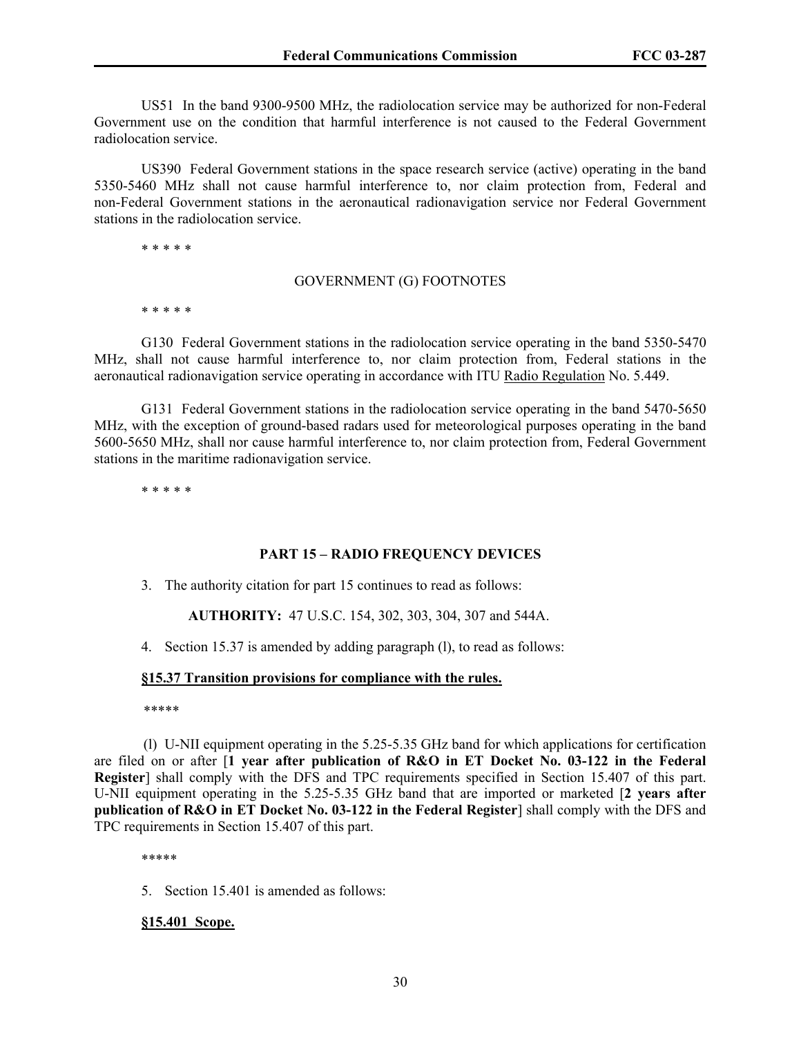US51  In the band 9300-9500 MHz, the radiolocation service may be authorized for non-Federal Government use on the condition that harmful interference is not caused to the Federal Government radiolocation service.

US390  Federal Government stations in the space research service (active) operating in the band 5350-5460 MHz shall not cause harmful interference to, nor claim protection from, Federal and non-Federal Government stations in the aeronautical radionavigation service nor Federal Government stations in the radiolocation service.

\* \* \* \* \*

GOVERNMENT (G) FOOTNOTES

\* \* \* \* \*

G130  Federal Government stations in the radiolocation service operating in the band 5350-5470 MHz, shall not cause harmful interference to, nor claim protection from, Federal stations in the aeronautical radionavigation service operating in accordance with ITU Radio Regulation No. 5.449.

G131  Federal Government stations in the radiolocation service operating in the band 5470-5650 MHz, with the exception of ground-based radars used for meteorological purposes operating in the band 5600-5650 MHz, shall nor cause harmful interference to, nor claim protection from, Federal Government stations in the maritime radionavigation service.

\* \* \* \* \*

**PART 15 – RADIO FREQUENCY DEVICES**

3. The authority citation for part 15 continues to read as follows:

**AUTHORITY:** 47 U.S.C. 154, 302, 303, 304, 307 and 544A.

4. Section 15.37 is amended by adding paragraph (l), to read as follows:

**§15.37 Transition provisions for compliance with the rules.**

\*\*\*\*\*

(l) U-NII equipment operating in the 5.25-5.35 GHz band for which applications for certification are filed on or after [**1 year after publication of R&O in ET Docket No. 03-122 in the Federal Register**] shall comply with the DFS and TPC requirements specified in Section 15.407 of this part. U-NII equipment operating in the 5.25-5.35 GHz band that are imported or marketed [**2 years after publication of R&O in ET Docket No. 03-122 in the Federal Register**] shall comply with the DFS and TPC requirements in Section 15.407 of this part.

\*\*\*\*\*

5. Section 15.401 is amended as follows:

**§15.401 Scope.**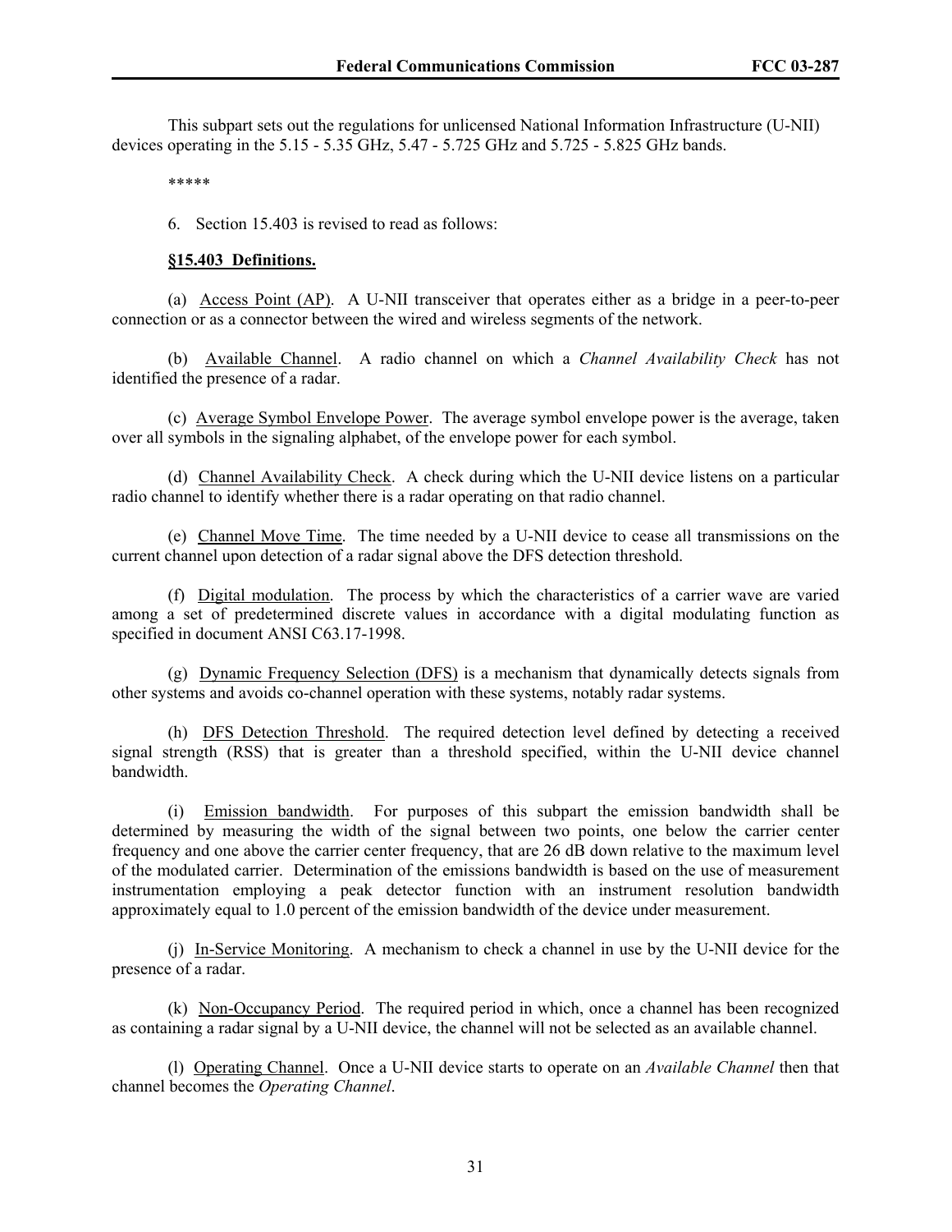This subpart sets out the regulations for unlicensed National Information Infrastructure (U-NII) devices operating in the 5.15 - 5.35 GHz, 5.47 - 5.725 GHz and 5.725 - 5.825 GHz bands.

*****

6. Section 15.403 is revised to read as follows:

**§15.403 Definitions.**

(a) Access Point (AP). A U-NII transceiver that operates either as a bridge in a peer-to-peer connection or as a connector between the wired and wireless segments of the network.

(b) Available Channel. A radio channel on which a *Channel Availability Check* has not identified the presence of a radar.

(c) Average Symbol Envelope Power. The average symbol envelope power is the average, taken over all symbols in the signaling alphabet, of the envelope power for each symbol.

(d) Channel Availability Check. A check during which the U-NII device listens on a particular radio channel to identify whether there is a radar operating on that radio channel.

(e) Channel Move Time. The time needed by a U-NII device to cease all transmissions on the current channel upon detection of a radar signal above the DFS detection threshold.

(f) Digital modulation. The process by which the characteristics of a carrier wave are varied among a set of predetermined discrete values in accordance with a digital modulating function as specified in document ANSI C63.17-1998.

(g) Dynamic Frequency Selection (DFS) is a mechanism that dynamically detects signals from other systems and avoids co-channel operation with these systems, notably radar systems.

(h) DFS Detection Threshold. The required detection level defined by detecting a received signal strength (RSS) that is greater than a threshold specified, within the U-NII device channel bandwidth.

(i) Emission bandwidth. For purposes of this subpart the emission bandwidth shall be determined by measuring the width of the signal between two points, one below the carrier center frequency and one above the carrier center frequency, that are 26 dB down relative to the maximum level of the modulated carrier. Determination of the emissions bandwidth is based on the use of measurement instrumentation employing a peak detector function with an instrument resolution bandwidth approximately equal to 1.0 percent of the emission bandwidth of the device under measurement.

(j) In-Service Monitoring. A mechanism to check a channel in use by the U-NII device for the presence of a radar.

(k) Non-Occupancy Period. The required period in which, once a channel has been recognized as containing a radar signal by a U-NII device, the channel will not be selected as an available channel.

(l) Operating Channel. Once a U-NII device starts to operate on an *Available Channel* then that channel becomes the *Operating Channel*.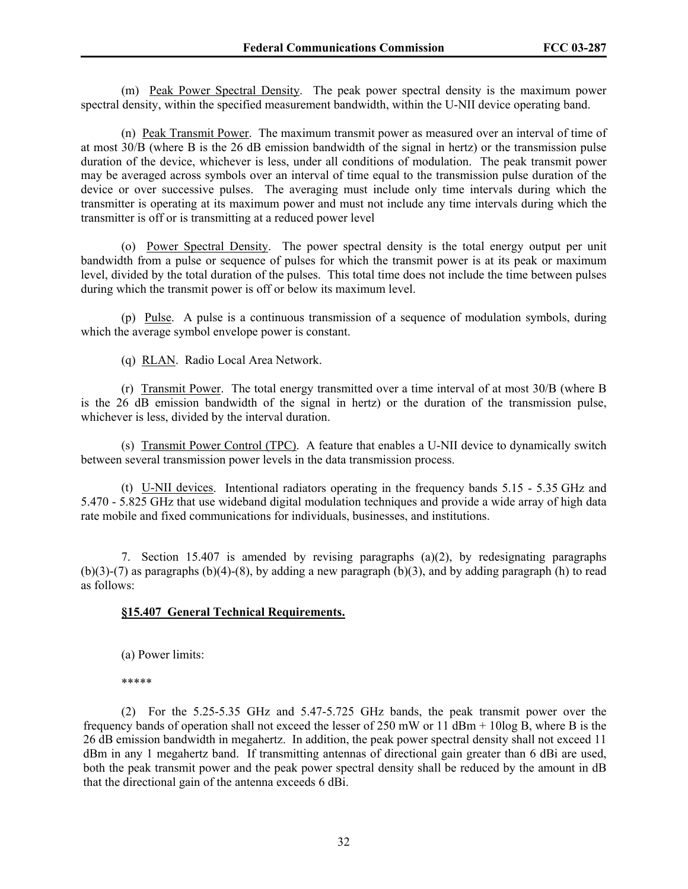(m) Peak Power Spectral Density. The peak power spectral density is the maximum power spectral density, within the specified measurement bandwidth, within the U-NII device operating band.

(n) Peak Transmit Power. The maximum transmit power as measured over an interval of time of at most 30/B (where B is the 26 dB emission bandwidth of the signal in hertz) or the transmission pulse duration of the device, whichever is less, under all conditions of modulation. The peak transmit power may be averaged across symbols over an interval of time equal to the transmission pulse duration of the device or over successive pulses. The averaging must include only time intervals during which the transmitter is operating at its maximum power and must not include any time intervals during which the transmitter is off or is transmitting at a reduced power level

(o) Power Spectral Density. The power spectral density is the total energy output per unit bandwidth from a pulse or sequence of pulses for which the transmit power is at its peak or maximum level, divided by the total duration of the pulses. This total time does not include the time between pulses during which the transmit power is off or below its maximum level.

(p) Pulse. A pulse is a continuous transmission of a sequence of modulation symbols, during which the average symbol envelope power is constant.

(q) RLAN. Radio Local Area Network.

(r) Transmit Power. The total energy transmitted over a time interval of at most 30/B (where B is the 26 dB emission bandwidth of the signal in hertz) or the duration of the transmission pulse, whichever is less, divided by the interval duration.

(s) Transmit Power Control (TPC). A feature that enables a U-NII device to dynamically switch between several transmission power levels in the data transmission process.

(t) U-NII devices. Intentional radiators operating in the frequency bands 5.15 - 5.35 GHz and 5.470 - 5.825 GHz that use wideband digital modulation techniques and provide a wide array of high data rate mobile and fixed communications for individuals, businesses, and institutions.

7. Section 15.407 is amended by revising paragraphs (a)(2), by redesignating paragraphs (b)(3)-(7) as paragraphs (b)(4)-(8), by adding a new paragraph (b)(3), and by adding paragraph (h) to read as follows:

**§15.407 General Technical Requirements.**

(a) Power limits:

*****

(2) For the 5.25-5.35 GHz and 5.47-5.725 GHz bands, the peak transmit power over the frequency bands of operation shall not exceed the lesser of 250 mW or 11 dBm + 10log B, where B is the 26 dB emission bandwidth in megahertz. In addition, the peak power spectral density shall not exceed 11 dBm in any 1 megahertz band. If transmitting antennas of directional gain greater than 6 dBi are used, both the peak transmit power and the peak power spectral density shall be reduced by the amount in dB that the directional gain of the antenna exceeds 6 dBi.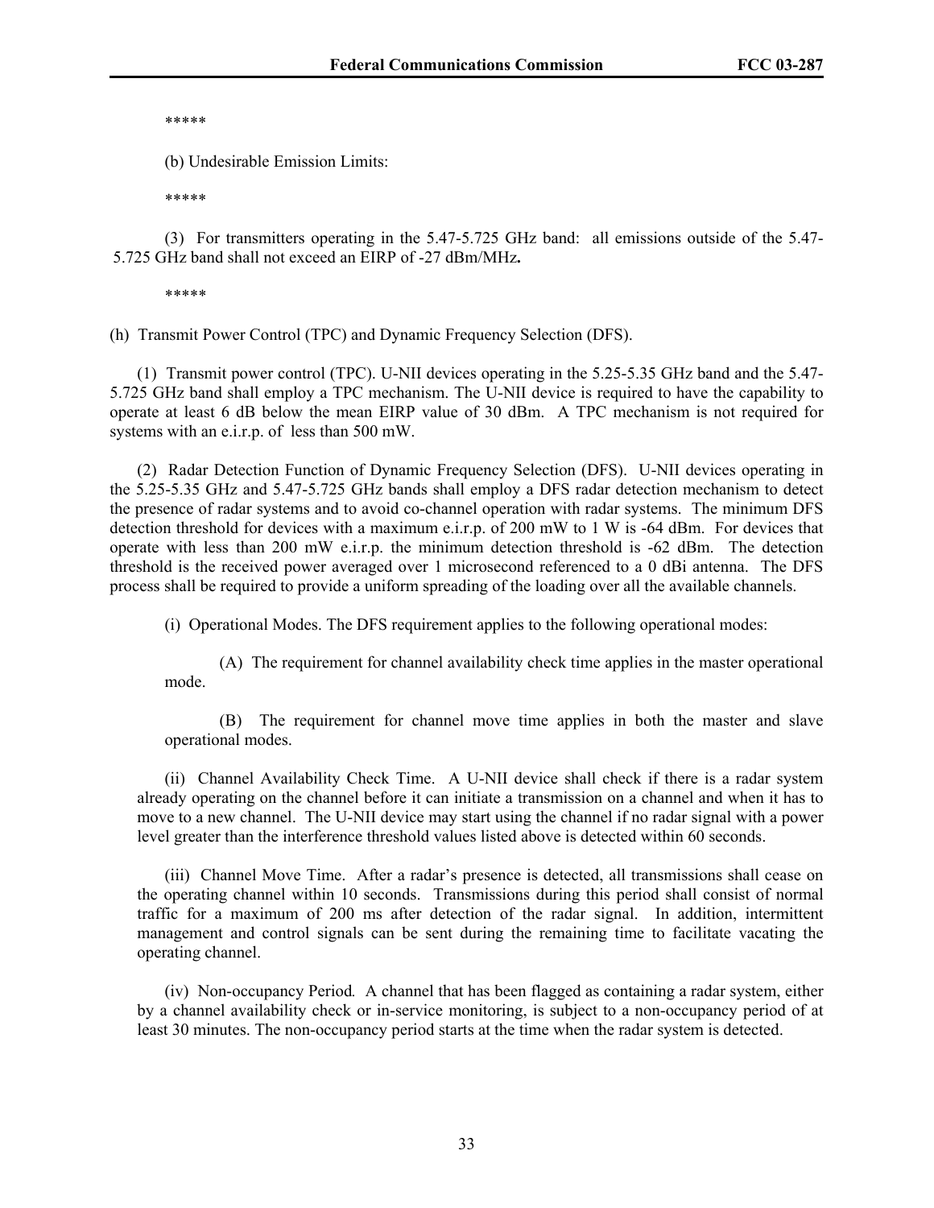*****

(b) Undesirable Emission Limits:

*****

(3) For transmitters operating in the 5.47-5.725 GHz band: all emissions outside of the 5.47-5.725 GHz band shall not exceed an EIRP of -27 dBm/MHz**.**

*****

(h) Transmit Power Control (TPC) and Dynamic Frequency Selection (DFS).

(1) Transmit power control (TPC). U-NII devices operating in the 5.25-5.35 GHz band and the 5.47-5.725 GHz band shall employ a TPC mechanism. The U-NII device is required to have the capability to operate at least 6 dB below the mean EIRP value of 30 dBm. A TPC mechanism is not required for systems with an e.i.r.p. of less than 500 mW.

(2) Radar Detection Function of Dynamic Frequency Selection (DFS). U-NII devices operating in the 5.25-5.35 GHz and 5.47-5.725 GHz bands shall employ a DFS radar detection mechanism to detect the presence of radar systems and to avoid co-channel operation with radar systems. The minimum DFS detection threshold for devices with a maximum e.i.r.p. of 200 mW to 1 W is -64 dBm. For devices that operate with less than 200 mW e.i.r.p. the minimum detection threshold is -62 dBm. The detection threshold is the received power averaged over 1 microsecond referenced to a 0 dBi antenna. The DFS process shall be required to provide a uniform spreading of the loading over all the available channels.

(i) Operational Modes. The DFS requirement applies to the following operational modes:

(A) The requirement for channel availability check time applies in the master operational mode.

(B) The requirement for channel move time applies in both the master and slave operational modes.

(ii) Channel Availability Check Time. A U-NII device shall check if there is a radar system already operating on the channel before it can initiate a transmission on a channel and when it has to move to a new channel. The U-NII device may start using the channel if no radar signal with a power level greater than the interference threshold values listed above is detected within 60 seconds.

(iii) Channel Move Time. After a radar's presence is detected, all transmissions shall cease on the operating channel within 10 seconds. Transmissions during this period shall consist of normal traffic for a maximum of 200 ms after detection of the radar signal. In addition, intermittent management and control signals can be sent during the remaining time to facilitate vacating the operating channel.

(iv) Non-occupancy Period*.* A channel that has been flagged as containing a radar system, either by a channel availability check or in-service monitoring, is subject to a non-occupancy period of at least 30 minutes. The non-occupancy period starts at the time when the radar system is detected.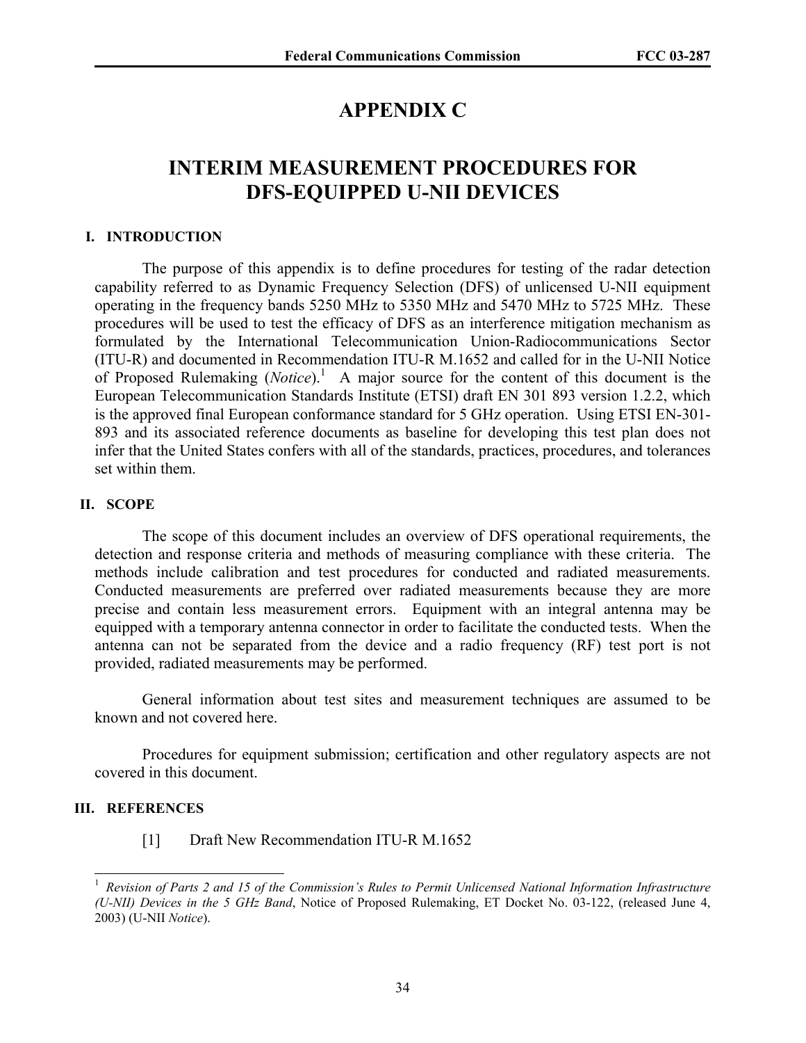# APPENDIX C

# INTERIM MEASUREMENT PROCEDURES FOR DFS-EQUIPPED U-NII DEVICES

## I. INTRODUCTION

The purpose of this appendix is to define procedures for testing of the radar detection capability referred to as Dynamic Frequency Selection (DFS) of unlicensed U-NII equipment operating in the frequency bands 5250 MHz to 5350 MHz and 5470 MHz to 5725 MHz. These procedures will be used to test the efficacy of DFS as an interference mitigation mechanism as formulated by the International Telecommunication Union-Radiocommunications Sector (ITU-R) and documented in Recommendation ITU-R M.1652 and called for in the U-NII Notice of Proposed Rulemaking (*Notice*).[1] A major source for the content of this document is the European Telecommunication Standards Institute (ETSI) draft EN 301 893 version 1.2.2, which is the approved final European conformance standard for 5 GHz operation. Using ETSI EN-301-893 and its associated reference documents as baseline for developing this test plan does not infer that the United States confers with all of the standards, practices, procedures, and tolerances set within them.

## II. SCOPE

The scope of this document includes an overview of DFS operational requirements, the detection and response criteria and methods of measuring compliance with these criteria. The methods include calibration and test procedures for conducted and radiated measurements. Conducted measurements are preferred over radiated measurements because they are more precise and contain less measurement errors. Equipment with an integral antenna may be equipped with a temporary antenna connector in order to facilitate the conducted tests. When the antenna can not be separated from the device and a radio frequency (RF) test port is not provided, radiated measurements may be performed.

General information about test sites and measurement techniques are assumed to be known and not covered here.

Procedures for equipment submission; certification and other regulatory aspects are not covered in this document.

## III. REFERENCES

[1] Draft New Recommendation ITU-R M.1652

---

1 *Revision of Parts 2 and 15 of the Commission's Rules to Permit Unlicensed National Information Infrastructure (U-NII) Devices in the 5 GHz Band*, Notice of Proposed Rulemaking, ET Docket No. 03-122, (released June 4, 2003) (U-NII *Notice*).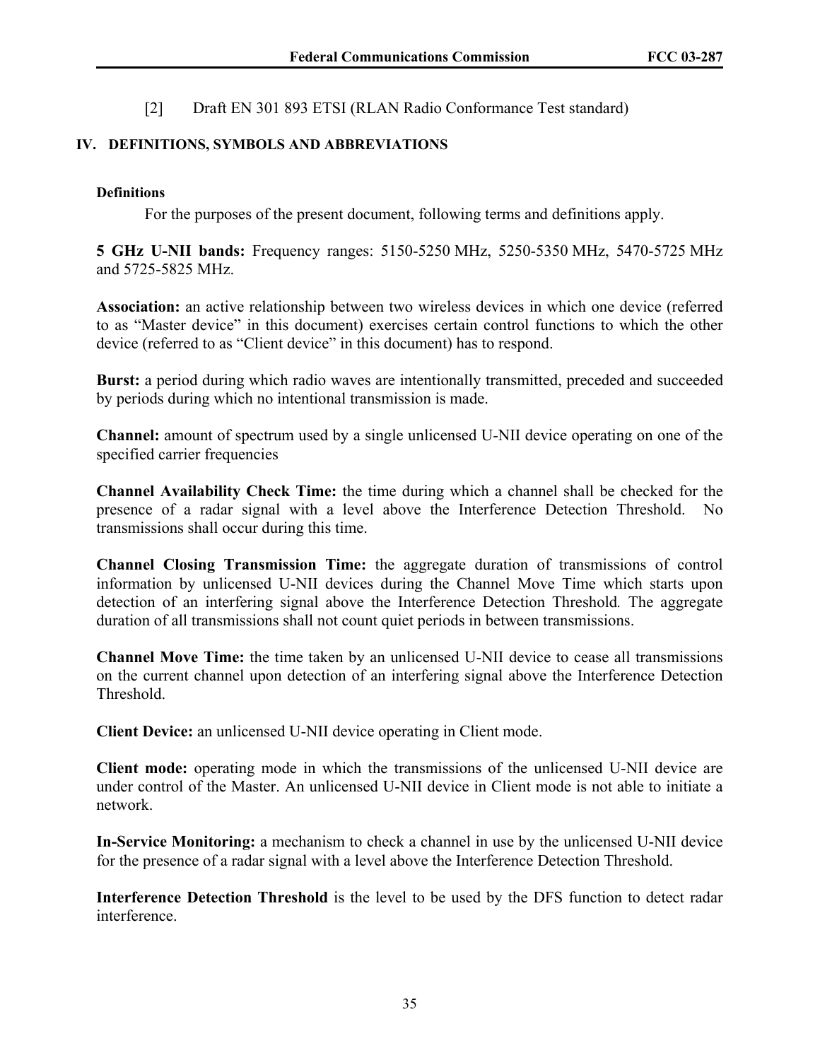[2] Draft EN 301 893 ETSI (RLAN Radio Conformance Test standard)

## IV. DEFINITIONS, SYMBOLS AND ABBREVIATIONS

### Definitions

For the purposes of the present document, following terms and definitions apply.

**5 GHz U-NII bands:** Frequency ranges: 5150-5250 MHz, 5250-5350 MHz, 5470-5725 MHz and 5725-5825 MHz.

**Association:** an active relationship between two wireless devices in which one device (referred to as "Master device" in this document) exercises certain control functions to which the other device (referred to as "Client device" in this document) has to respond.

**Burst:** a period during which radio waves are intentionally transmitted, preceded and succeeded by periods during which no intentional transmission is made.

**Channel:** amount of spectrum used by a single unlicensed U-NII device operating on one of the specified carrier frequencies

**Channel Availability Check Time:** the time during which a channel shall be checked for the presence of a radar signal with a level above the Interference Detection Threshold. No transmissions shall occur during this time.

**Channel Closing Transmission Time:** the aggregate duration of transmissions of control information by unlicensed U-NII devices during the Channel Move Time which starts upon detection of an interfering signal above the Interference Detection Threshold*.* The aggregate duration of all transmissions shall not count quiet periods in between transmissions.

**Channel Move Time:** the time taken by an unlicensed U-NII device to cease all transmissions on the current channel upon detection of an interfering signal above the Interference Detection Threshold.

**Client Device:** an unlicensed U-NII device operating in Client mode.

**Client mode:** operating mode in which the transmissions of the unlicensed U-NII device are under control of the Master. An unlicensed U-NII device in Client mode is not able to initiate a network.

**In-Service Monitoring:** a mechanism to check a channel in use by the unlicensed U-NII device for the presence of a radar signal with a level above the Interference Detection Threshold.

**Interference Detection Threshold** is the level to be used by the DFS function to detect radar interference.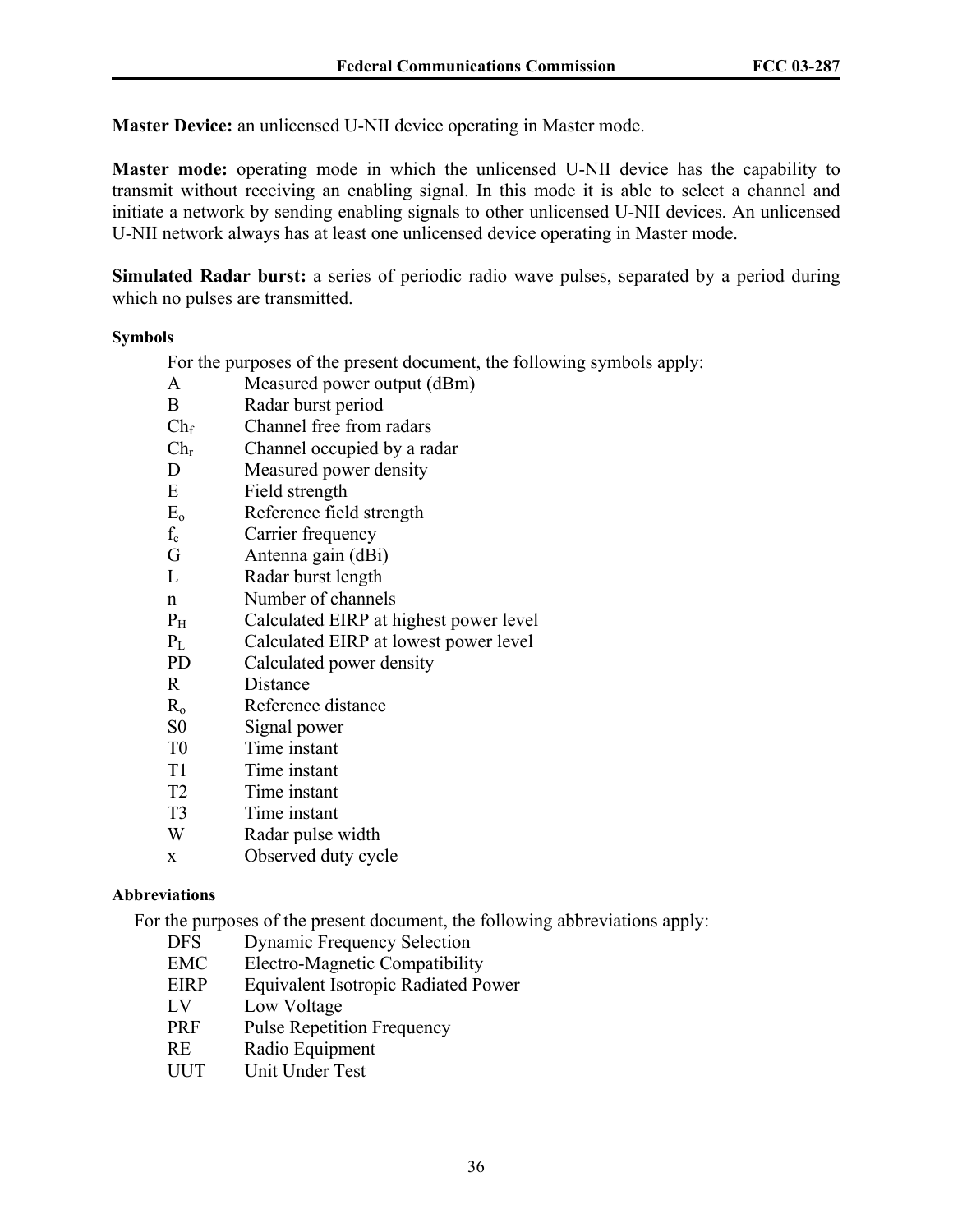**Master Device:** an unlicensed U-NII device operating in Master mode.

**Master mode:** operating mode in which the unlicensed U-NII device has the capability to transmit without receiving an enabling signal. In this mode it is able to select a channel and initiate a network by sending enabling signals to other unlicensed U-NII devices. An unlicensed U-NII network always has at least one unlicensed device operating in Master mode.

**Simulated Radar burst:** a series of periodic radio wave pulses, separated by a period during which no pulses are transmitted.

#### Symbols

For the purposes of the present document, the following symbols apply:

| | |
|---|---|
| A | Measured power output (dBm) |
| B | Radar burst period |
| $Ch_f$ | Channel free from radars |
| $Ch_r$ | Channel occupied by a radar |
| D | Measured power density |
| E | Field strength |
| $E_o$ | Reference field strength |
| $f_c$ | Carrier frequency |
| G | Antenna gain (dBi) |
| L | Radar burst length |
| n | Number of channels |
| $P_H$ | Calculated EIRP at highest power level |
| $P_L$ | Calculated EIRP at lowest power level |
| PD | Calculated power density |
| R | Distance |
| $R_o$ | Reference distance |
| S0 | Signal power |
| T0 | Time instant |
| T1 | Time instant |
| T2 | Time instant |
| T3 | Time instant |
| W | Radar pulse width |
| x | Observed duty cycle |

#### Abbreviations

For the purposes of the present document, the following abbreviations apply:

| | |
|---|---|
| DFS | Dynamic Frequency Selection |
| EMC | Electro-Magnetic Compatibility |
| EIRP | Equivalent Isotropic Radiated Power |
| LV | Low Voltage |
| PRF | Pulse Repetition Frequency |
| RE | Radio Equipment |
| UUT | Unit Under Test |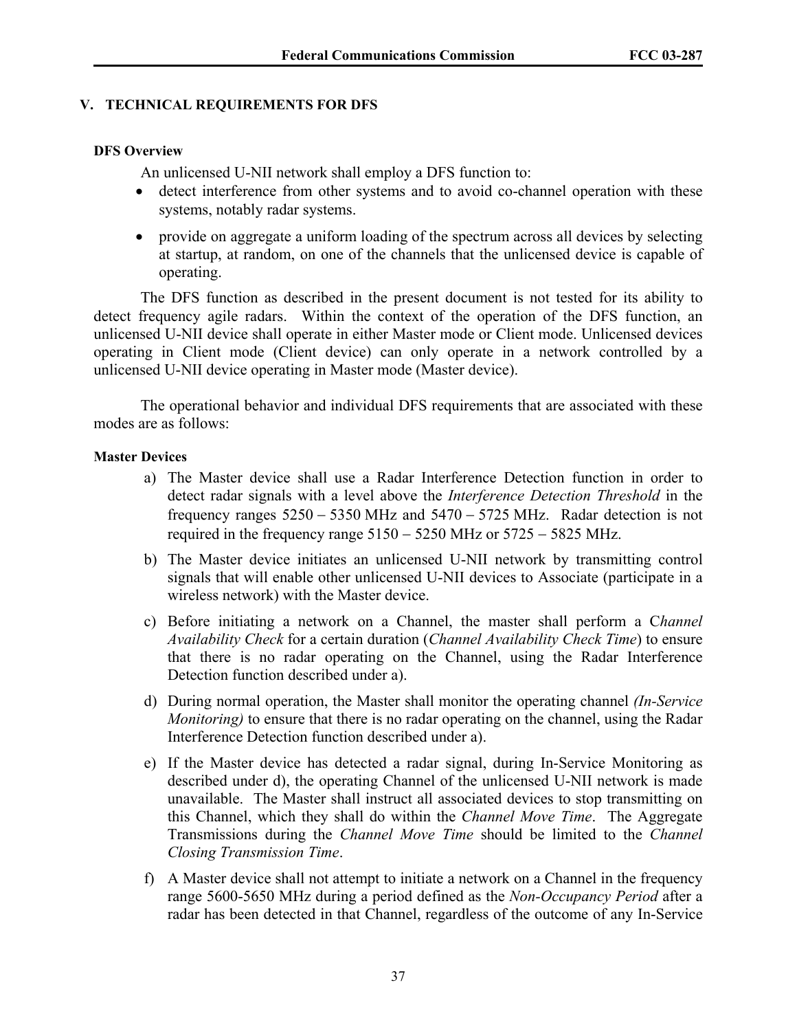## V. TECHNICAL REQUIREMENTS FOR DFS

**DFS Overview**

An unlicensed U-NII network shall employ a DFS function to:

- detect interference from other systems and to avoid co-channel operation with these systems, notably radar systems.
- provide on aggregate a uniform loading of the spectrum across all devices by selecting at startup, at random, on one of the channels that the unlicensed device is capable of operating.

The DFS function as described in the present document is not tested for its ability to detect frequency agile radars. Within the context of the operation of the DFS function, an unlicensed U-NII device shall operate in either Master mode or Client mode. Unlicensed devices operating in Client mode (Client device) can only operate in a network controlled by a unlicensed U-NII device operating in Master mode (Master device).

The operational behavior and individual DFS requirements that are associated with these modes are as follows:

**Master Devices**

a) The Master device shall use a Radar Interference Detection function in order to detect radar signals with a level above the *Interference Detection Threshold* in the frequency ranges 5250 – 5350 MHz and 5470 – 5725 MHz. Radar detection is not required in the frequency range 5150 – 5250 MHz or 5725 – 5825 MHz.

b) The Master device initiates an unlicensed U-NII network by transmitting control signals that will enable other unlicensed U-NII devices to Associate (participate in a wireless network) with the Master device.

c) Before initiating a network on a Channel, the master shall perform a C*hannel Availability Check* for a certain duration (*Channel Availability Check Time*) to ensure that there is no radar operating on the Channel, using the Radar Interference Detection function described under a).

d) During normal operation, the Master shall monitor the operating channel *(In-Service Monitoring)* to ensure that there is no radar operating on the channel, using the Radar Interference Detection function described under a).

e) If the Master device has detected a radar signal, during In-Service Monitoring as described under d), the operating Channel of the unlicensed U-NII network is made unavailable. The Master shall instruct all associated devices to stop transmitting on this Channel, which they shall do within the *Channel Move Time*. The Aggregate Transmissions during the *Channel Move Time* should be limited to the *Channel Closing Transmission Time*.

f) A Master device shall not attempt to initiate a network on a Channel in the frequency range 5600-5650 MHz during a period defined as the *Non-Occupancy Period* after a radar has been detected in that Channel, regardless of the outcome of any In-Service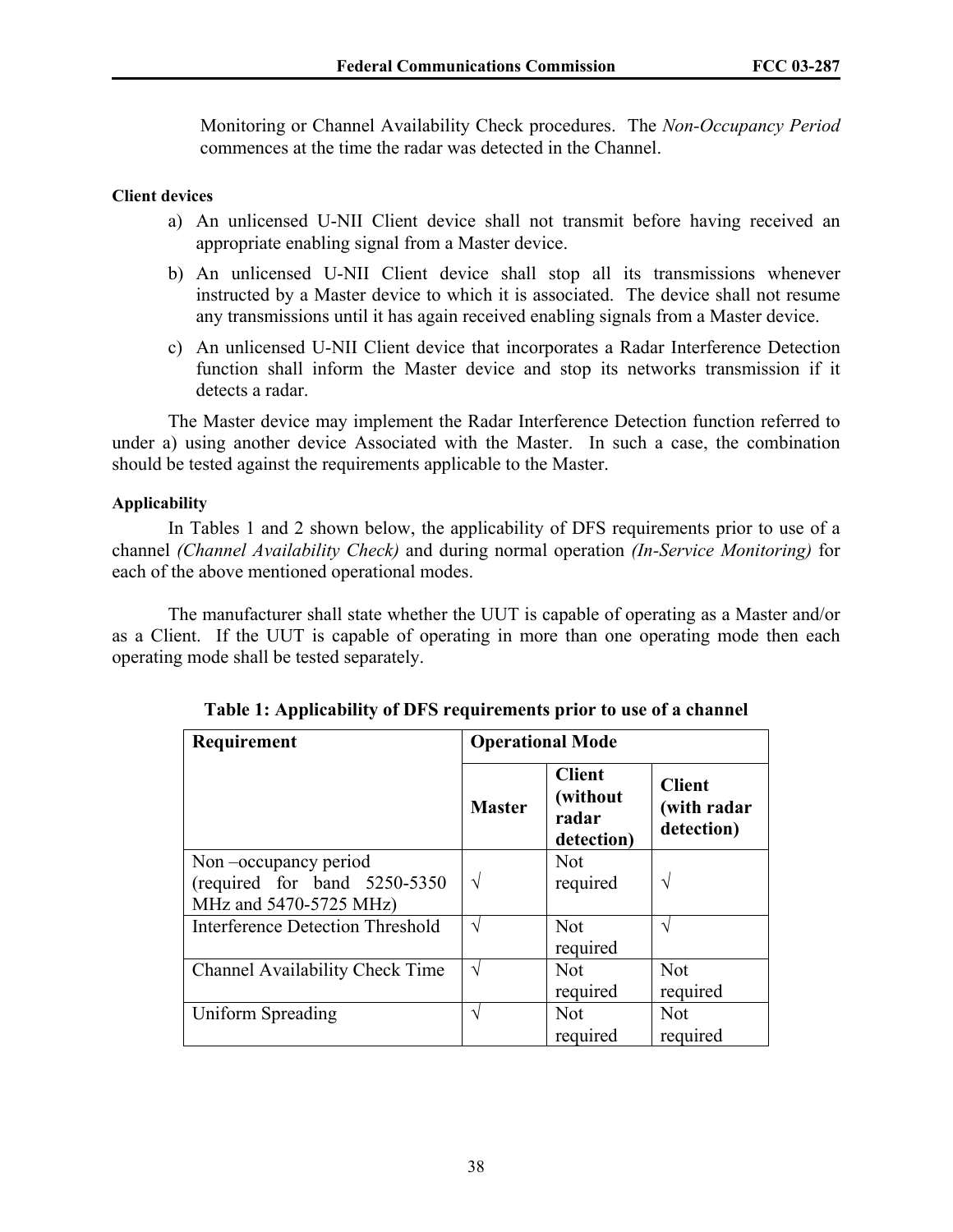Monitoring or Channel Availability Check procedures. The *Non-Occupancy Period* commences at the time the radar was detected in the Channel.

**Client devices**

a) An unlicensed U-NII Client device shall not transmit before having received an appropriate enabling signal from a Master device.

b) An unlicensed U-NII Client device shall stop all its transmissions whenever instructed by a Master device to which it is associated. The device shall not resume any transmissions until it has again received enabling signals from a Master device.

c) An unlicensed U-NII Client device that incorporates a Radar Interference Detection function shall inform the Master device and stop its networks transmission if it detects a radar.

The Master device may implement the Radar Interference Detection function referred to under a) using another device Associated with the Master. In such a case, the combination should be tested against the requirements applicable to the Master.

**Applicability**

In Tables 1 and 2 shown below, the applicability of DFS requirements prior to use of a channel *(Channel Availability Check)* and during normal operation *(In-Service Monitoring)* for each of the above mentioned operational modes.

The manufacturer shall state whether the UUT is capable of operating as a Master and/or as a Client. If the UUT is capable of operating in more than one operating mode then each operating mode shall be tested separately.

**Table 1: Applicability of DFS requirements prior to use of a channel**

| Requirement | Operational Mode | | |
|---|---|---|---|
| | **Master** | **Client (without radar detection)** | **Client (with radar detection)** |
| Non –occupancy period (required for band 5250-5350 MHz and 5470-5725 MHz) | √ | Not required | √ |
| Interference Detection Threshold | √ | Not required | √ |
| Channel Availability Check Time | √ | Not required | Not required |
| Uniform Spreading | √ | Not required | Not required |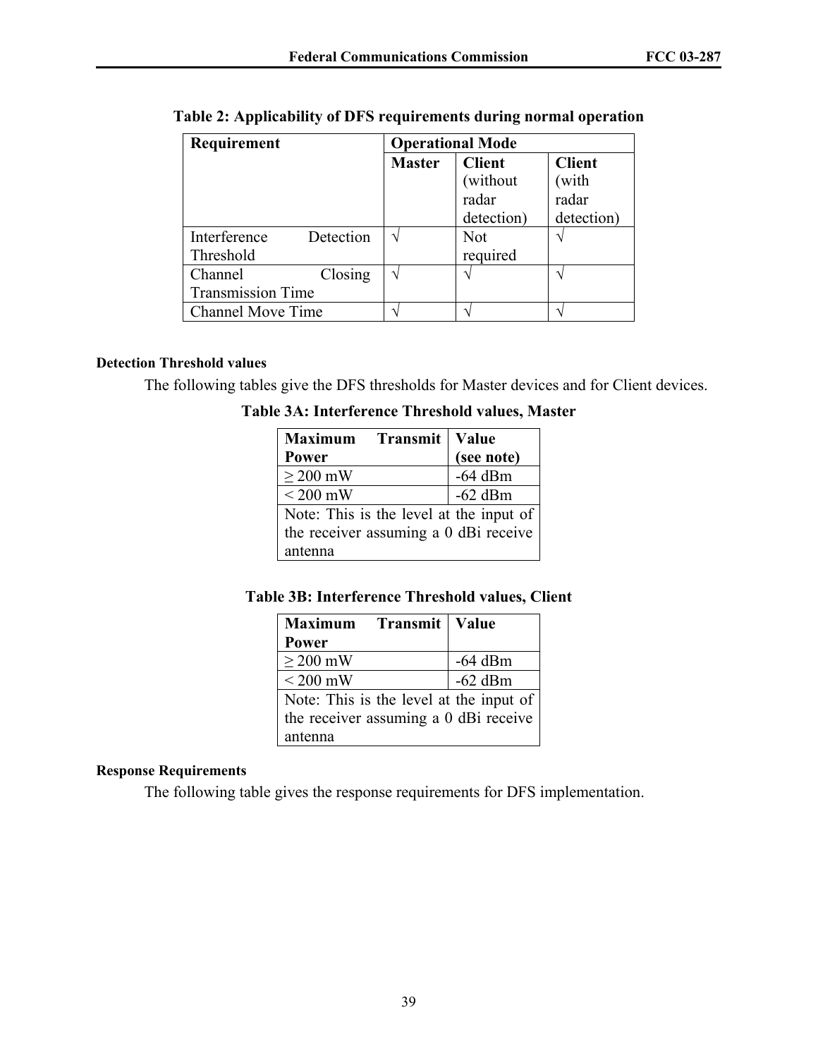**Table 2: Applicability of DFS requirements during normal operation**

| Requirement | Operational Mode | | |
|---|---|---|---|
| | **Master** | **Client** (without radar detection) | **Client** (with radar detection) |
| Interference Detection Threshold | √ | Not required | √ |
| Channel Closing Transmission Time | √ | √ | √ |
| Channel Move Time | √ | √ | √ |

**Detection Threshold values**

The following tables give the DFS thresholds for Master devices and for Client devices.

**Table 3A: Interference Threshold values, Master**

| Maximum Transmit Power | Value (see note) |
|---|---|
| ≥ 200 mW | -64 dBm |
| < 200 mW | -62 dBm |
| Note: This is the level at the input of the receiver assuming a 0 dBi receive antenna | |

**Table 3B: Interference Threshold values, Client**

| Maximum Transmit Power | Value |
|---|---|
| ≥ 200 mW | -64 dBm |
| < 200 mW | -62 dBm |
| Note: This is the level at the input of the receiver assuming a 0 dBi receive antenna | |

**Response Requirements**

The following table gives the response requirements for DFS implementation.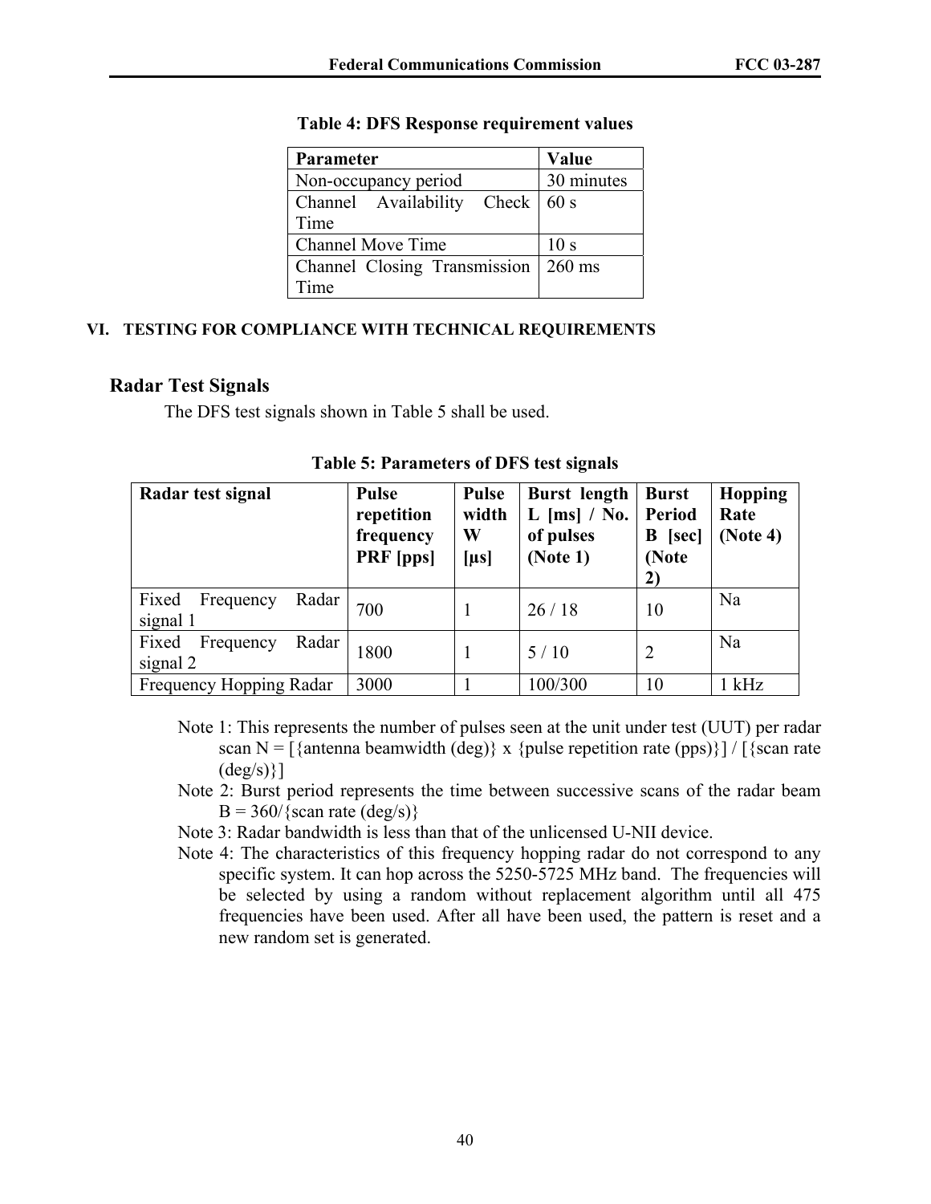**Table 4: DFS Response requirement values**

| Parameter | Value |
|---|---|
| Non-occupancy period | 30 minutes |
| Channel Availability Check Time | 60 s |
| Channel Move Time | 10 s |
| Channel Closing Transmission Time | 260 ms |

## VI. TESTING FOR COMPLIANCE WITH TECHNICAL REQUIREMENTS

### Radar Test Signals

The DFS test signals shown in Table 5 shall be used.

**Table 5: Parameters of DFS test signals**

| Radar test signal | Pulse repetition frequency PRF [pps] | Pulse width W [μs] | Burst length L [ms] / No. of pulses (Note 1) | Burst Period B [sec] (Note 2) | Hopping Rate (Note 4) |
|---|---|---|---|---|---|
| Fixed Frequency Radar signal 1 | 700 | 1 | 26 / 18 | 10 | Na |
| Fixed Frequency Radar signal 2 | 1800 | 1 | 5 / 10 | 2 | Na |
| Frequency Hopping Radar | 3000 | 1 | 100/300 | 10 | 1 kHz |

Note 1: This represents the number of pulses seen at the unit under test (UUT) per radar scan N = [{antenna beamwidth (deg)} x {pulse repetition rate (pps)}] / [{scan rate (deg/s)}]

Note 2: Burst period represents the time between successive scans of the radar beam B = 360/{scan rate (deg/s)}

Note 3: Radar bandwidth is less than that of the unlicensed U-NII device.

Note 4: The characteristics of this frequency hopping radar do not correspond to any specific system. It can hop across the 5250-5725 MHz band. The frequencies will be selected by using a random without replacement algorithm until all 475 frequencies have been used. After all have been used, the pattern is reset and a new random set is generated.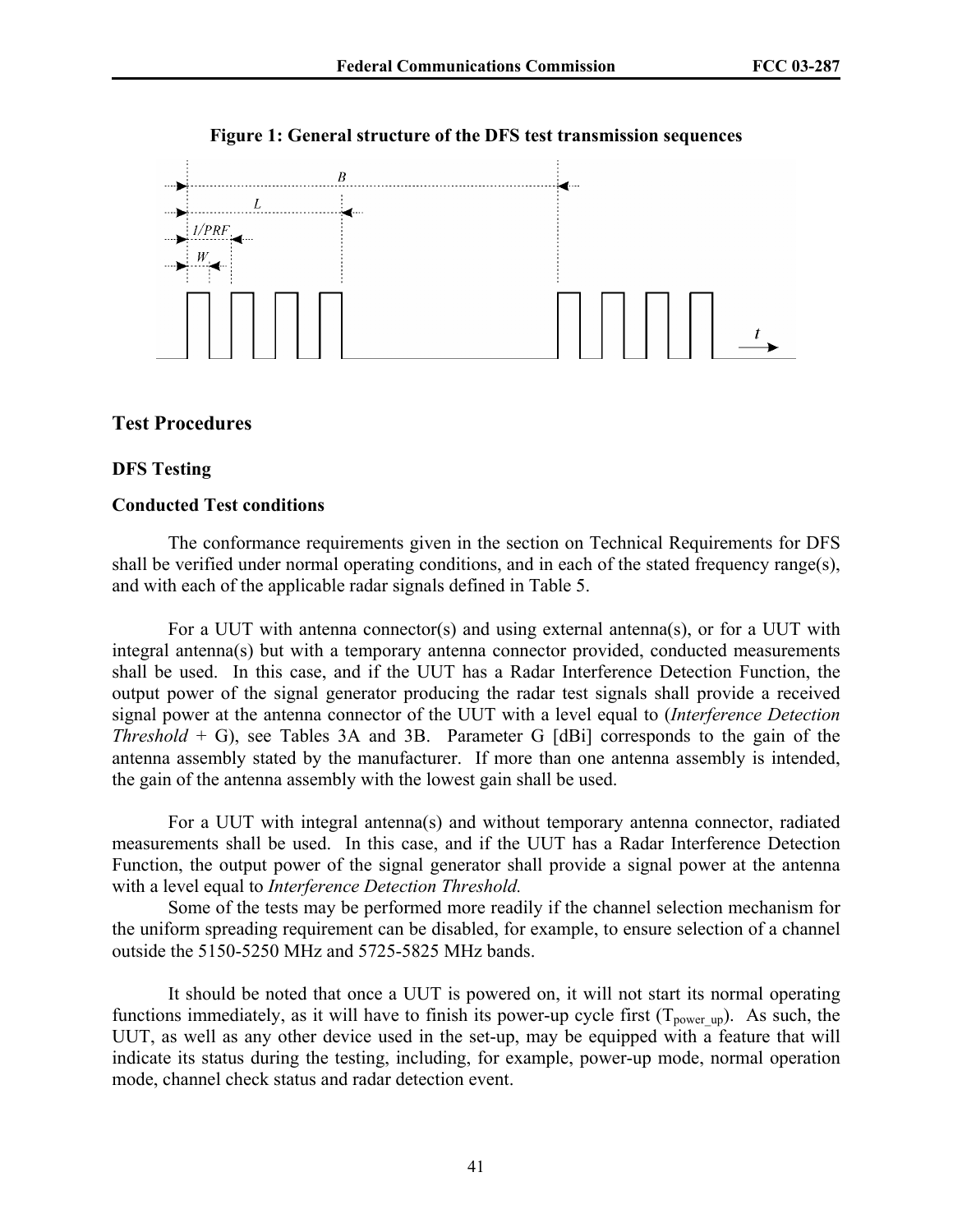**Figure 1: General structure of the DFS test transmission sequences**

## Test Procedures

### DFS Testing

### Conducted Test conditions

The conformance requirements given in the section on Technical Requirements for DFS shall be verified under normal operating conditions, and in each of the stated frequency range(s), and with each of the applicable radar signals defined in Table 5.

For a UUT with antenna connector(s) and using external antenna(s), or for a UUT with integral antenna(s) but with a temporary antenna connector provided, conducted measurements shall be used. In this case, and if the UUT has a Radar Interference Detection Function, the output power of the signal generator producing the radar test signals shall provide a received signal power at the antenna connector of the UUT with a level equal to (*Interference Detection Threshold* + G), see Tables 3A and 3B. Parameter G [dBi] corresponds to the gain of the antenna assembly stated by the manufacturer. If more than one antenna assembly is intended, the gain of the antenna assembly with the lowest gain shall be used.

For a UUT with integral antenna(s) and without temporary antenna connector, radiated measurements shall be used. In this case, and if the UUT has a Radar Interference Detection Function, the output power of the signal generator shall provide a signal power at the antenna with a level equal to *Interference Detection Threshold.*

Some of the tests may be performed more readily if the channel selection mechanism for the uniform spreading requirement can be disabled, for example, to ensure selection of a channel outside the 5150-5250 MHz and 5725-5825 MHz bands.

It should be noted that once a UUT is powered on, it will not start its normal operating functions immediately, as it will have to finish its power-up cycle first ($T_{power\_up}$). As such, the UUT, as well as any other device used in the set-up, may be equipped with a feature that will indicate its status during the testing, including, for example, power-up mode, normal operation mode, channel check status and radar detection event.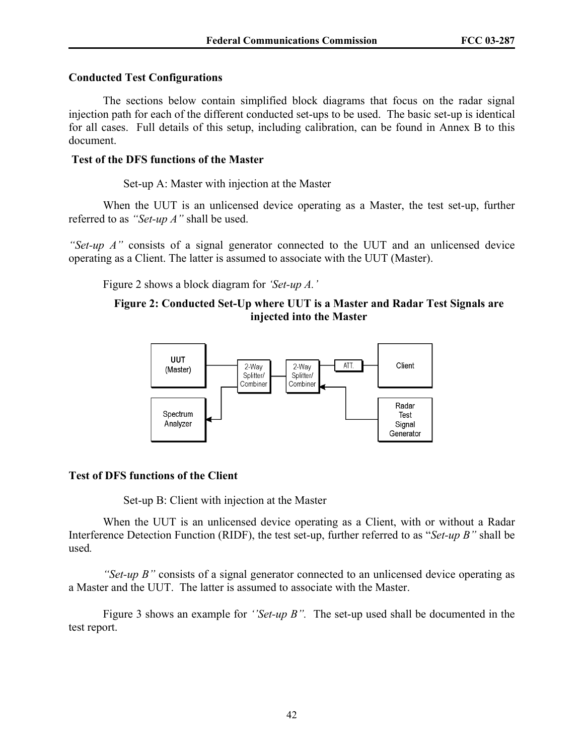**Conducted Test Configurations**

The sections below contain simplified block diagrams that focus on the radar signal injection path for each of the different conducted set-ups to be used. The basic set-up is identical for all cases. Full details of this setup, including calibration, can be found in Annex B to this document.

**Test of the DFS functions of the Master**

Set-up A: Master with injection at the Master

When the UUT is an unlicensed device operating as a Master, the test set-up, further referred to as *"Set-up A"* shall be used.

*"Set-up A"* consists of a signal generator connected to the UUT and an unlicensed device operating as a Client. The latter is assumed to associate with the UUT (Master).

Figure 2 shows a block diagram for *'Set-up A.'*

**Figure 2: Conducted Set-Up where UUT is a Master and Radar Test Signals are injected into the Master**

UUT (Master)
2-Way Splitter/ Combiner
2-Way Splitter/ Combiner
ATT.
Client
Spectrum Analyzer
Radar Test Signal Generator

**Test of DFS functions of the Client**

Set-up B: Client with injection at the Master

When the UUT is an unlicensed device operating as a Client, with or without a Radar Interference Detection Function (RIDF), the test set-up, further referred to as "*Set-up B"* shall be used.

*"Set-up B"* consists of a signal generator connected to an unlicensed device operating as a Master and the UUT. The latter is assumed to associate with the Master.

Figure 3 shows an example for *''Set-up B".* The set-up used shall be documented in the test report.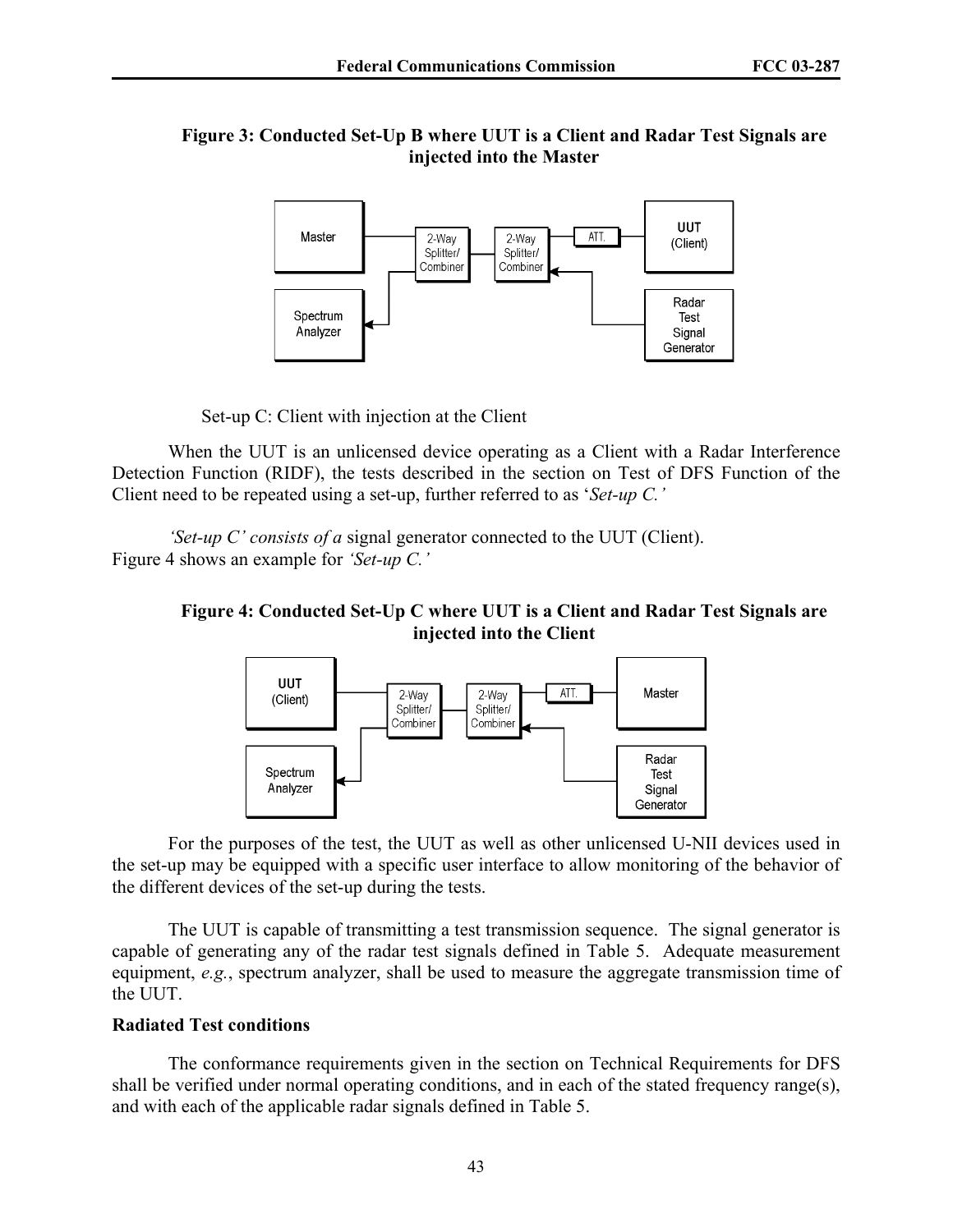**Figure 3: Conducted Set-Up B where UUT is a Client and Radar Test Signals are injected into the Master**

Master

2-Way Splitter/ Combiner

2-Way Splitter/ Combiner

ATT.

UUT (Client)

Spectrum Analyzer

Radar Test Signal Generator

Set-up C: Client with injection at the Client

When the UUT is an unlicensed device operating as a Client with a Radar Interference Detection Function (RIDF), the tests described in the section on Test of DFS Function of the Client need to be repeated using a set-up, further referred to as '*Set-up C.'*

*'Set-up C' consists of a* signal generator connected to the UUT (Client). Figure 4 shows an example for *'Set-up C.'*

**Figure 4: Conducted Set-Up C where UUT is a Client and Radar Test Signals are injected into the Client**

UUT (Client)

2-Way Splitter/ Combiner

2-Way Splitter/ Combiner

ATT.

Master

Spectrum Analyzer

Radar Test Signal Generator

For the purposes of the test, the UUT as well as other unlicensed U-NII devices used in the set-up may be equipped with a specific user interface to allow monitoring of the behavior of the different devices of the set-up during the tests.

The UUT is capable of transmitting a test transmission sequence. The signal generator is capable of generating any of the radar test signals defined in Table 5. Adequate measurement equipment, *e.g.*, spectrum analyzer, shall be used to measure the aggregate transmission time of the UUT.

**Radiated Test conditions**

The conformance requirements given in the section on Technical Requirements for DFS shall be verified under normal operating conditions, and in each of the stated frequency range(s), and with each of the applicable radar signals defined in Table 5.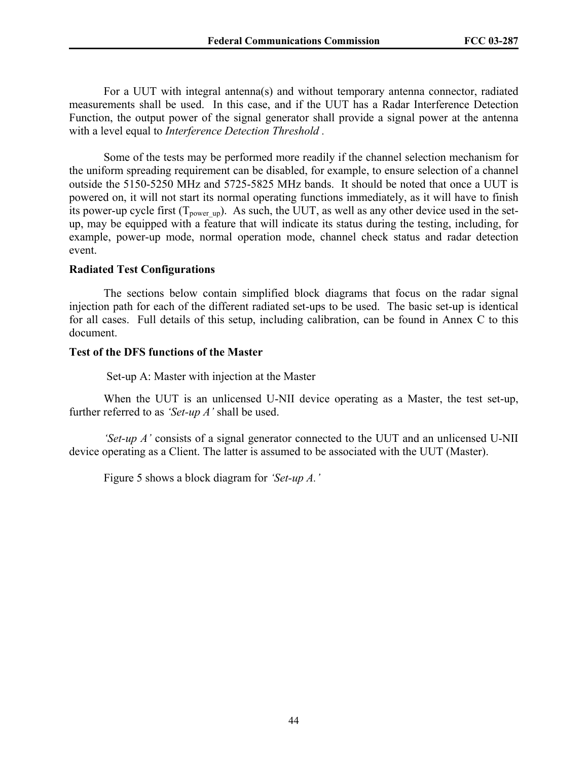For a UUT with integral antenna(s) and without temporary antenna connector, radiated measurements shall be used. In this case, and if the UUT has a Radar Interference Detection Function, the output power of the signal generator shall provide a signal power at the antenna with a level equal to *Interference Detection Threshold* .

Some of the tests may be performed more readily if the channel selection mechanism for the uniform spreading requirement can be disabled, for example, to ensure selection of a channel outside the 5150-5250 MHz and 5725-5825 MHz bands. It should be noted that once a UUT is powered on, it will not start its normal operating functions immediately, as it will have to finish its power-up cycle first ($T_{power\_up}$). As such, the UUT, as well as any other device used in the set-up, may be equipped with a feature that will indicate its status during the testing, including, for example, power-up mode, normal operation mode, channel check status and radar detection event.

**Radiated Test Configurations**

The sections below contain simplified block diagrams that focus on the radar signal injection path for each of the different radiated set-ups to be used. The basic set-up is identical for all cases. Full details of this setup, including calibration, can be found in Annex C to this document.

**Test of the DFS functions of the Master**

Set-up A: Master with injection at the Master

When the UUT is an unlicensed U-NII device operating as a Master, the test set-up, further referred to as *'Set-up A'* shall be used.

*'Set-up A'* consists of a signal generator connected to the UUT and an unlicensed U-NII device operating as a Client. The latter is assumed to be associated with the UUT (Master).

Figure 5 shows a block diagram for *'Set-up A.'*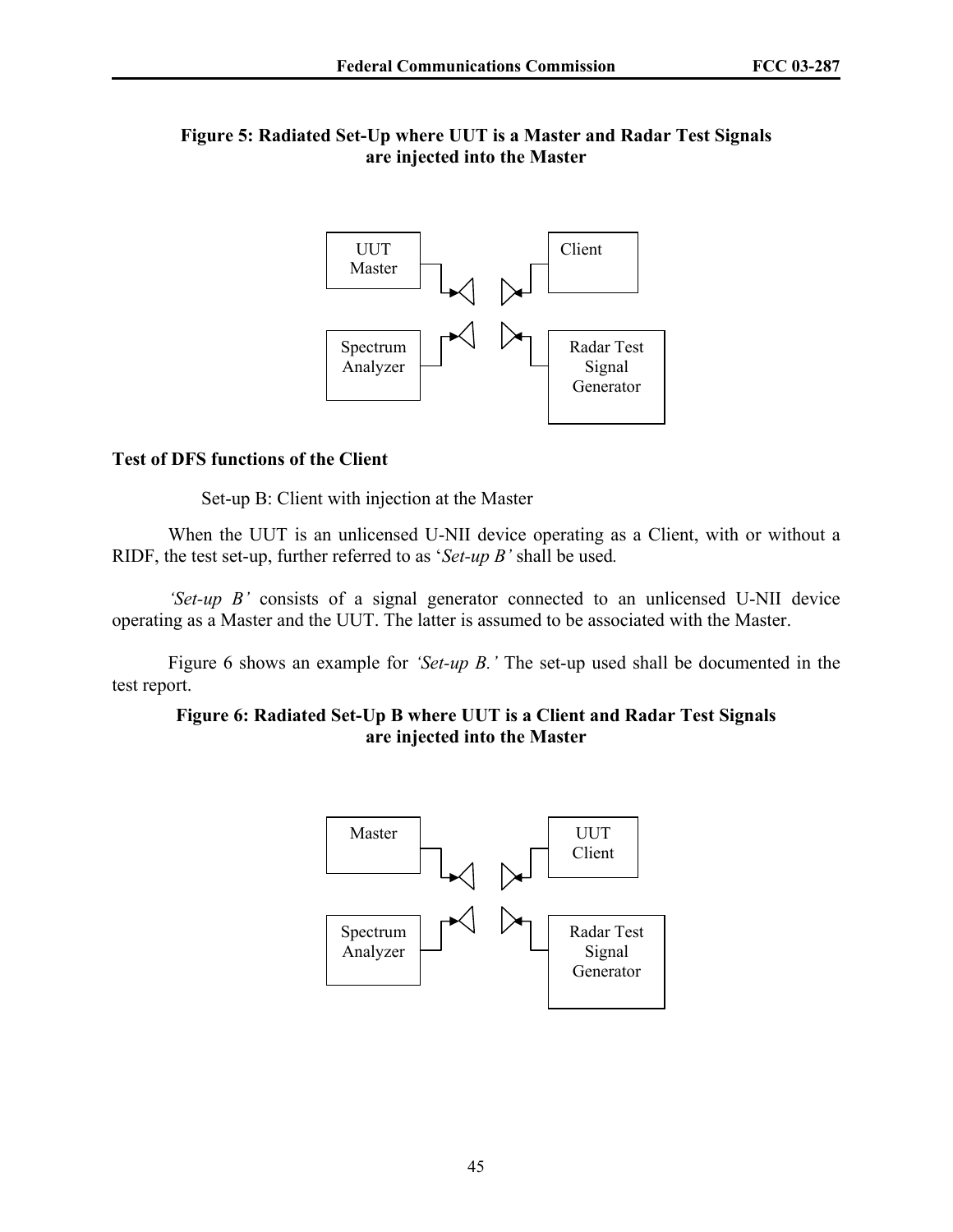**Figure 5: Radiated Set-Up where UUT is a Master and Radar Test Signals are injected into the Master**

UUT Master

Client

Spectrum Analyzer

Radar Test Signal Generator

**Test of DFS functions of the Client**

Set-up B: Client with injection at the Master

When the UUT is an unlicensed U-NII device operating as a Client, with or without a RIDF, the test set-up, further referred to as '*Set-up B'* shall be used.

*'Set-up B'* consists of a signal generator connected to an unlicensed U-NII device operating as a Master and the UUT. The latter is assumed to be associated with the Master.

Figure 6 shows an example for *'Set-up B.'* The set-up used shall be documented in the test report.

**Figure 6: Radiated Set-Up B where UUT is a Client and Radar Test Signals are injected into the Master**

Master

UUT Client

Spectrum Analyzer

Radar Test Signal Generator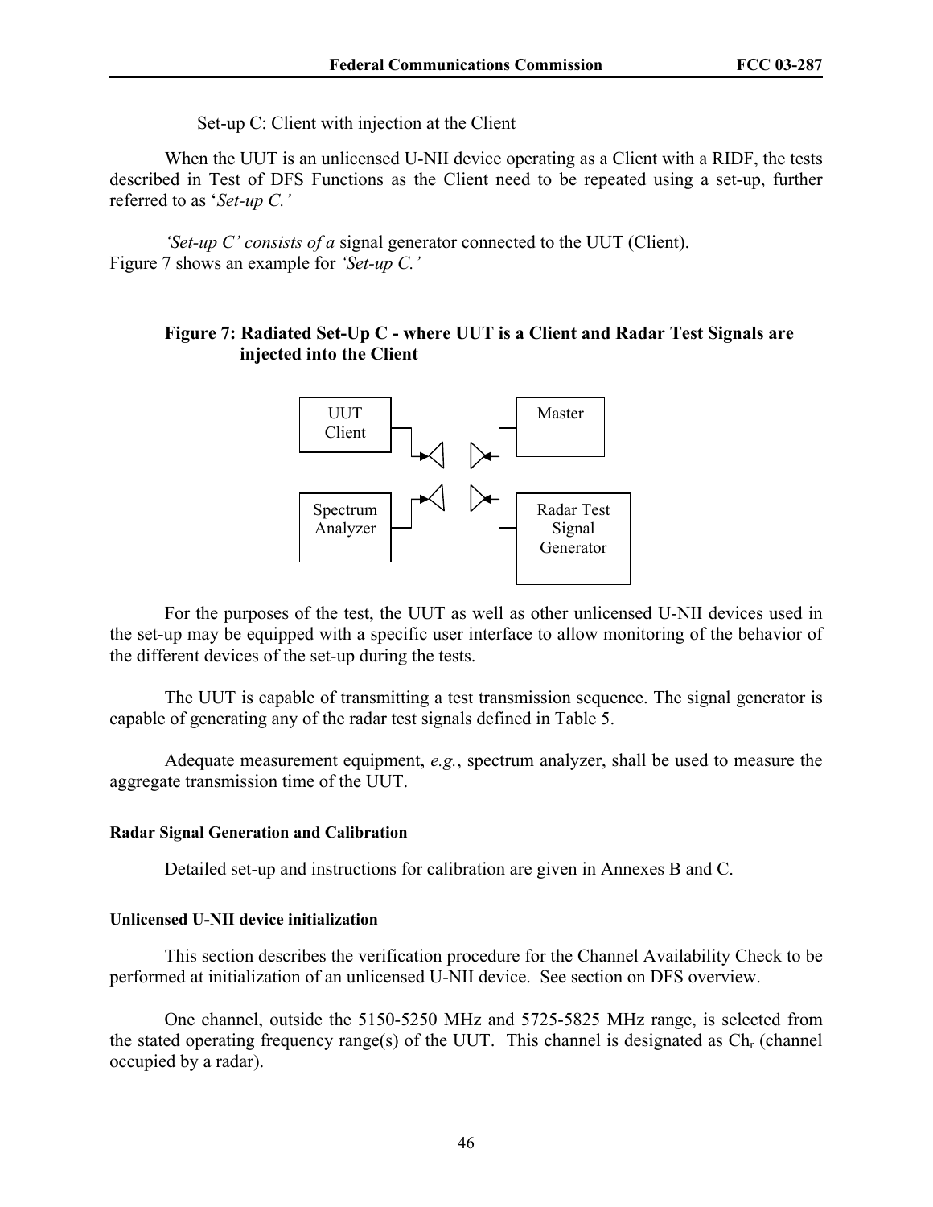Set-up C: Client with injection at the Client

When the UUT is an unlicensed U-NII device operating as a Client with a RIDF, the tests described in Test of DFS Functions as the Client need to be repeated using a set-up, further referred to as '*Set-up C.'*

*'Set-up C' consists of a* signal generator connected to the UUT (Client). Figure 7 shows an example for *'Set-up C.'*

**Figure 7: Radiated Set-Up C - where UUT is a Client and Radar Test Signals are injected into the Client**

UUT Client

Master

Spectrum Analyzer

Radar Test Signal Generator

For the purposes of the test, the UUT as well as other unlicensed U-NII devices used in the set-up may be equipped with a specific user interface to allow monitoring of the behavior of the different devices of the set-up during the tests.

The UUT is capable of transmitting a test transmission sequence. The signal generator is capable of generating any of the radar test signals defined in Table 5.

Adequate measurement equipment, *e.g.*, spectrum analyzer, shall be used to measure the aggregate transmission time of the UUT.

#### Radar Signal Generation and Calibration

Detailed set-up and instructions for calibration are given in Annexes B and C.

#### Unlicensed U-NII device initialization

This section describes the verification procedure for the Channel Availability Check to be performed at initialization of an unlicensed U-NII device. See section on DFS overview.

One channel, outside the 5150-5250 MHz and 5725-5825 MHz range, is selected from the stated operating frequency range(s) of the UUT. This channel is designated as $Ch_r$ (channel occupied by a radar).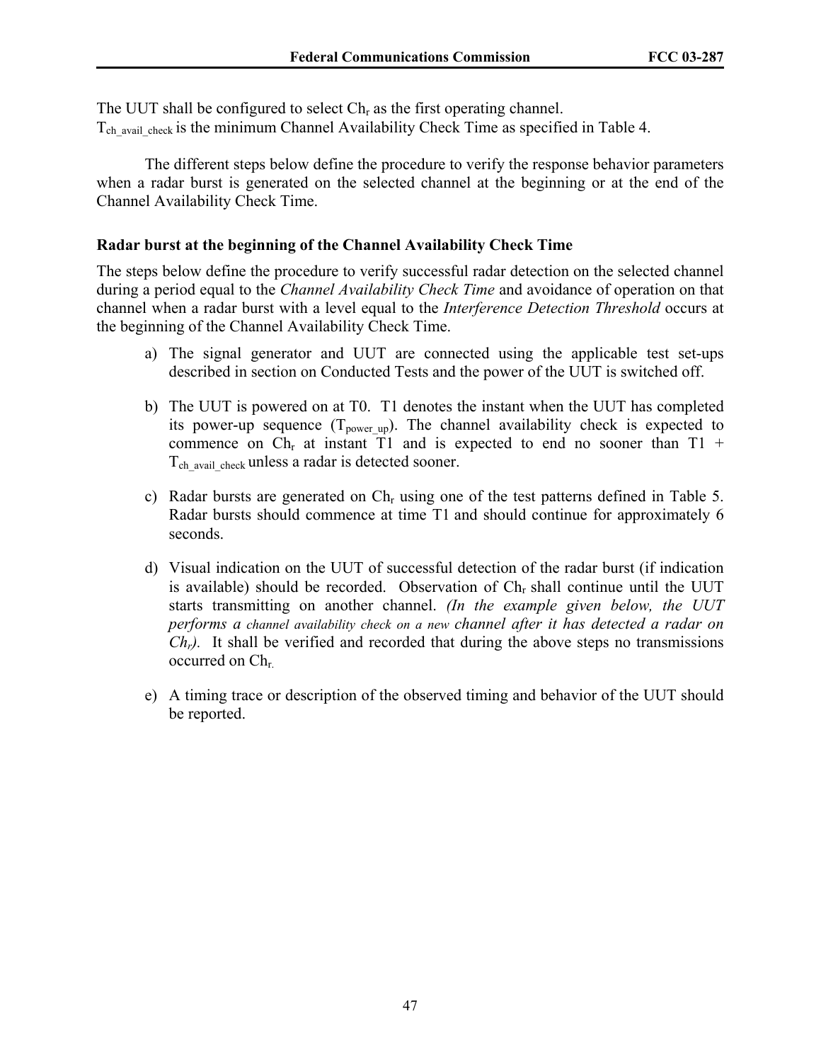The UUT shall be configured to select $Ch_r$ as the first operating channel.
$T_{ch\_avail\_check}$ is the minimum Channel Availability Check Time as specified in Table 4.

The different steps below define the procedure to verify the response behavior parameters when a radar burst is generated on the selected channel at the beginning or at the end of the Channel Availability Check Time.

**Radar burst at the beginning of the Channel Availability Check Time**

The steps below define the procedure to verify successful radar detection on the selected channel during a period equal to the *Channel Availability Check Time* and avoidance of operation on that channel when a radar burst with a level equal to the *Interference Detection Threshold* occurs at the beginning of the Channel Availability Check Time.

a) The signal generator and UUT are connected using the applicable test set-ups described in section on Conducted Tests and the power of the UUT is switched off.

b) The UUT is powered on at T0. T1 denotes the instant when the UUT has completed its power-up sequence ($T_{power\_up}$). The channel availability check is expected to commence on $Ch_r$ at instant T1 and is expected to end no sooner than T1 + $T_{ch\_avail\_check}$ unless a radar is detected sooner.

c) Radar bursts are generated on $Ch_r$ using one of the test patterns defined in Table 5. Radar bursts should commence at time T1 and should continue for approximately 6 seconds.

d) Visual indication on the UUT of successful detection of the radar burst (if indication is available) should be recorded. Observation of $Ch_r$ shall continue until the UUT starts transmitting on another channel. *(In the example given below, the UUT performs a channel availability check on a new channel after it has detected a radar on $Ch_r$).* It shall be verified and recorded that during the above steps no transmissions occurred on $Ch_r$.

e) A timing trace or description of the observed timing and behavior of the UUT should be reported.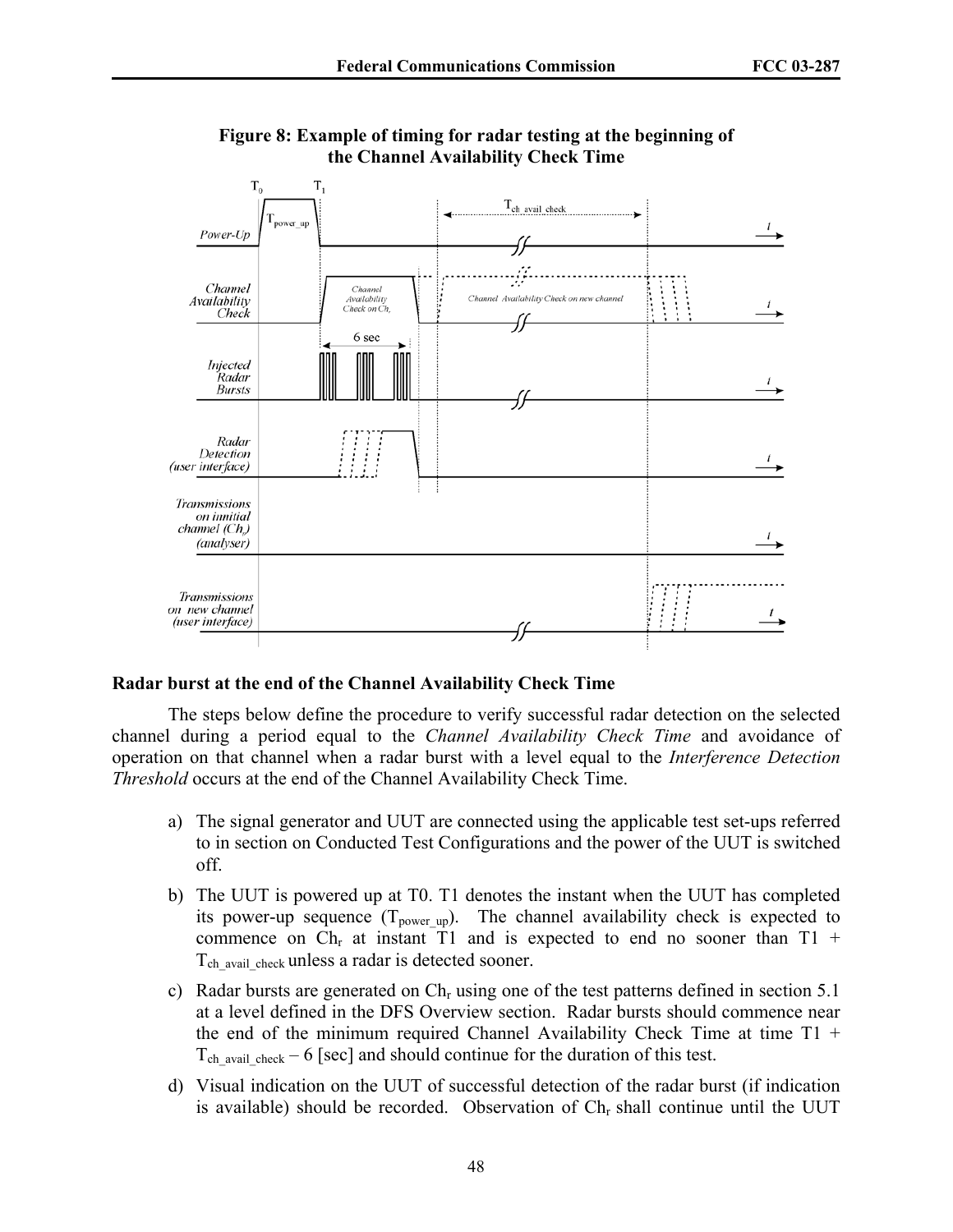**Figure 8: Example of timing for radar testing at the beginning of the Channel Availability Check Time**

$T_0$

$T_1$

$T_{power\_up}$

$T_{ch\_avail\_check}$

Power-Up

Channel Availability Check

Channel Availability Check on $Ch_r$

Channel Availability Check on new channel

6 sec

Injected Radar Bursts

Radar Detection (user interface)

Transmissions on innitial channel ($Ch_r$) (analyser)

Transmissions on new channel (user interface)

t

### Radar burst at the end of the Channel Availability Check Time

The steps below define the procedure to verify successful radar detection on the selected channel during a period equal to the *Channel Availability Check Time* and avoidance of operation on that channel when a radar burst with a level equal to the *Interference Detection Threshold* occurs at the end of the Channel Availability Check Time.

a) The signal generator and UUT are connected using the applicable test set-ups referred to in section on Conducted Test Configurations and the power of the UUT is switched off.

b) The UUT is powered up at T0. T1 denotes the instant when the UUT has completed its power-up sequence ($T_{power\_up}$). The channel availability check is expected to commence on $Ch_r$ at instant T1 and is expected to end no sooner than T1 + $T_{ch\_avail\_check}$ unless a radar is detected sooner.

c) Radar bursts are generated on $Ch_r$ using one of the test patterns defined in section 5.1 at a level defined in the DFS Overview section. Radar bursts should commence near the end of the minimum required Channel Availability Check Time at time T1 + $T_{ch\_avail\_check}$ – 6 [sec] and should continue for the duration of this test.

d) Visual indication on the UUT of successful detection of the radar burst (if indication is available) should be recorded. Observation of $Ch_r$ shall continue until the UUT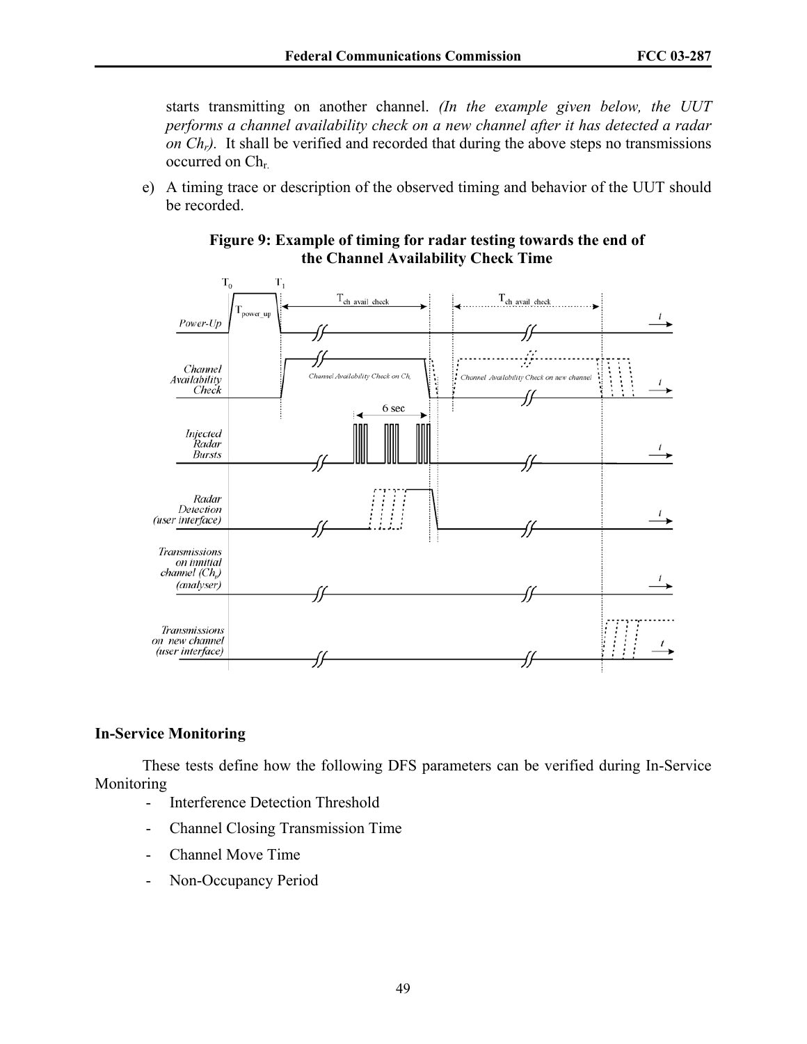starts transmitting on another channel. *(In the example given below, the UUT performs a channel availability check on a new channel after it has detected a radar on $Ch_r$).* It shall be verified and recorded that during the above steps no transmissions occurred on $Ch_r$.

e) A timing trace or description of the observed timing and behavior of the UUT should be recorded.

**Figure 9: Example of timing for radar testing towards the end of the Channel Availability Check Time**

$T_0$

$T_1$

$T_{power\_up}$

$T_{ch\_avail\_check}$

$T_{ch\_avail\_check}$

Power-Up

Channel Availability Check

Channel Availability Check on $Ch_r$

Channel Availability Check on new channel

6 sec

Injected Radar Bursts

Radar Detection (user interface)

Transmissions on innitial channel ($Ch_r$) (analyser)

Transmissions on new channel (user interface)

t

### In-Service Monitoring

These tests define how the following DFS parameters can be verified during In-Service Monitoring

- Interference Detection Threshold
- Channel Closing Transmission Time
- Channel Move Time
- Non-Occupancy Period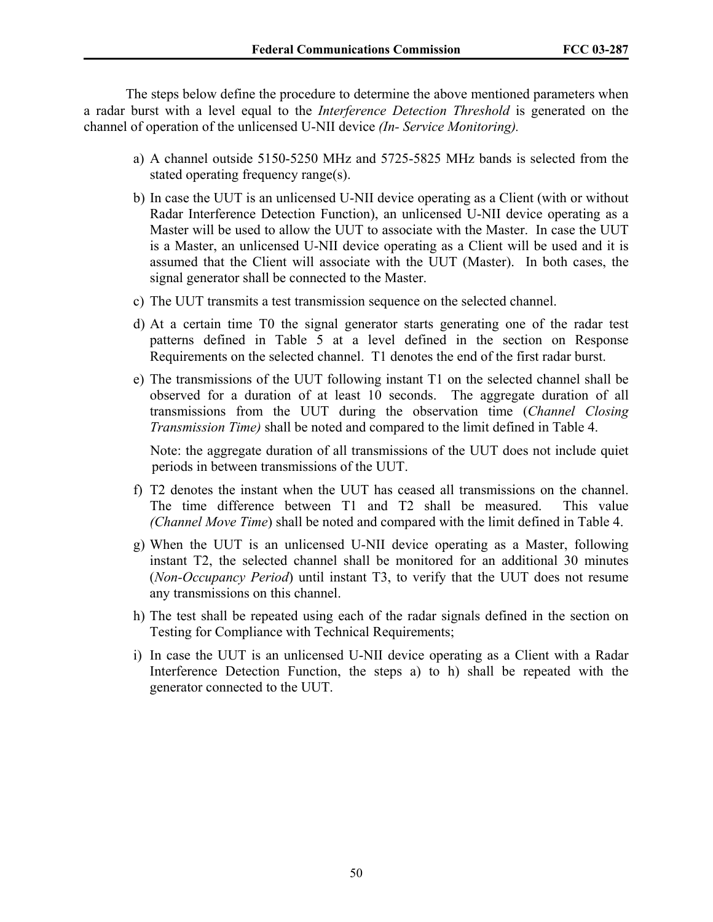The steps below define the procedure to determine the above mentioned parameters when a radar burst with a level equal to the *Interference Detection Threshold* is generated on the channel of operation of the unlicensed U-NII device *(In- Service Monitoring).*

a) A channel outside 5150-5250 MHz and 5725-5825 MHz bands is selected from the stated operating frequency range(s).

b) In case the UUT is an unlicensed U-NII device operating as a Client (with or without Radar Interference Detection Function), an unlicensed U-NII device operating as a Master will be used to allow the UUT to associate with the Master. In case the UUT is a Master, an unlicensed U-NII device operating as a Client will be used and it is assumed that the Client will associate with the UUT (Master). In both cases, the signal generator shall be connected to the Master.

c) The UUT transmits a test transmission sequence on the selected channel.

d) At a certain time T0 the signal generator starts generating one of the radar test patterns defined in Table 5 at a level defined in the section on Response Requirements on the selected channel. T1 denotes the end of the first radar burst.

e) The transmissions of the UUT following instant T1 on the selected channel shall be observed for a duration of at least 10 seconds. The aggregate duration of all transmissions from the UUT during the observation time (*Channel Closing Transmission Time)* shall be noted and compared to the limit defined in Table 4.

   Note: the aggregate duration of all transmissions of the UUT does not include quiet periods in between transmissions of the UUT.

f) T2 denotes the instant when the UUT has ceased all transmissions on the channel. The time difference between T1 and T2 shall be measured. This value *(Channel Move Time*) shall be noted and compared with the limit defined in Table 4.

g) When the UUT is an unlicensed U-NII device operating as a Master, following instant T2, the selected channel shall be monitored for an additional 30 minutes (*Non-Occupancy Period*) until instant T3, to verify that the UUT does not resume any transmissions on this channel.

h) The test shall be repeated using each of the radar signals defined in the section on Testing for Compliance with Technical Requirements;

i) In case the UUT is an unlicensed U-NII device operating as a Client with a Radar Interference Detection Function, the steps a) to h) shall be repeated with the generator connected to the UUT.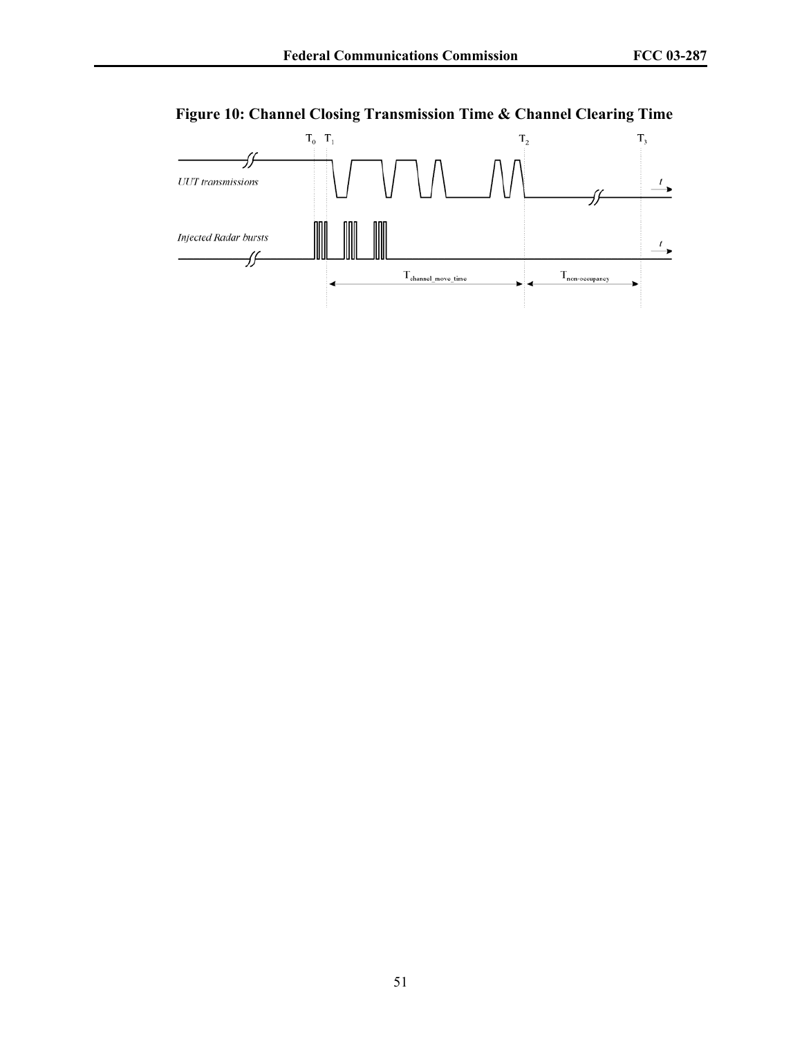**Figure 10: Channel Closing Transmission Time & Channel Clearing Time**

$T_0$ $T_1$ $T_2$ $T_3$

UUT transmissions

Injected Radar bursts

$t$

$T_{channel\_move\_time}$

$T_{non-occupancy}$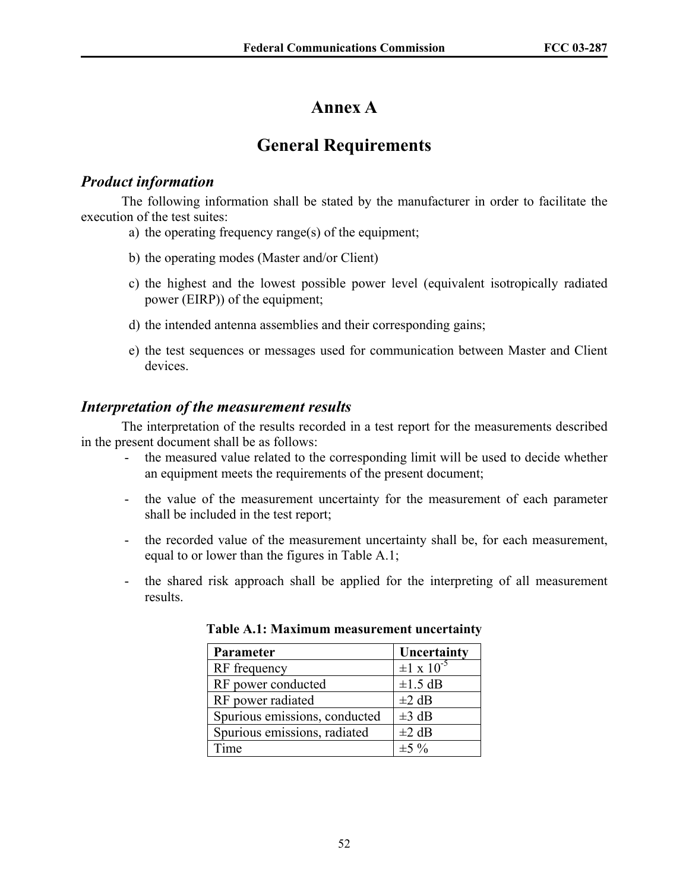# Annex A

# General Requirements

## *Product information*

The following information shall be stated by the manufacturer in order to facilitate the execution of the test suites:

a) the operating frequency range(s) of the equipment;

b) the operating modes (Master and/or Client)

c) the highest and the lowest possible power level (equivalent isotropically radiated power (EIRP)) of the equipment;

d) the intended antenna assemblies and their corresponding gains;

e) the test sequences or messages used for communication between Master and Client devices.

## *Interpretation of the measurement results*

The interpretation of the results recorded in a test report for the measurements described in the present document shall be as follows:

- the measured value related to the corresponding limit will be used to decide whether an equipment meets the requirements of the present document;
- the value of the measurement uncertainty for the measurement of each parameter shall be included in the test report;
- the recorded value of the measurement uncertainty shall be, for each measurement, equal to or lower than the figures in Table A.1;
- the shared risk approach shall be applied for the interpreting of all measurement results.

**Table A.1: Maximum measurement uncertainty**

| Parameter | Uncertainty |
|---|---|
| RF frequency | $\pm 1 \times 10^{-5}$ |
| RF power conducted | ±1.5 dB |
| RF power radiated | ±2 dB |
| Spurious emissions, conducted | ±3 dB |
| Spurious emissions, radiated | ±2 dB |
| Time | ±5 % |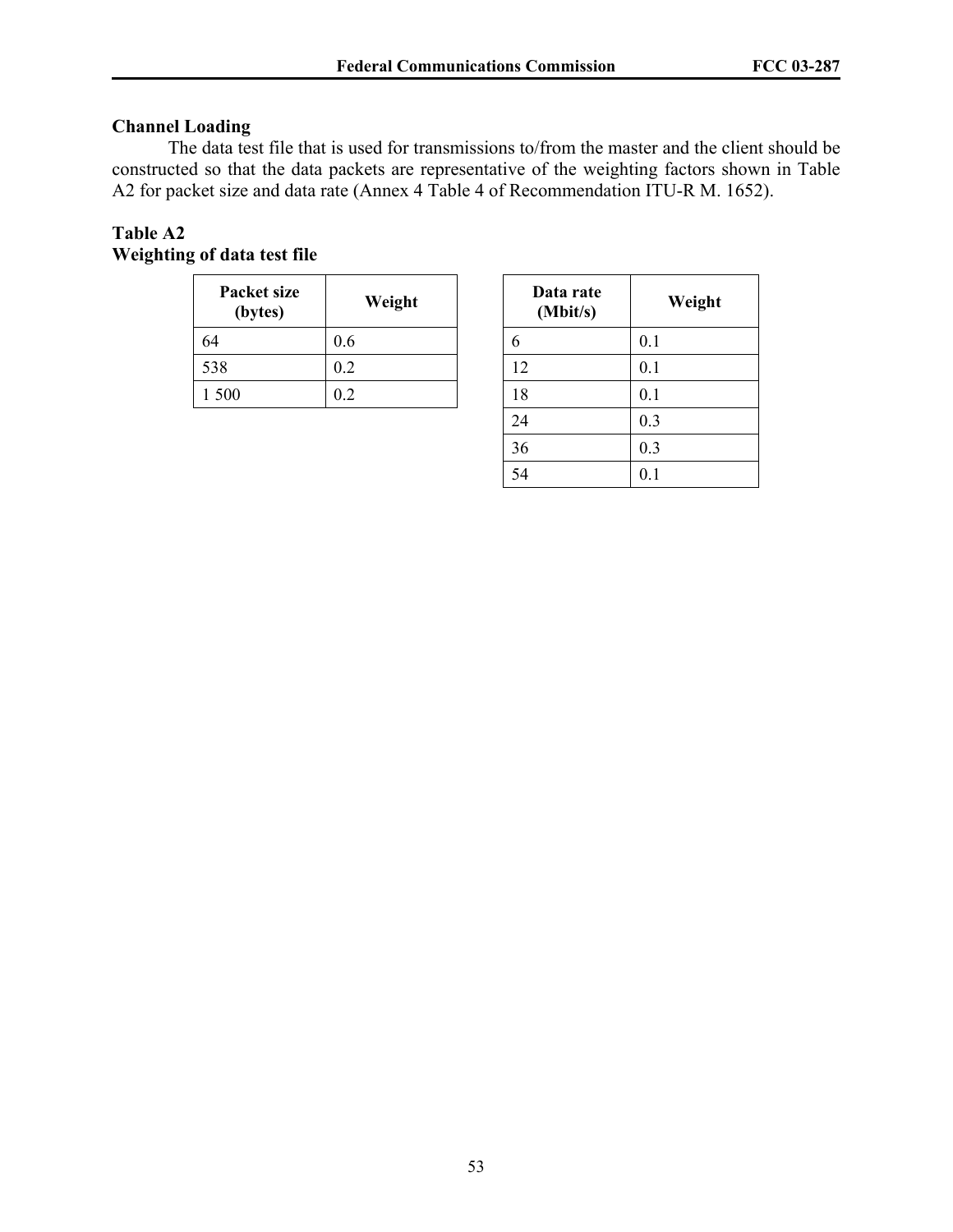**Channel Loading**

The data test file that is used for transmissions to/from the master and the client should be constructed so that the data packets are representative of the weighting factors shown in Table A2 for packet size and data rate (Annex 4 Table 4 of Recommendation ITU-R M. 1652).

**Table A2**
**Weighting of data test file**

| Packet size (bytes) | Weight |
|---|---|
| 64 | 0.6 |
| 538 | 0.2 |
| 1 500 | 0.2 |

| Data rate (Mbit/s) | Weight |
|---|---|
| 6 | 0.1 |
| 12 | 0.1 |
| 18 | 0.1 |
| 24 | 0.3 |
| 36 | 0.3 |
| 54 | 0.1 |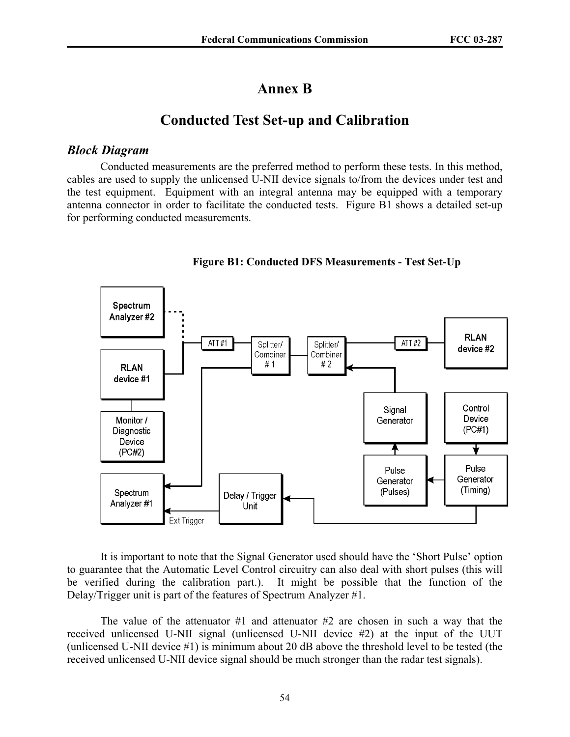# Annex B

## Conducted Test Set-up and Calibration

### *Block Diagram*

Conducted measurements are the preferred method to perform these tests. In this method, cables are used to supply the unlicensed U-NII device signals to/from the devices under test and the test equipment. Equipment with an integral antenna may be equipped with a temporary antenna connector in order to facilitate the conducted tests. Figure B1 shows a detailed set-up for performing conducted measurements.

**Figure B1: Conducted DFS Measurements - Test Set-Up**

Spectrum Analyzer #2

RLAN device #1

Monitor / Diagnostic Device (PC#2)

Spectrum Analyzer #1

ATT #1

Splitter/ Combiner # 1

Splitter/ Combiner # 2

ATT #2

RLAN device #2

Signal Generator

Control Device (PC#1)

Pulse Generator (Pulses)

Pulse Generator (Timing)

Delay / Trigger Unit

Ext Trigger

It is important to note that the Signal Generator used should have the 'Short Pulse' option to guarantee that the Automatic Level Control circuitry can also deal with short pulses (this will be verified during the calibration part.). It might be possible that the function of the Delay/Trigger unit is part of the features of Spectrum Analyzer #1.

The value of the attenuator #1 and attenuator #2 are chosen in such a way that the received unlicensed U-NII signal (unlicensed U-NII device #2) at the input of the UUT (unlicensed U-NII device #1) is minimum about 20 dB above the threshold level to be tested (the received unlicensed U-NII device signal should be much stronger than the radar test signals).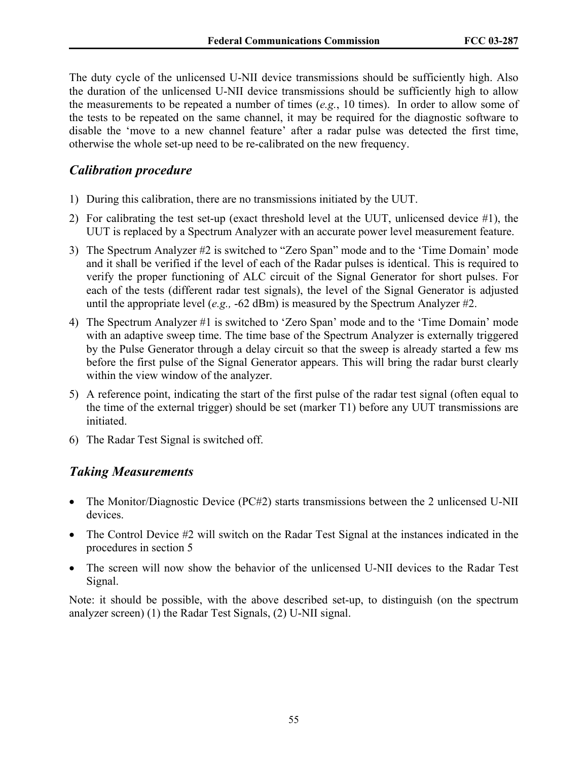The duty cycle of the unlicensed U-NII device transmissions should be sufficiently high. Also the duration of the unlicensed U-NII device transmissions should be sufficiently high to allow the measurements to be repeated a number of times (*e.g.*, 10 times). In order to allow some of the tests to be repeated on the same channel, it may be required for the diagnostic software to disable the 'move to a new channel feature' after a radar pulse was detected the first time, otherwise the whole set-up need to be re-calibrated on the new frequency.

## *Calibration procedure*

1) During this calibration, there are no transmissions initiated by the UUT.
2) For calibrating the test set-up (exact threshold level at the UUT, unlicensed device #1), the UUT is replaced by a Spectrum Analyzer with an accurate power level measurement feature.
3) The Spectrum Analyzer #2 is switched to "Zero Span" mode and to the 'Time Domain' mode and it shall be verified if the level of each of the Radar pulses is identical. This is required to verify the proper functioning of ALC circuit of the Signal Generator for short pulses. For each of the tests (different radar test signals), the level of the Signal Generator is adjusted until the appropriate level (*e.g.,* -62 dBm) is measured by the Spectrum Analyzer #2.
4) The Spectrum Analyzer #1 is switched to 'Zero Span' mode and to the 'Time Domain' mode with an adaptive sweep time. The time base of the Spectrum Analyzer is externally triggered by the Pulse Generator through a delay circuit so that the sweep is already started a few ms before the first pulse of the Signal Generator appears. This will bring the radar burst clearly within the view window of the analyzer.
5) A reference point, indicating the start of the first pulse of the radar test signal (often equal to the time of the external trigger) should be set (marker T1) before any UUT transmissions are initiated.
6) The Radar Test Signal is switched off.

## *Taking Measurements*

- The Monitor/Diagnostic Device (PC#2) starts transmissions between the 2 unlicensed U-NII devices.
- The Control Device #2 will switch on the Radar Test Signal at the instances indicated in the procedures in section 5
- The screen will now show the behavior of the unlicensed U-NII devices to the Radar Test Signal.

Note: it should be possible, with the above described set-up, to distinguish (on the spectrum analyzer screen) (1) the Radar Test Signals, (2) U-NII signal.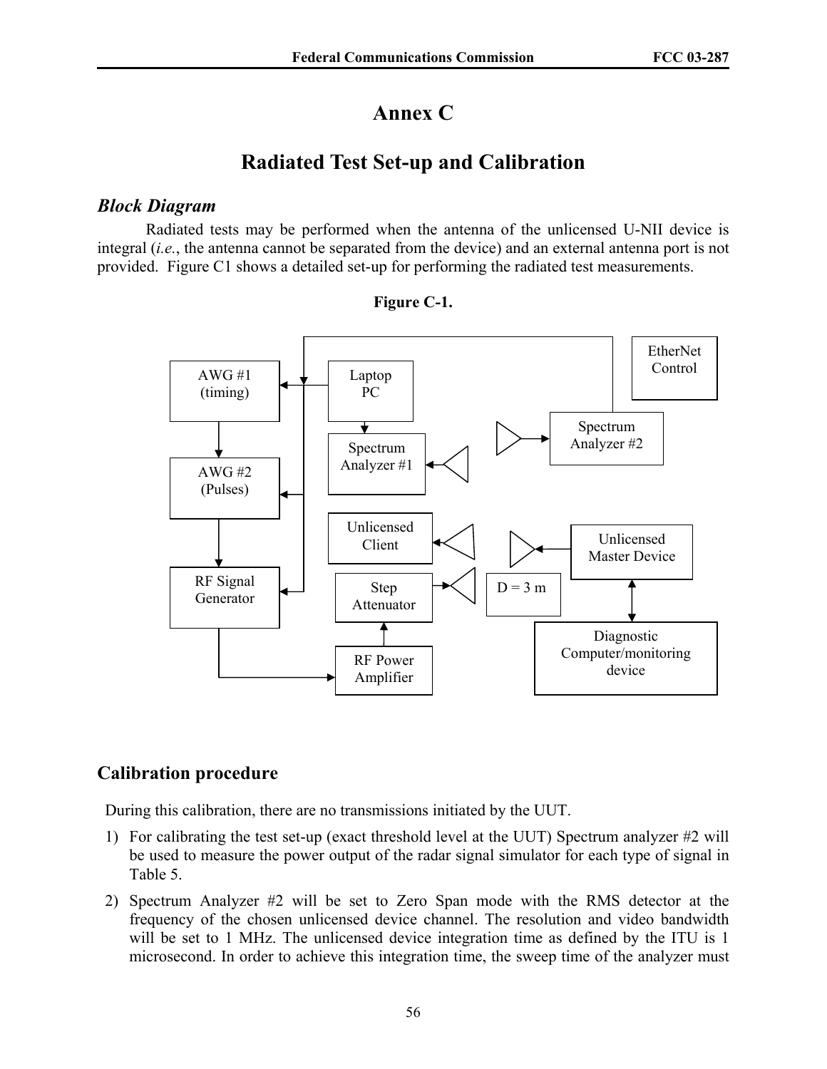# Annex C

## Radiated Test Set-up and Calibration

### *Block Diagram*

Radiated tests may be performed when the antenna of the unlicensed U-NII device is integral (*i.e.*, the antenna cannot be separated from the device) and an external antenna port is not provided. Figure C1 shows a detailed set-up for performing the radiated test measurements.

**Figure C-1.**

AWG #1 (timing)

AWG #2 (Pulses)

RF Signal Generator

Laptop PC

Spectrum Analyzer #1

Unlicensed Client

Step Attenuator

RF Power Amplifier

EtherNet Control

Spectrum Analyzer #2

Unlicensed Master Device

D = 3 m

Diagnostic Computer/monitoring device

### Calibration procedure

During this calibration, there are no transmissions initiated by the UUT.

1) For calibrating the test set-up (exact threshold level at the UUT) Spectrum analyzer #2 will be used to measure the power output of the radar signal simulator for each type of signal in Table 5.
2) Spectrum Analyzer #2 will be set to Zero Span mode with the RMS detector at the frequency of the chosen unlicensed device channel. The resolution and video bandwidth will be set to 1 MHz. The unlicensed device integration time as defined by the ITU is 1 microsecond. In order to achieve this integration time, the sweep time of the analyzer must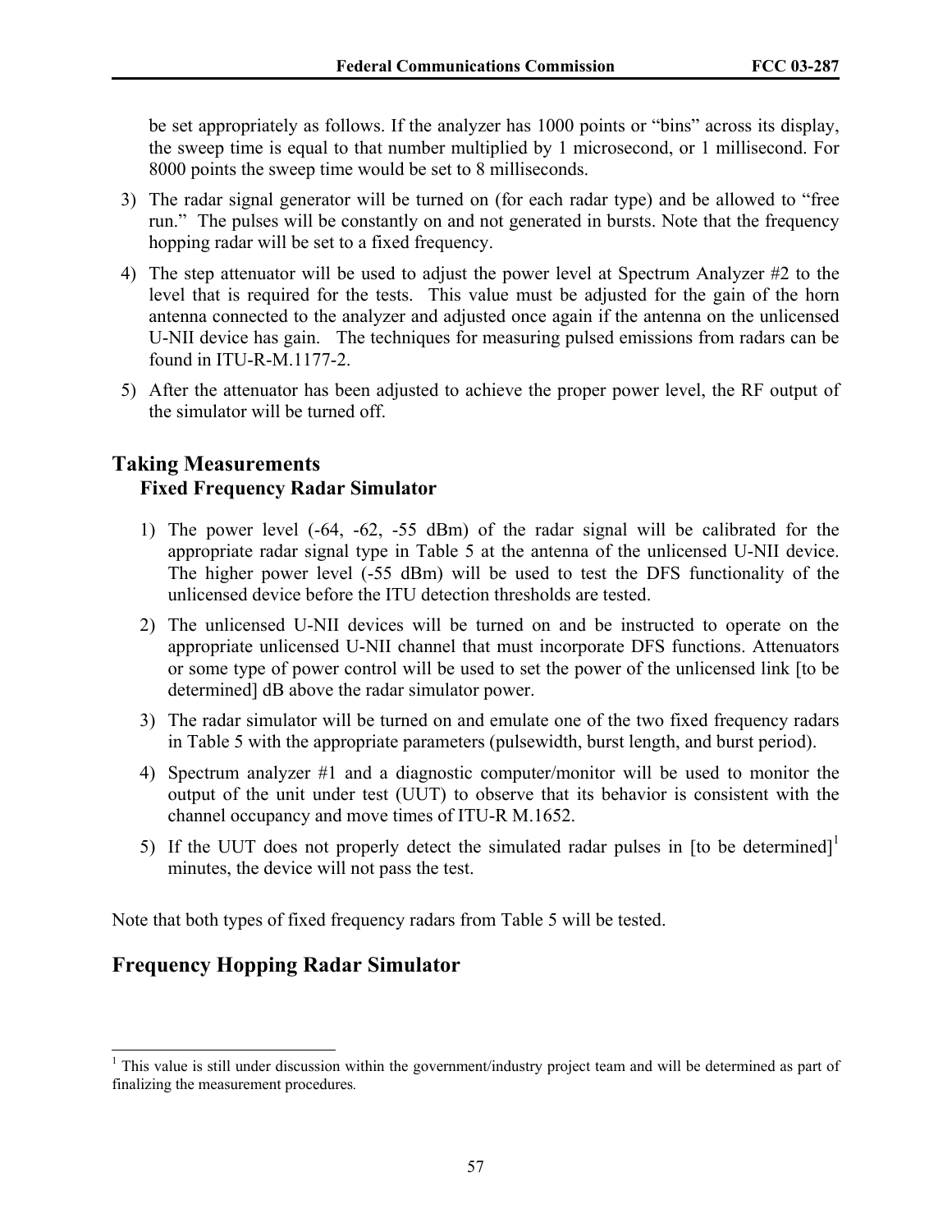be set appropriately as follows. If the analyzer has 1000 points or "bins" across its display, the sweep time is equal to that number multiplied by 1 microsecond, or 1 millisecond. For 8000 points the sweep time would be set to 8 milliseconds.

3) The radar signal generator will be turned on (for each radar type) and be allowed to "free run." The pulses will be constantly on and not generated in bursts. Note that the frequency hopping radar will be set to a fixed frequency.
4) The step attenuator will be used to adjust the power level at Spectrum Analyzer #2 to the level that is required for the tests. This value must be adjusted for the gain of the horn antenna connected to the analyzer and adjusted once again if the antenna on the unlicensed U-NII device has gain. The techniques for measuring pulsed emissions from radars can be found in ITU-R-M.1177-2.
5) After the attenuator has been adjusted to achieve the proper power level, the RF output of the simulator will be turned off.

## Taking Measurements

### Fixed Frequency Radar Simulator

1) The power level (-64, -62, -55 dBm) of the radar signal will be calibrated for the appropriate radar signal type in Table 5 at the antenna of the unlicensed U-NII device. The higher power level (-55 dBm) will be used to test the DFS functionality of the unlicensed device before the ITU detection thresholds are tested.
2) The unlicensed U-NII devices will be turned on and be instructed to operate on the appropriate unlicensed U-NII channel that must incorporate DFS functions. Attenuators or some type of power control will be used to set the power of the unlicensed link [to be determined] dB above the radar simulator power.
3) The radar simulator will be turned on and emulate one of the two fixed frequency radars in Table 5 with the appropriate parameters (pulsewidth, burst length, and burst period).
4) Spectrum analyzer #1 and a diagnostic computer/monitor will be used to monitor the output of the unit under test (UUT) to observe that its behavior is consistent with the channel occupancy and move times of ITU-R M.1652.
5) If the UUT does not properly detect the simulated radar pulses in [to be determined][1] minutes, the device will not pass the test.

Note that both types of fixed frequency radars from Table 5 will be tested.

## Frequency Hopping Radar Simulator

[1] This value is still under discussion within the government/industry project team and will be determined as part of finalizing the measurement procedures.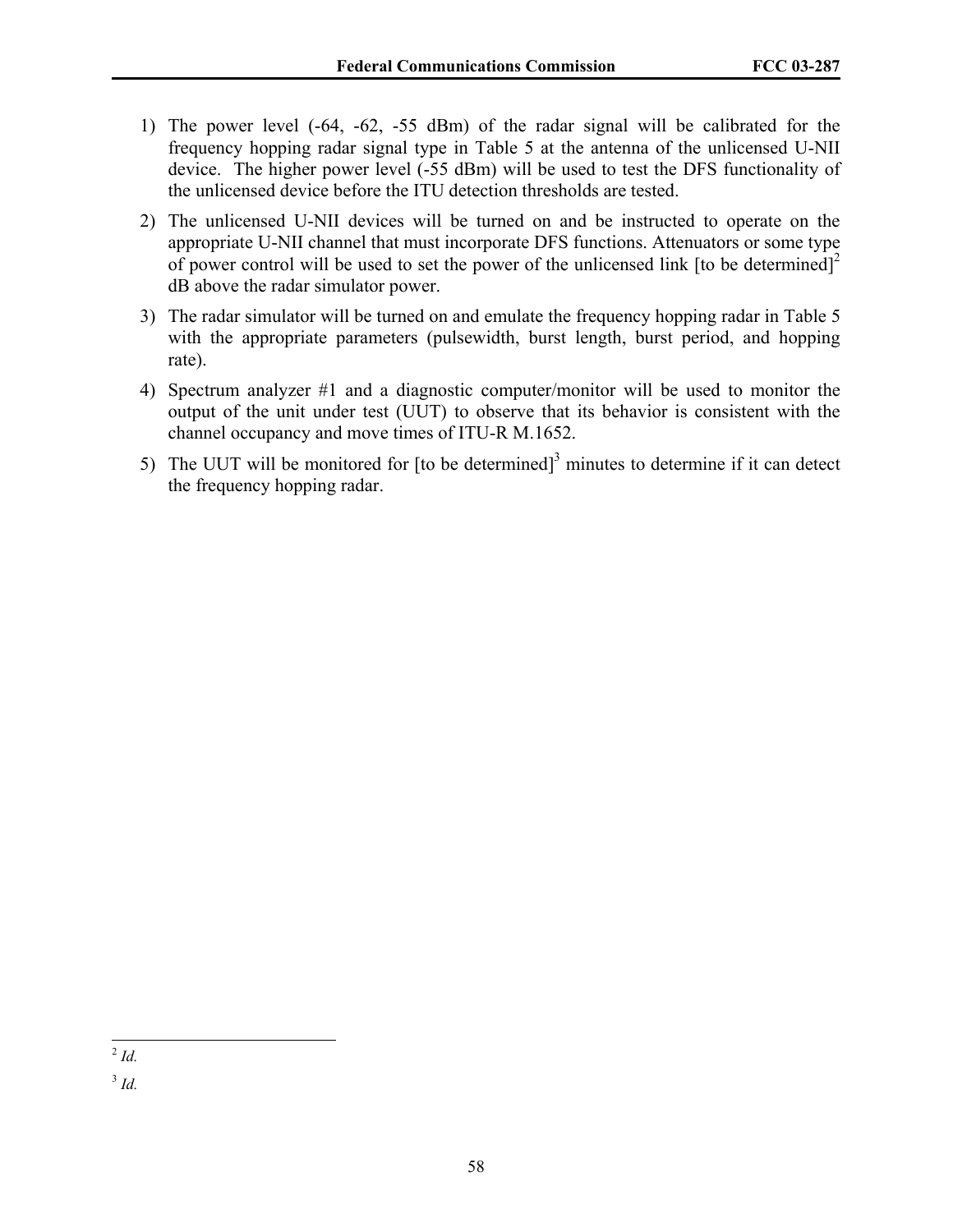1) The power level (-64, -62, -55 dBm) of the radar signal will be calibrated for the frequency hopping radar signal type in Table 5 at the antenna of the unlicensed U-NII device. The higher power level (-55 dBm) will be used to test the DFS functionality of the unlicensed device before the ITU detection thresholds are tested.

2) The unlicensed U-NII devices will be turned on and be instructed to operate on the appropriate U-NII channel that must incorporate DFS functions. Attenuators or some type of power control will be used to set the power of the unlicensed link [to be determined][2] dB above the radar simulator power.

3) The radar simulator will be turned on and emulate the frequency hopping radar in Table 5 with the appropriate parameters (pulsewidth, burst length, burst period, and hopping rate).

4) Spectrum analyzer #1 and a diagnostic computer/monitor will be used to monitor the output of the unit under test (UUT) to observe that its behavior is consistent with the channel occupancy and move times of ITU-R M.1652.

5) The UUT will be monitored for [to be determined][3] minutes to determine if it can detect the frequency hopping radar.

---

[2] *Id.*

[3] *Id.*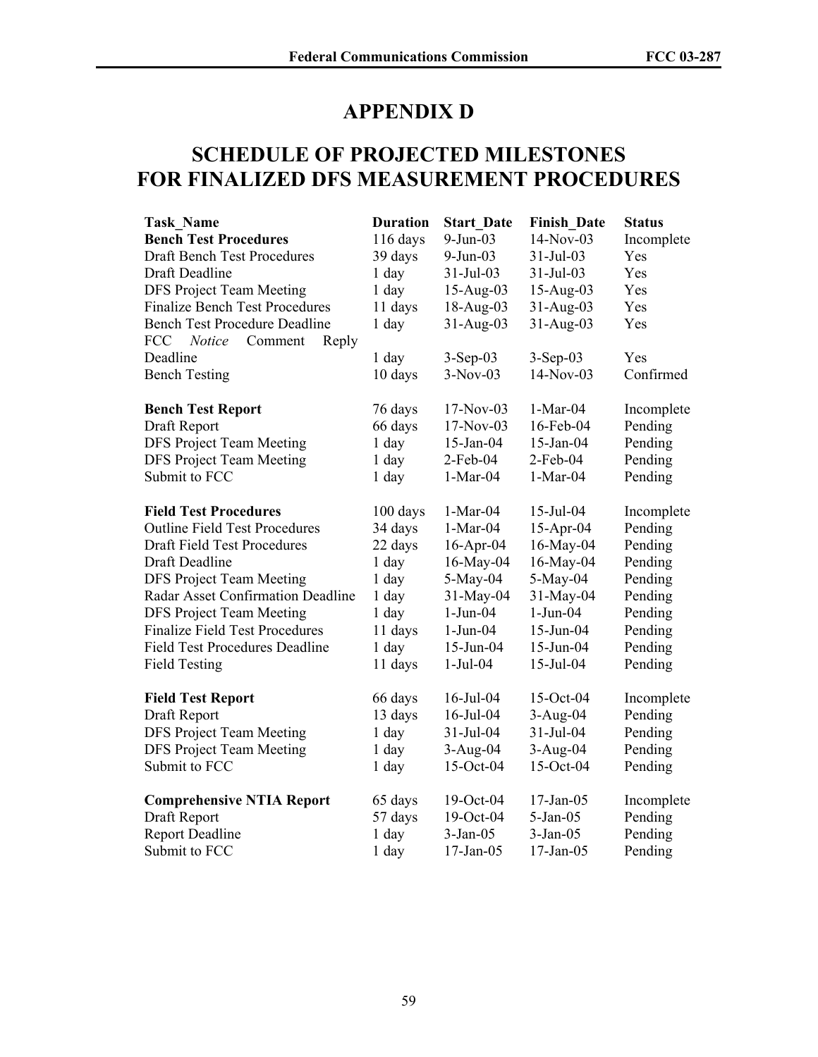# APPENDIX D

# SCHEDULE OF PROJECTED MILESTONES FOR FINALIZED DFS MEASUREMENT PROCEDURES

| Task_Name | Duration | Start_Date | Finish_Date | Status |
|---|---|---|---|---|
| **Bench Test Procedures** | 116 days | 9-Jun-03 | 14-Nov-03 | Incomplete |
| Draft Bench Test Procedures | 39 days | 9-Jun-03 | 31-Jul-03 | Yes |
| Draft Deadline | 1 day | 31-Jul-03 | 31-Jul-03 | Yes |
| DFS Project Team Meeting | 1 day | 15-Aug-03 | 15-Aug-03 | Yes |
| Finalize Bench Test Procedures | 11 days | 18-Aug-03 | 31-Aug-03 | Yes |
| Bench Test Procedure Deadline | 1 day | 31-Aug-03 | 31-Aug-03 | Yes |
| FCC *Notice* Comment Reply Deadline | 1 day | 3-Sep-03 | 3-Sep-03 | Yes |
| Bench Testing | 10 days | 3-Nov-03 | 14-Nov-03 | Confirmed |
| | | | | |
| **Bench Test Report** | 76 days | 17-Nov-03 | 1-Mar-04 | Incomplete |
| Draft Report | 66 days | 17-Nov-03 | 16-Feb-04 | Pending |
| DFS Project Team Meeting | 1 day | 15-Jan-04 | 15-Jan-04 | Pending |
| DFS Project Team Meeting | 1 day | 2-Feb-04 | 2-Feb-04 | Pending |
| Submit to FCC | 1 day | 1-Mar-04 | 1-Mar-04 | Pending |
| | | | | |
| **Field Test Procedures** | 100 days | 1-Mar-04 | 15-Jul-04 | Incomplete |
| Outline Field Test Procedures | 34 days | 1-Mar-04 | 15-Apr-04 | Pending |
| Draft Field Test Procedures | 22 days | 16-Apr-04 | 16-May-04 | Pending |
| Draft Deadline | 1 day | 16-May-04 | 16-May-04 | Pending |
| DFS Project Team Meeting | 1 day | 5-May-04 | 5-May-04 | Pending |
| Radar Asset Confirmation Deadline | 1 day | 31-May-04 | 31-May-04 | Pending |
| DFS Project Team Meeting | 1 day | 1-Jun-04 | 1-Jun-04 | Pending |
| Finalize Field Test Procedures | 11 days | 1-Jun-04 | 15-Jun-04 | Pending |
| Field Test Procedures Deadline | 1 day | 15-Jun-04 | 15-Jun-04 | Pending |
| Field Testing | 11 days | 1-Jul-04 | 15-Jul-04 | Pending |
| | | | | |
| **Field Test Report** | 66 days | 16-Jul-04 | 15-Oct-04 | Incomplete |
| Draft Report | 13 days | 16-Jul-04 | 3-Aug-04 | Pending |
| DFS Project Team Meeting | 1 day | 31-Jul-04 | 31-Jul-04 | Pending |
| DFS Project Team Meeting | 1 day | 3-Aug-04 | 3-Aug-04 | Pending |
| Submit to FCC | 1 day | 15-Oct-04 | 15-Oct-04 | Pending |
| | | | | |
| **Comprehensive NTIA Report** | 65 days | 19-Oct-04 | 17-Jan-05 | Incomplete |
| Draft Report | 57 days | 19-Oct-04 | 5-Jan-05 | Pending |
| Report Deadline | 1 day | 3-Jan-05 | 3-Jan-05 | Pending |
| Submit to FCC | 1 day | 17-Jan-05 | 17-Jan-05 | Pending |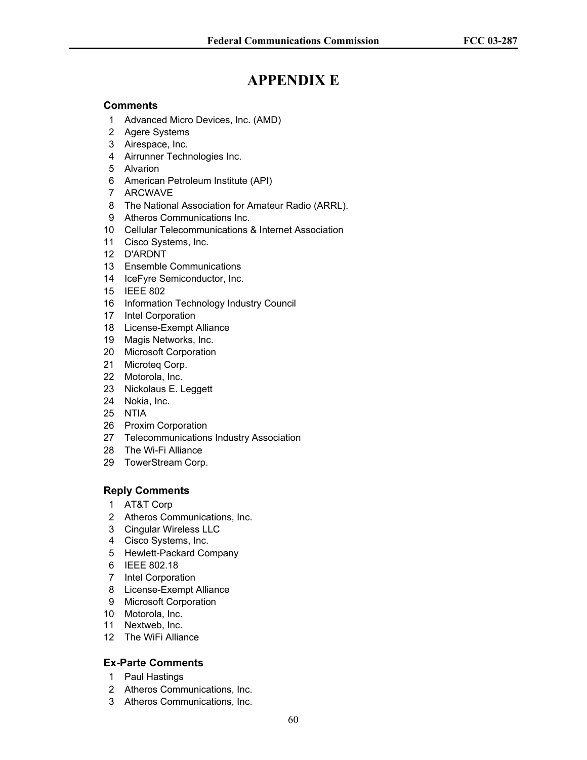# APPENDIX E

### Comments

1. Advanced Micro Devices, Inc. (AMD)
2. Agere Systems
3. Airespace, Inc.
4. Airrunner Technologies Inc.
5. Alvarion
6. American Petroleum Institute (API)
7. ARCWAVE
8. The National Association for Amateur Radio (ARRL).
9. Atheros Communications Inc.
10. Cellular Telecommunications & Internet Association
11. Cisco Systems, Inc.
12. D'ARDNT
13. Ensemble Communications
14. IceFyre Semiconductor, Inc.
15. IEEE 802
16. Information Technology Industry Council
17. Intel Corporation
18. License-Exempt Alliance
19. Magis Networks, Inc.
20. Microsoft Corporation
21. Microteq Corp.
22. Motorola, Inc.
23. Nickolaus E. Leggett
24. Nokia, Inc.
25. NTIA
26. Proxim Corporation
27. Telecommunications Industry Association
28. The Wi-Fi Alliance
29. TowerStream Corp.

### Reply Comments

1. AT&T Corp
2. Atheros Communications, Inc.
3. Cingular Wireless LLC
4. Cisco Systems, Inc.
5. Hewlett-Packard Company
6. IEEE 802.18
7. Intel Corporation
8. License-Exempt Alliance
9. Microsoft Corporation
10. Motorola, Inc.
11. Nextweb, Inc.
12. The WiFi Alliance

### Ex-Parte Comments

1. Paul Hastings
2. Atheros Communications, Inc.
3. Atheros Communications, Inc.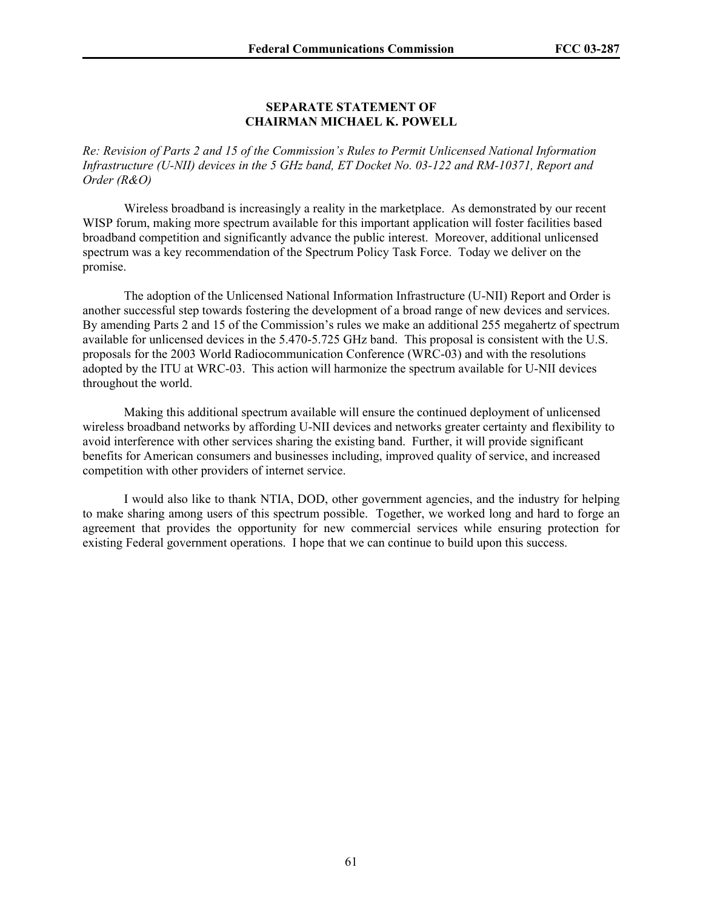## SEPARATE STATEMENT OF CHAIRMAN MICHAEL K. POWELL

*Re: Revision of Parts 2 and 15 of the Commission's Rules to Permit Unlicensed National Information Infrastructure (U-NII) devices in the 5 GHz band, ET Docket No. 03-122 and RM-10371, Report and Order (R&O)*

Wireless broadband is increasingly a reality in the marketplace. As demonstrated by our recent WISP forum, making more spectrum available for this important application will foster facilities based broadband competition and significantly advance the public interest. Moreover, additional unlicensed spectrum was a key recommendation of the Spectrum Policy Task Force. Today we deliver on the promise.

The adoption of the Unlicensed National Information Infrastructure (U-NII) Report and Order is another successful step towards fostering the development of a broad range of new devices and services. By amending Parts 2 and 15 of the Commission's rules we make an additional 255 megahertz of spectrum available for unlicensed devices in the 5.470-5.725 GHz band. This proposal is consistent with the U.S. proposals for the 2003 World Radiocommunication Conference (WRC-03) and with the resolutions adopted by the ITU at WRC-03. This action will harmonize the spectrum available for U-NII devices throughout the world.

Making this additional spectrum available will ensure the continued deployment of unlicensed wireless broadband networks by affording U-NII devices and networks greater certainty and flexibility to avoid interference with other services sharing the existing band. Further, it will provide significant benefits for American consumers and businesses including, improved quality of service, and increased competition with other providers of internet service.

I would also like to thank NTIA, DOD, other government agencies, and the industry for helping to make sharing among users of this spectrum possible. Together, we worked long and hard to forge an agreement that provides the opportunity for new commercial services while ensuring protection for existing Federal government operations. I hope that we can continue to build upon this success.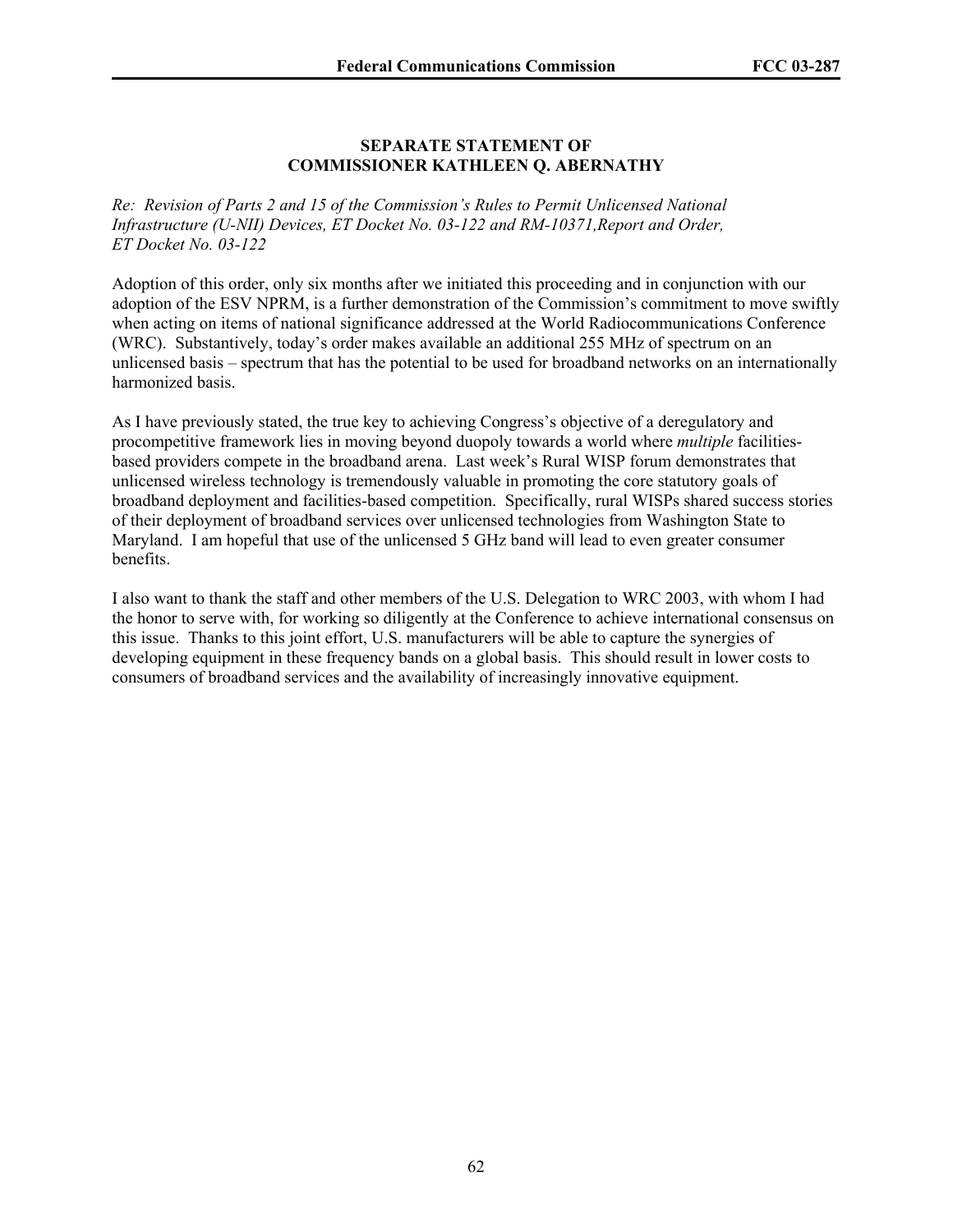**SEPARATE STATEMENT OF**
**COMMISSIONER KATHLEEN Q. ABERNATHY**

*Re: Revision of Parts 2 and 15 of the Commission's Rules to Permit Unlicensed National Infrastructure (U-NII) Devices, ET Docket No. 03-122 and RM-10371,Report and Order, ET Docket No. 03-122*

Adoption of this order, only six months after we initiated this proceeding and in conjunction with our adoption of the ESV NPRM, is a further demonstration of the Commission's commitment to move swiftly when acting on items of national significance addressed at the World Radiocommunications Conference (WRC). Substantively, today's order makes available an additional 255 MHz of spectrum on an unlicensed basis – spectrum that has the potential to be used for broadband networks on an internationally harmonized basis.

As I have previously stated, the true key to achieving Congress's objective of a deregulatory and procompetitive framework lies in moving beyond duopoly towards a world where *multiple* facilities-based providers compete in the broadband arena. Last week's Rural WISP forum demonstrates that unlicensed wireless technology is tremendously valuable in promoting the core statutory goals of broadband deployment and facilities-based competition. Specifically, rural WISPs shared success stories of their deployment of broadband services over unlicensed technologies from Washington State to Maryland. I am hopeful that use of the unlicensed 5 GHz band will lead to even greater consumer benefits.

I also want to thank the staff and other members of the U.S. Delegation to WRC 2003, with whom I had the honor to serve with, for working so diligently at the Conference to achieve international consensus on this issue. Thanks to this joint effort, U.S. manufacturers will be able to capture the synergies of developing equipment in these frequency bands on a global basis. This should result in lower costs to consumers of broadband services and the availability of increasingly innovative equipment.